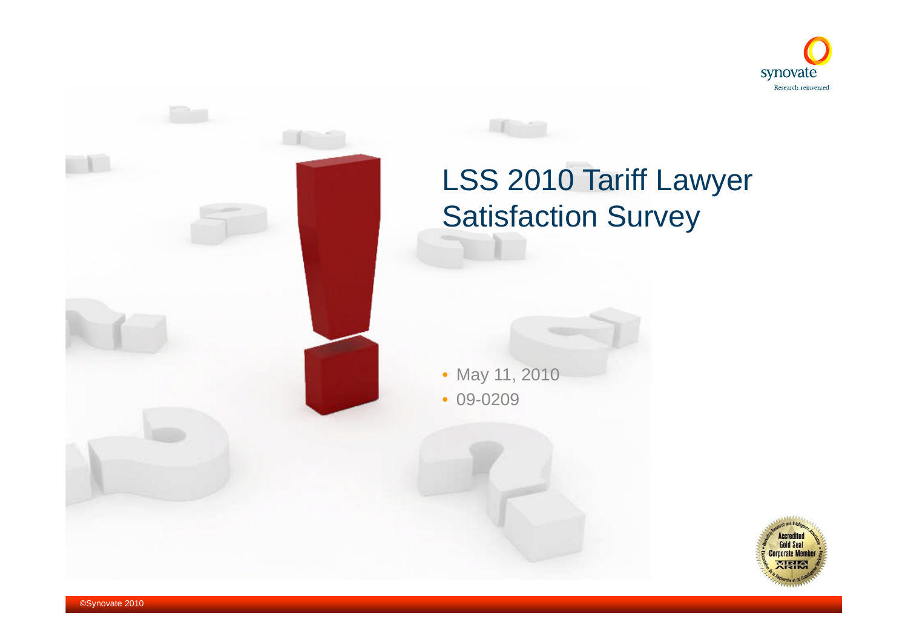# LSS 2010 Tariff Lawyer Satisfaction Survey

- May 11, 2010
- 09-0209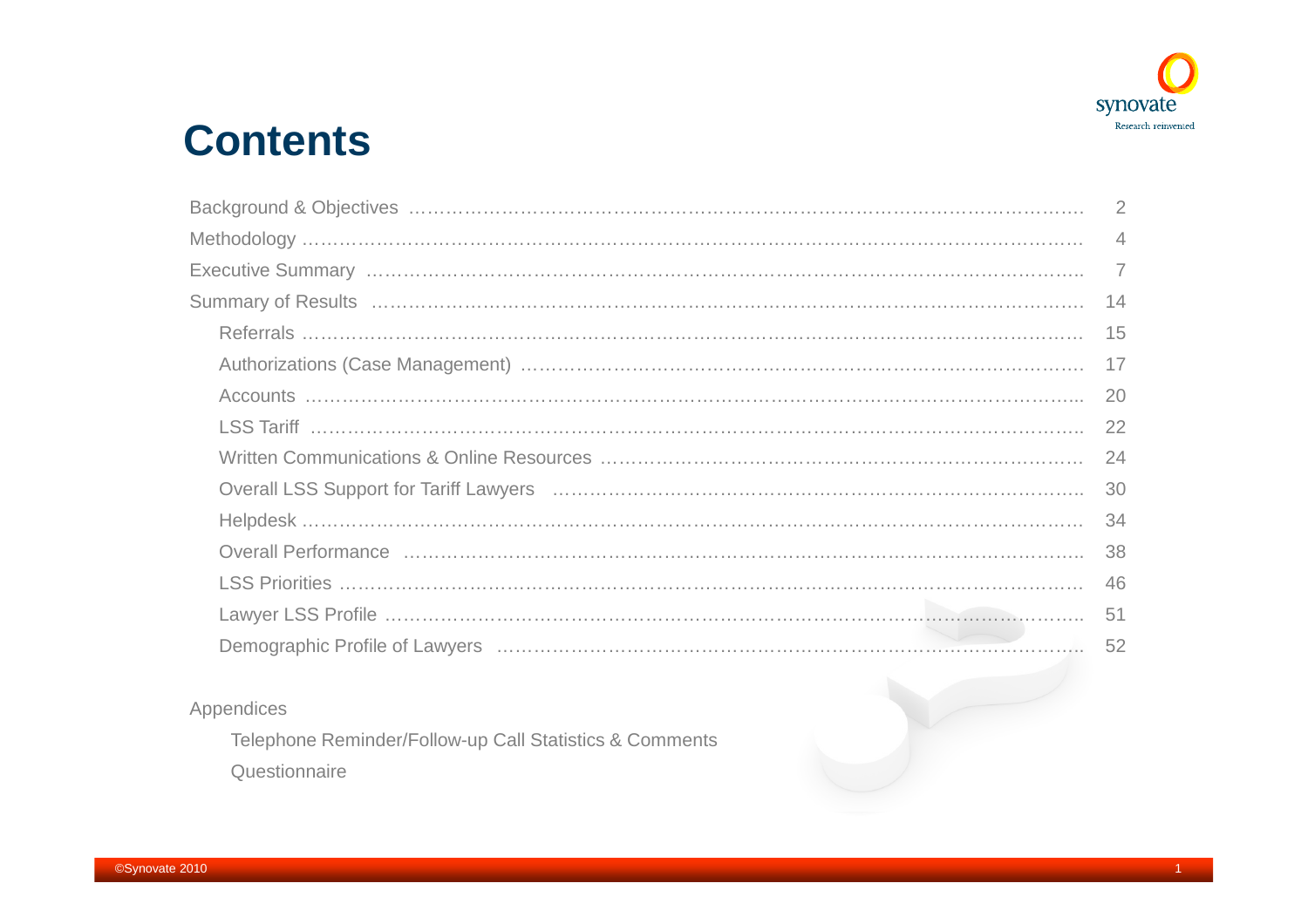# Contents

| | |
|---|---|
| Background & Objectives | 2 |
| Methodology | 4 |
| Executive Summary | 7 |
| Summary of Results | 14 |
| Referrals | 15 |
| Authorizations (Case Management) | 17 |
| Accounts | 20 |
| LSS Tariff | 22 |
| Written Communications & Online Resources | 24 |
| Overall LSS Support for Tariff Lawyers | 30 |
| Helpdesk | 34 |
| Overall Performance | 38 |
| LSS Priorities | 46 |
| Lawyer LSS Profile | 51 |
| Demographic Profile of Lawyers | 52 |

Appendices

- Telephone Reminder/Follow-up Call Statistics & Comments
- Questionnaire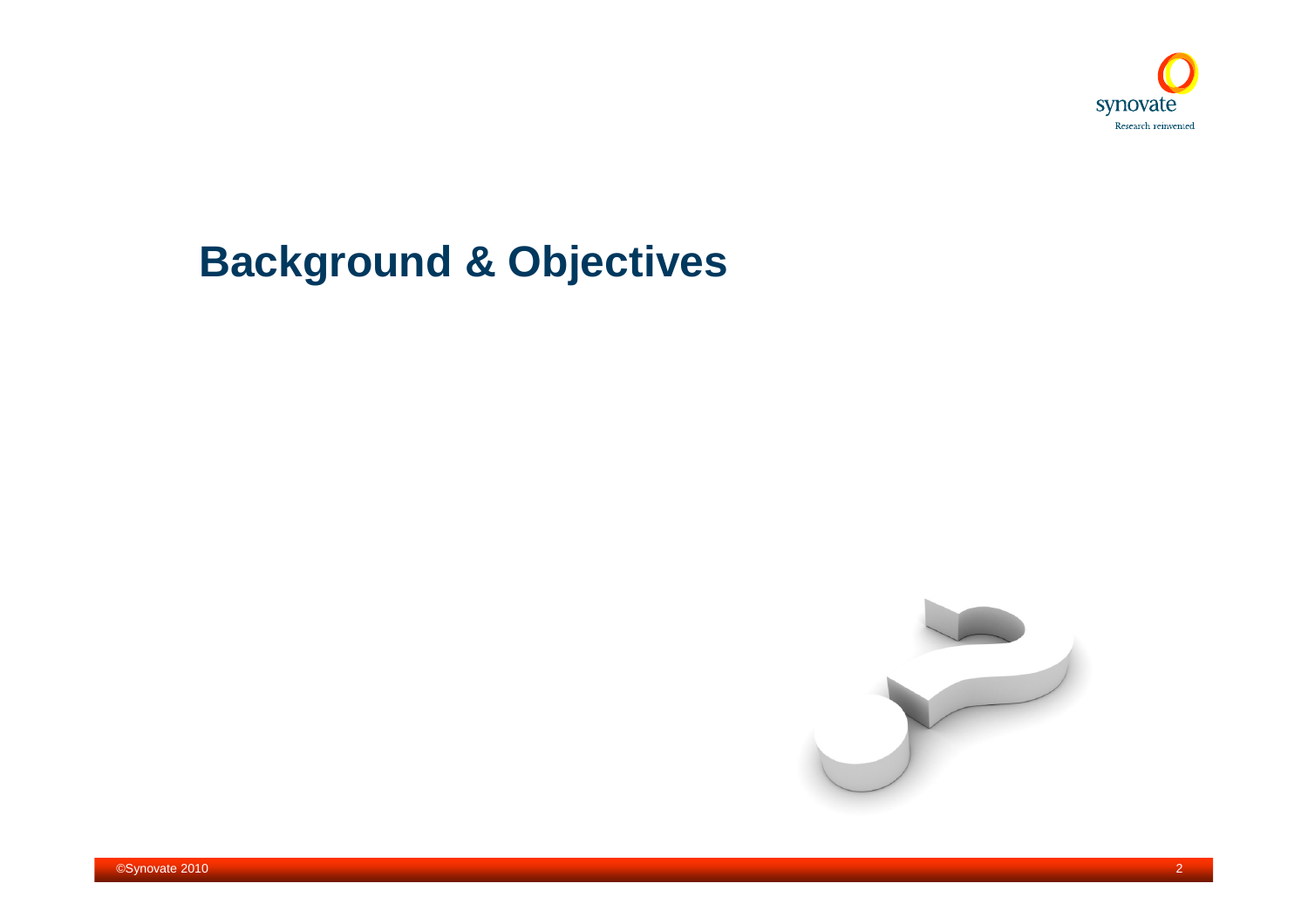# Background & Objectives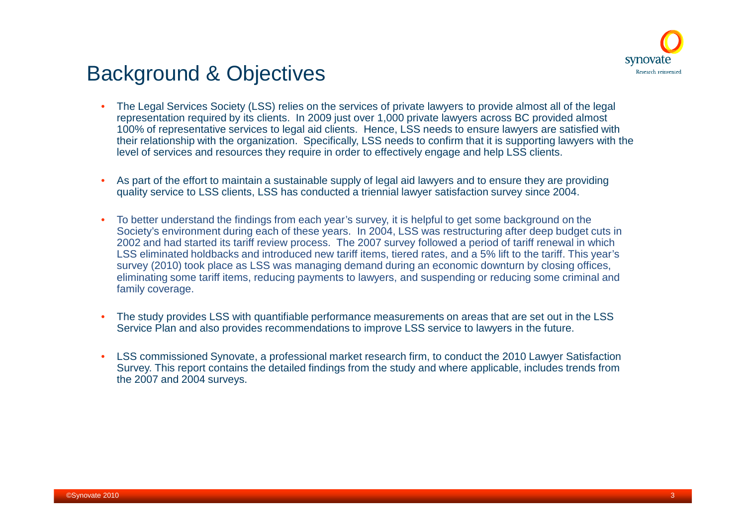# Background & Objectives

- The Legal Services Society (LSS) relies on the services of private lawyers to provide almost all of the legal representation required by its clients. In 2009 just over 1,000 private lawyers across BC provided almost 100% of representative services to legal aid clients. Hence, LSS needs to ensure lawyers are satisfied with their relationship with the organization. Specifically, LSS needs to confirm that it is supporting lawyers with the level of services and resources they require in order to effectively engage and help LSS clients.

- As part of the effort to maintain a sustainable supply of legal aid lawyers and to ensure they are providing quality service to LSS clients, LSS has conducted a triennial lawyer satisfaction survey since 2004.

- To better understand the findings from each year's survey, it is helpful to get some background on the Society's environment during each of these years. In 2004, LSS was restructuring after deep budget cuts in 2002 and had started its tariff review process. The 2007 survey followed a period of tariff renewal in which LSS eliminated holdbacks and introduced new tariff items, tiered rates, and a 5% lift to the tariff. This year's survey (2010) took place as LSS was managing demand during an economic downturn by closing offices, eliminating some tariff items, reducing payments to lawyers, and suspending or reducing some criminal and family coverage.

- The study provides LSS with quantifiable performance measurements on areas that are set out in the LSS Service Plan and also provides recommendations to improve LSS service to lawyers in the future.

- LSS commissioned Synovate, a professional market research firm, to conduct the 2010 Lawyer Satisfaction Survey. This report contains the detailed findings from the study and where applicable, includes trends from the 2007 and 2004 surveys.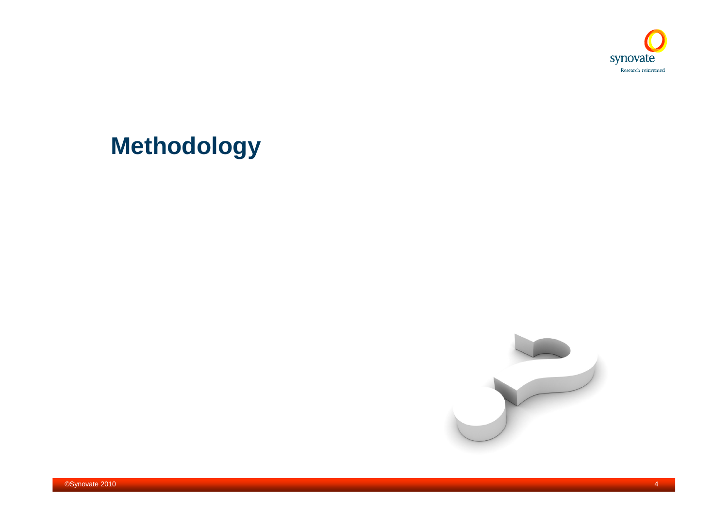# Methodology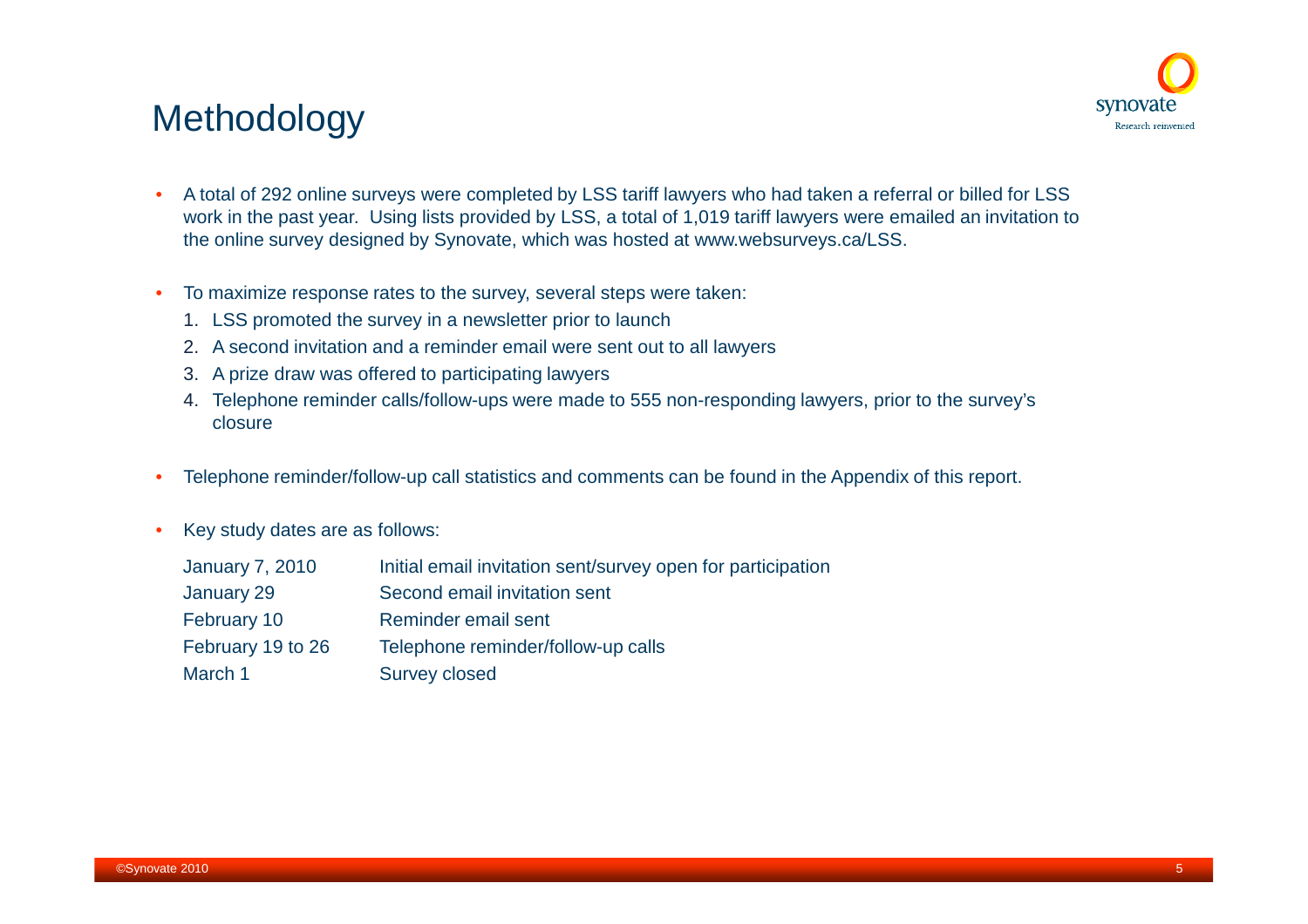# Methodology

- A total of 292 online surveys were completed by LSS tariff lawyers who had taken a referral or billed for LSS work in the past year. Using lists provided by LSS, a total of 1,019 tariff lawyers were emailed an invitation to the online survey designed by Synovate, which was hosted at www.websurveys.ca/LSS.

- To maximize response rates to the survey, several steps were taken:
  1. LSS promoted the survey in a newsletter prior to launch
  2. A second invitation and a reminder email were sent out to all lawyers
  3. A prize draw was offered to participating lawyers
  4. Telephone reminder calls/follow-ups were made to 555 non-responding lawyers, prior to the survey's closure

- Telephone reminder/follow-up call statistics and comments can be found in the Appendix of this report.

- Key study dates are as follows:

| | |
|---|---|
| January 7, 2010 | Initial email invitation sent/survey open for participation |
| January 29 | Second email invitation sent |
| February 10 | Reminder email sent |
| February 19 to 26 | Telephone reminder/follow-up calls |
| March 1 | Survey closed |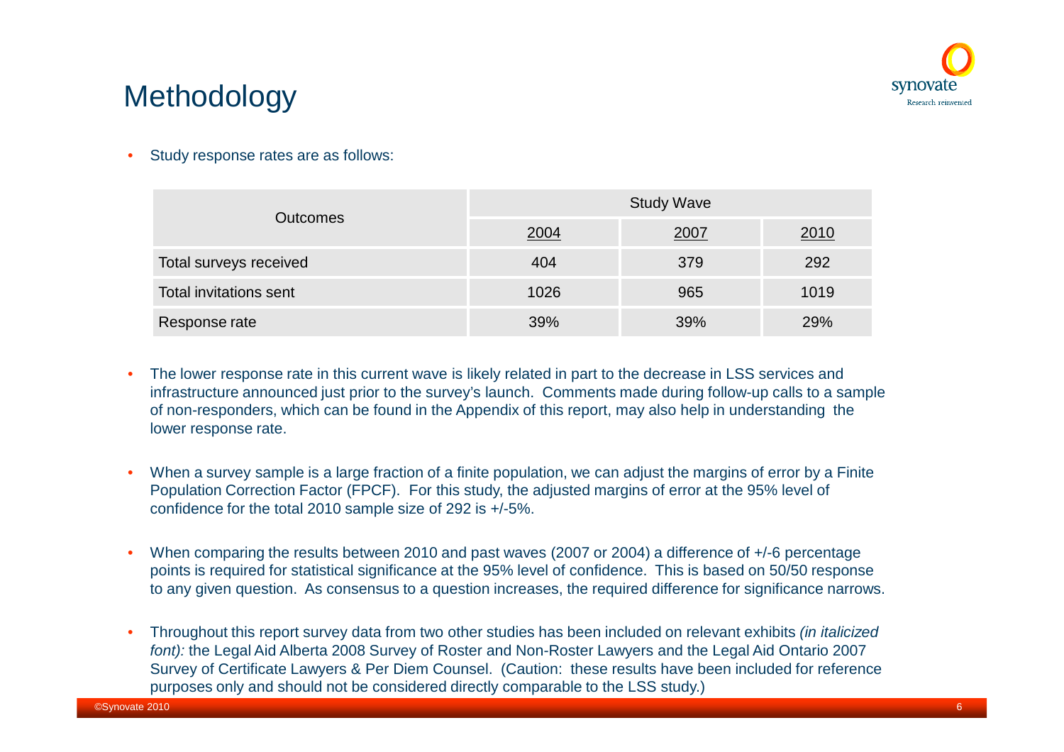# Methodology

- Study response rates are as follows:

| Outcomes | Study Wave | | |
|---|---|---|---|
| | 2004 | 2007 | 2010 |
| Total surveys received | 404 | 379 | 292 |
| Total invitations sent | 1026 | 965 | 1019 |
| Response rate | 39% | 39% | 29% |

- The lower response rate in this current wave is likely related in part to the decrease in LSS services and infrastructure announced just prior to the survey's launch. Comments made during follow-up calls to a sample of non-responders, which can be found in the Appendix of this report, may also help in understanding the lower response rate.

- When a survey sample is a large fraction of a finite population, we can adjust the margins of error by a Finite Population Correction Factor (FPCF). For this study, the adjusted margins of error at the 95% level of confidence for the total 2010 sample size of 292 is +/-5%.

- When comparing the results between 2010 and past waves (2007 or 2004) a difference of +/-6 percentage points is required for statistical significance at the 95% level of confidence. This is based on 50/50 response to any given question. As consensus to a question increases, the required difference for significance narrows.

- Throughout this report survey data from two other studies has been included on relevant exhibits *(in italicized font):* the Legal Aid Alberta 2008 Survey of Roster and Non-Roster Lawyers and the Legal Aid Ontario 2007 Survey of Certificate Lawyers & Per Diem Counsel. (Caution: these results have been included for reference purposes only and should not be considered directly comparable to the LSS study.)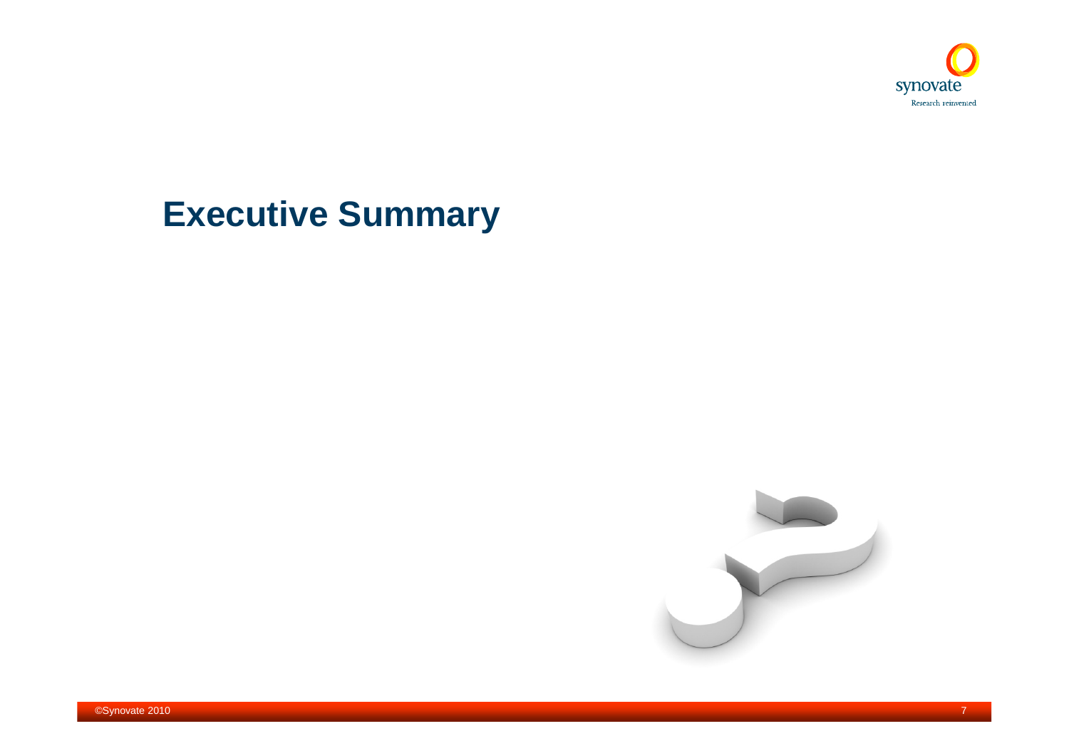# Executive Summary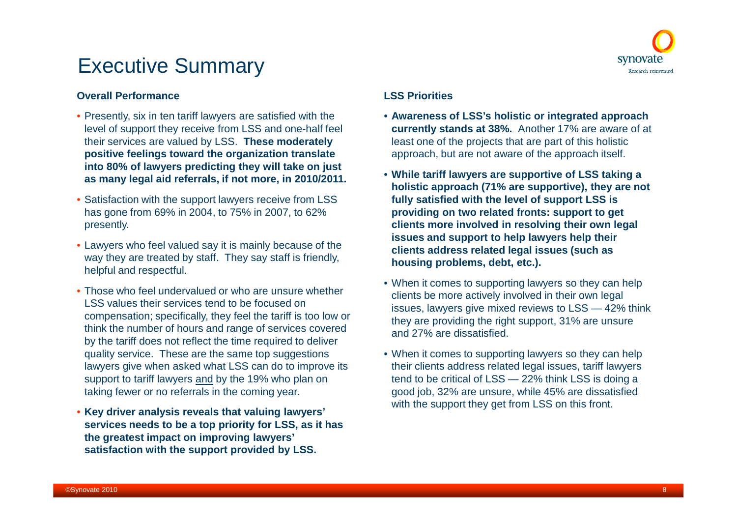# Executive Summary

### Overall Performance

- Presently, six in ten tariff lawyers are satisfied with the level of support they receive from LSS and one-half feel their services are valued by LSS. **These moderately positive feelings toward the organization translate into 80% of lawyers predicting they will take on just as many legal aid referrals, if not more, in 2010/2011.**
- Satisfaction with the support lawyers receive from LSS has gone from 69% in 2004, to 75% in 2007, to 62% presently.
- Lawyers who feel valued say it is mainly because of the way they are treated by staff. They say staff is friendly, helpful and respectful.
- Those who feel undervalued or who are unsure whether LSS values their services tend to be focused on compensation; specifically, they feel the tariff is too low or think the number of hours and range of services covered by the tariff does not reflect the time required to deliver quality service. These are the same top suggestions lawyers give when asked what LSS can do to improve its support to tariff lawyers and by the 19% who plan on taking fewer or no referrals in the coming year.
- **Key driver analysis reveals that valuing lawyers' services needs to be a top priority for LSS, as it has the greatest impact on improving lawyers' satisfaction with the support provided by LSS.**

### LSS Priorities

- **Awareness of LSS's holistic or integrated approach currently stands at 38%.** Another 17% are aware of at least one of the projects that are part of this holistic approach, but are not aware of the approach itself.
- **While tariff lawyers are supportive of LSS taking a holistic approach (71% are supportive), they are not fully satisfied with the level of support LSS is providing on two related fronts: support to get clients more involved in resolving their own legal issues and support to help lawyers help their clients address related legal issues (such as housing problems, debt, etc.).**
- When it comes to supporting lawyers so they can help clients be more actively involved in their own legal issues, lawyers give mixed reviews to LSS — 42% think they are providing the right support, 31% are unsure and 27% are dissatisfied.
- When it comes to supporting lawyers so they can help their clients address related legal issues, tariff lawyers tend to be critical of LSS — 22% think LSS is doing a good job, 32% are unsure, while 45% are dissatisfied with the support they get from LSS on this front.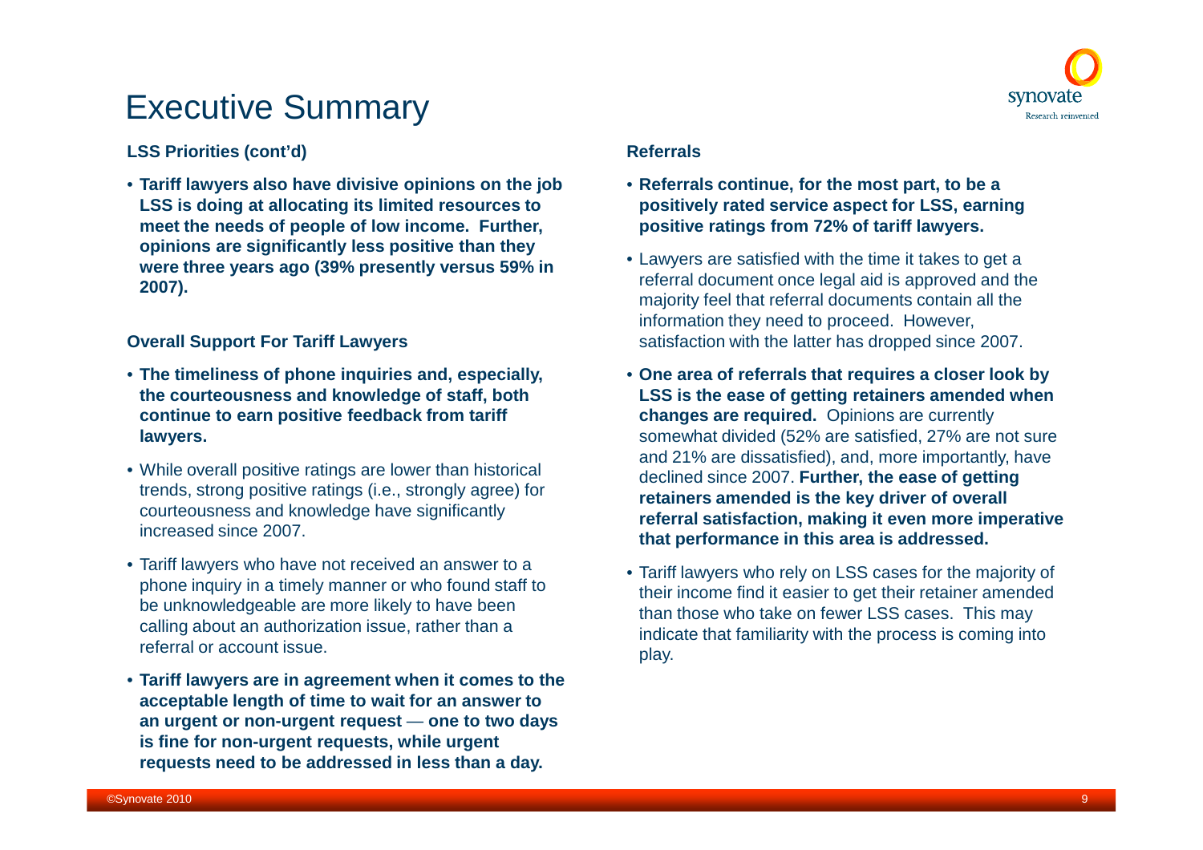# Executive Summary

**LSS Priorities (cont'd)**

- **Tariff lawyers also have divisive opinions on the job LSS is doing at allocating its limited resources to meet the needs of people of low income. Further, opinions are significantly less positive than they were three years ago (39% presently versus 59% in 2007).**

**Overall Support For Tariff Lawyers**

- **The timeliness of phone inquiries and, especially, the courteousness and knowledge of staff, both continue to earn positive feedback from tariff lawyers.**
- While overall positive ratings are lower than historical trends, strong positive ratings (i.e., strongly agree) for courteousness and knowledge have significantly increased since 2007.
- Tariff lawyers who have not received an answer to a phone inquiry in a timely manner or who found staff to be unknowledgeable are more likely to have been calling about an authorization issue, rather than a referral or account issue.
- **Tariff lawyers are in agreement when it comes to the acceptable length of time to wait for an answer to an urgent or non-urgent request — one to two days is fine for non-urgent requests, while urgent requests need to be addressed in less than a day.**

**Referrals**

- **Referrals continue, for the most part, to be a positively rated service aspect for LSS, earning positive ratings from 72% of tariff lawyers.**
- Lawyers are satisfied with the time it takes to get a referral document once legal aid is approved and the majority feel that referral documents contain all the information they need to proceed. However, satisfaction with the latter has dropped since 2007.
- **One area of referrals that requires a closer look by LSS is the ease of getting retainers amended when changes are required.** Opinions are currently somewhat divided (52% are satisfied, 27% are not sure and 21% are dissatisfied), and, more importantly, have declined since 2007. **Further, the ease of getting retainers amended is the key driver of overall referral satisfaction, making it even more imperative that performance in this area is addressed.**
- Tariff lawyers who rely on LSS cases for the majority of their income find it easier to get their retainer amended than those who take on fewer LSS cases. This may indicate that familiarity with the process is coming into play.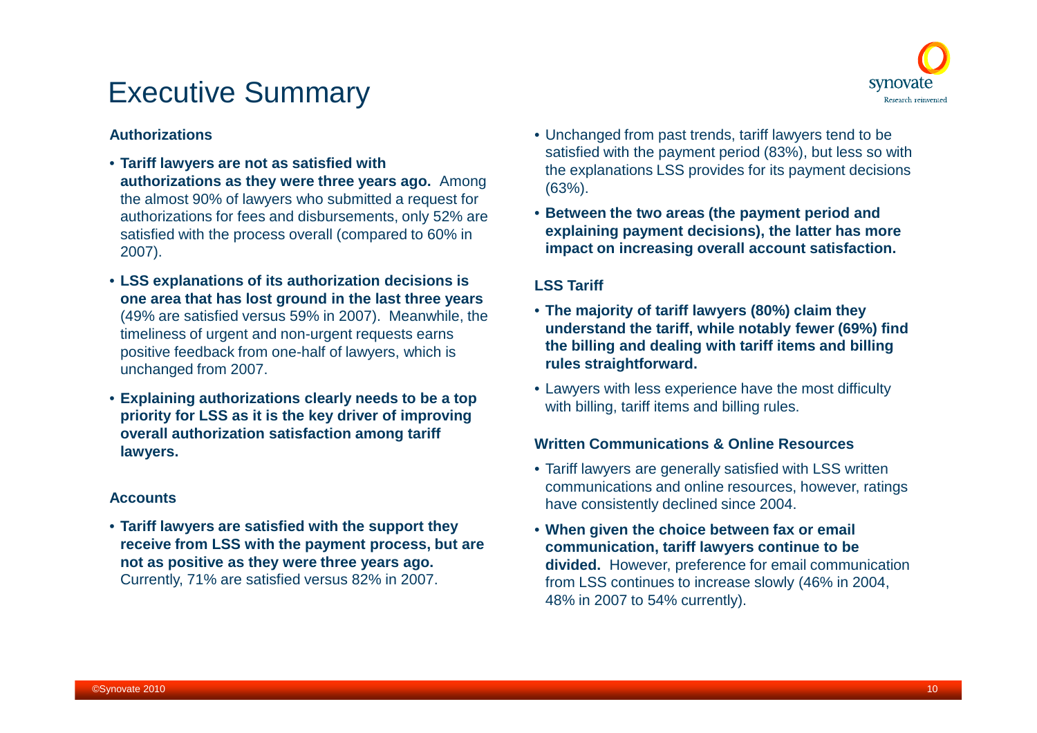# Executive Summary

### Authorizations

- **Tariff lawyers are not as satisfied with authorizations as they were three years ago.** Among the almost 90% of lawyers who submitted a request for authorizations for fees and disbursements, only 52% are satisfied with the process overall (compared to 60% in 2007).
- **LSS explanations of its authorization decisions is one area that has lost ground in the last three years** (49% are satisfied versus 59% in 2007). Meanwhile, the timeliness of urgent and non-urgent requests earns positive feedback from one-half of lawyers, which is unchanged from 2007.
- **Explaining authorizations clearly needs to be a top priority for LSS as it is the key driver of improving overall authorization satisfaction among tariff lawyers.**

### Accounts

- **Tariff lawyers are satisfied with the support they receive from LSS with the payment process, but are not as positive as they were three years ago.** Currently, 71% are satisfied versus 82% in 2007.
- Unchanged from past trends, tariff lawyers tend to be satisfied with the payment period (83%), but less so with the explanations LSS provides for its payment decisions (63%).
- **Between the two areas (the payment period and explaining payment decisions), the latter has more impact on increasing overall account satisfaction.**

### LSS Tariff

- **The majority of tariff lawyers (80%) claim they understand the tariff, while notably fewer (69%) find the billing and dealing with tariff items and billing rules straightforward.**
- Lawyers with less experience have the most difficulty with billing, tariff items and billing rules.

### Written Communications & Online Resources

- Tariff lawyers are generally satisfied with LSS written communications and online resources, however, ratings have consistently declined since 2004.
- **When given the choice between fax or email communication, tariff lawyers continue to be divided.** However, preference for email communication from LSS continues to increase slowly (46% in 2004, 48% in 2007 to 54% currently).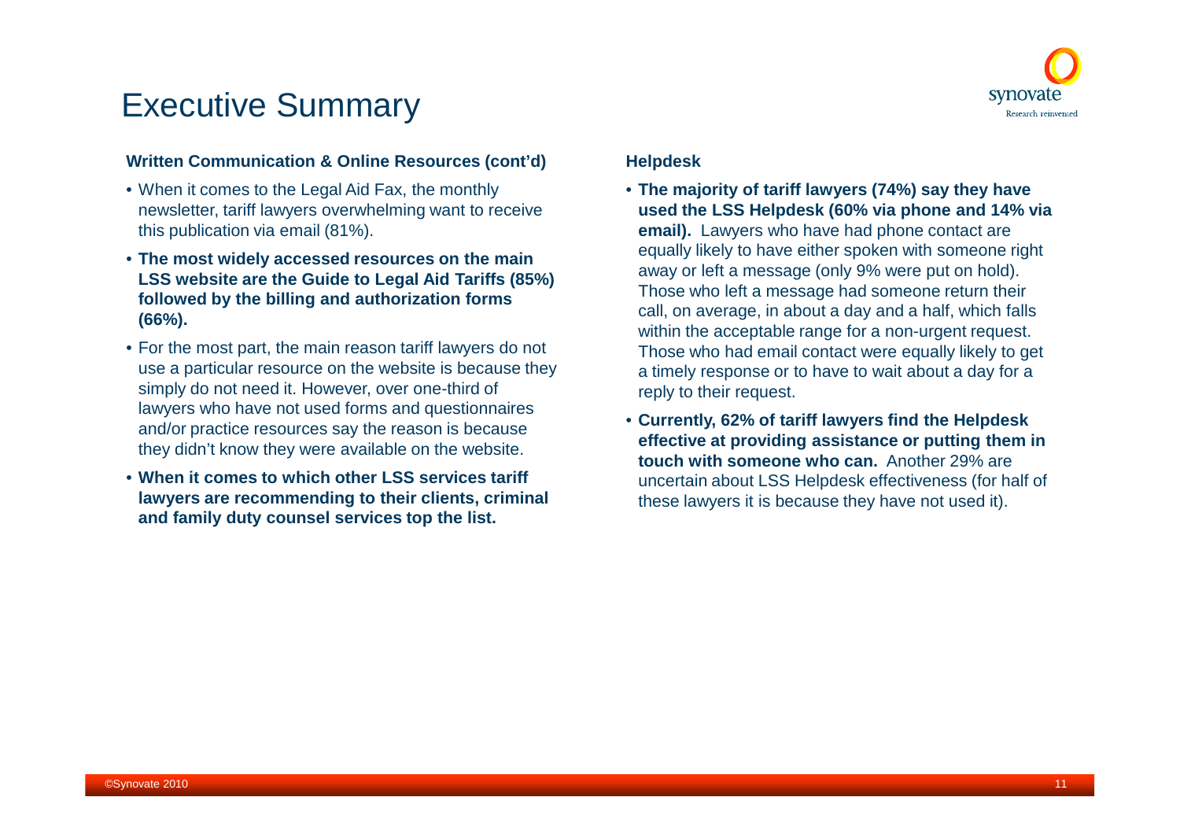# Executive Summary

### Written Communication & Online Resources (cont'd)

- When it comes to the Legal Aid Fax, the monthly newsletter, tariff lawyers overwhelming want to receive this publication via email (81%).
- **The most widely accessed resources on the main LSS website are the Guide to Legal Aid Tariffs (85%) followed by the billing and authorization forms (66%).**
- For the most part, the main reason tariff lawyers do not use a particular resource on the website is because they simply do not need it. However, over one-third of lawyers who have not used forms and questionnaires and/or practice resources say the reason is because they didn't know they were available on the website.
- **When it comes to which other LSS services tariff lawyers are recommending to their clients, criminal and family duty counsel services top the list.**

### Helpdesk

- **The majority of tariff lawyers (74%) say they have used the LSS Helpdesk (60% via phone and 14% via email).** Lawyers who have had phone contact are equally likely to have either spoken with someone right away or left a message (only 9% were put on hold). Those who left a message had someone return their call, on average, in about a day and a half, which falls within the acceptable range for a non-urgent request. Those who had email contact were equally likely to get a timely response or to have to wait about a day for a reply to their request.
- **Currently, 62% of tariff lawyers find the Helpdesk effective at providing assistance or putting them in touch with someone who can.** Another 29% are uncertain about LSS Helpdesk effectiveness (for half of these lawyers it is because they have not used it).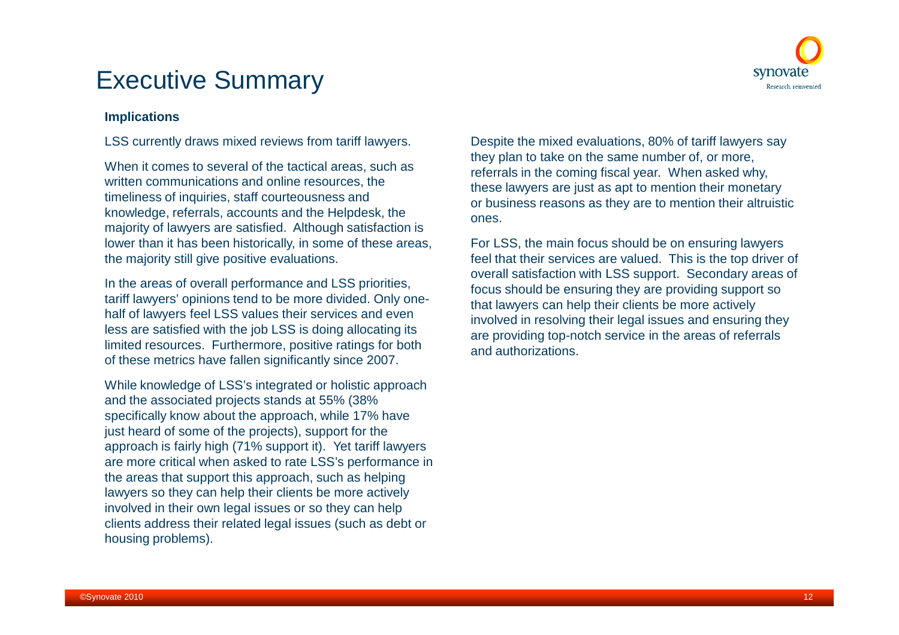# Executive Summary

### Implications

LSS currently draws mixed reviews from tariff lawyers.

When it comes to several of the tactical areas, such as written communications and online resources, the timeliness of inquiries, staff courteousness and knowledge, referrals, accounts and the Helpdesk, the majority of lawyers are satisfied. Although satisfaction is lower than it has been historically, in some of these areas, the majority still give positive evaluations.

In the areas of overall performance and LSS priorities, tariff lawyers' opinions tend to be more divided. Only one-half of lawyers feel LSS values their services and even less are satisfied with the job LSS is doing allocating its limited resources. Furthermore, positive ratings for both of these metrics have fallen significantly since 2007.

While knowledge of LSS's integrated or holistic approach and the associated projects stands at 55% (38% specifically know about the approach, while 17% have just heard of some of the projects), support for the approach is fairly high (71% support it). Yet tariff lawyers are more critical when asked to rate LSS's performance in the areas that support this approach, such as helping lawyers so they can help their clients be more actively involved in their own legal issues or so they can help clients address their related legal issues (such as debt or housing problems).

Despite the mixed evaluations, 80% of tariff lawyers say they plan to take on the same number of, or more, referrals in the coming fiscal year. When asked why, these lawyers are just as apt to mention their monetary or business reasons as they are to mention their altruistic ones.

For LSS, the main focus should be on ensuring lawyers feel that their services are valued. This is the top driver of overall satisfaction with LSS support. Secondary areas of focus should be ensuring they are providing support so that lawyers can help their clients be more actively involved in resolving their legal issues and ensuring they are providing top-notch service in the areas of referrals and authorizations.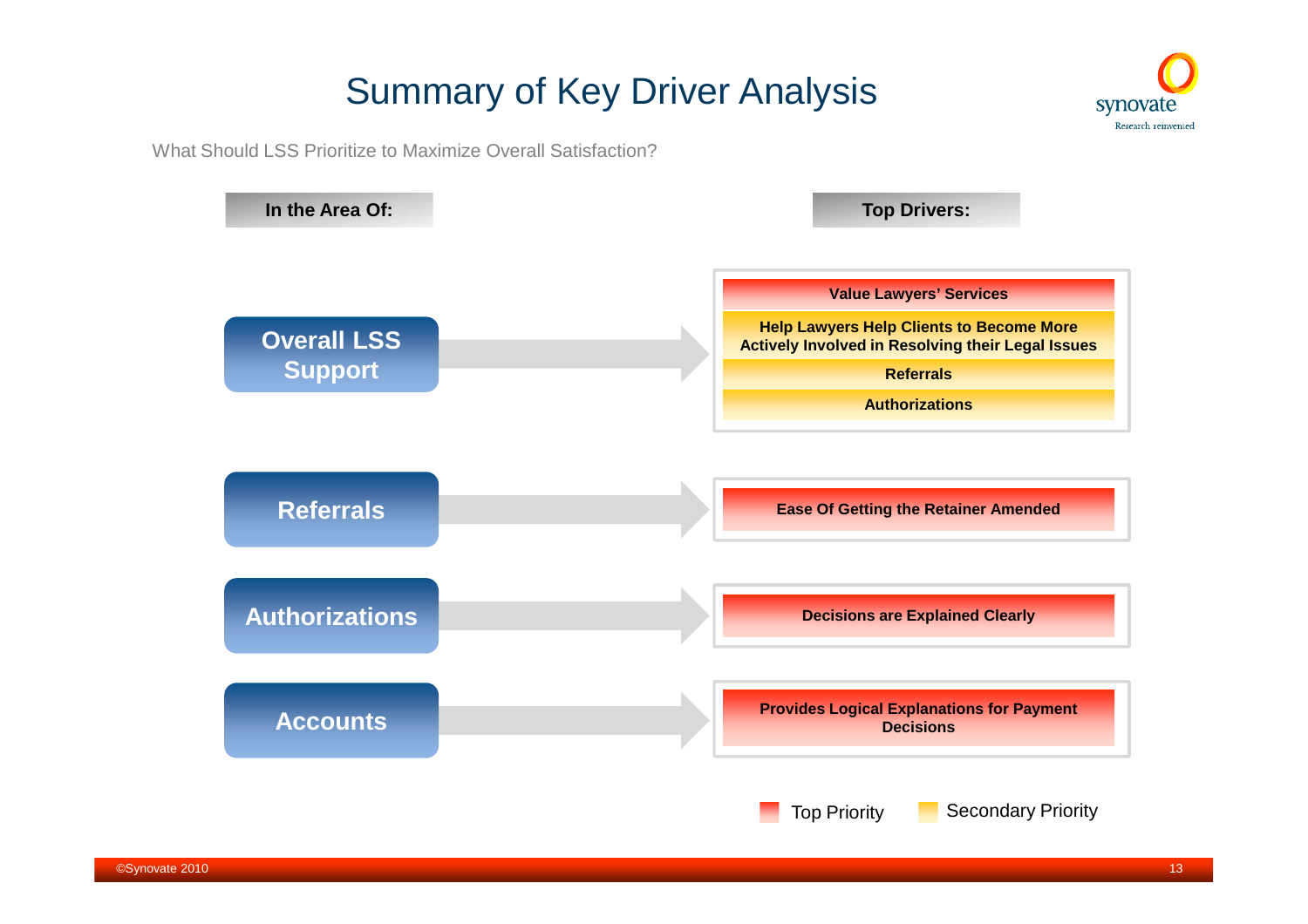# Summary of Key Driver Analysis

What Should LSS Prioritize to Maximize Overall Satisfaction?

| In the Area Of: | Top Drivers: |
| --- | --- |
| Overall LSS Support | Value Lawyers' Services (Top Priority) |
| | Help Lawyers Help Clients to Become More Actively Involved in Resolving their Legal Issues (Secondary Priority) |
| | Referrals (Secondary Priority) |
| | Authorizations (Secondary Priority) |
| Referrals | Ease Of Getting the Retainer Amended (Top Priority) |
| Authorizations | Decisions are Explained Clearly (Top Priority) |
| Accounts | Provides Logical Explanations for Payment Decisions (Top Priority) |

Legend: Top Priority; Secondary Priority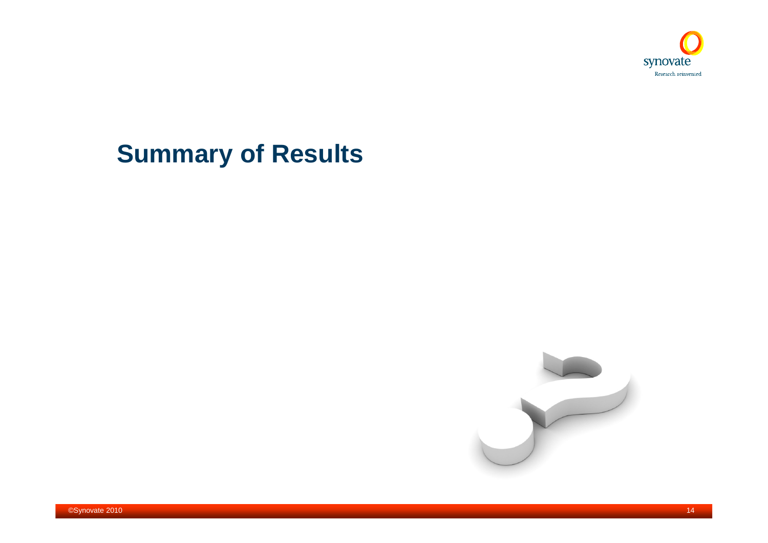# Summary of Results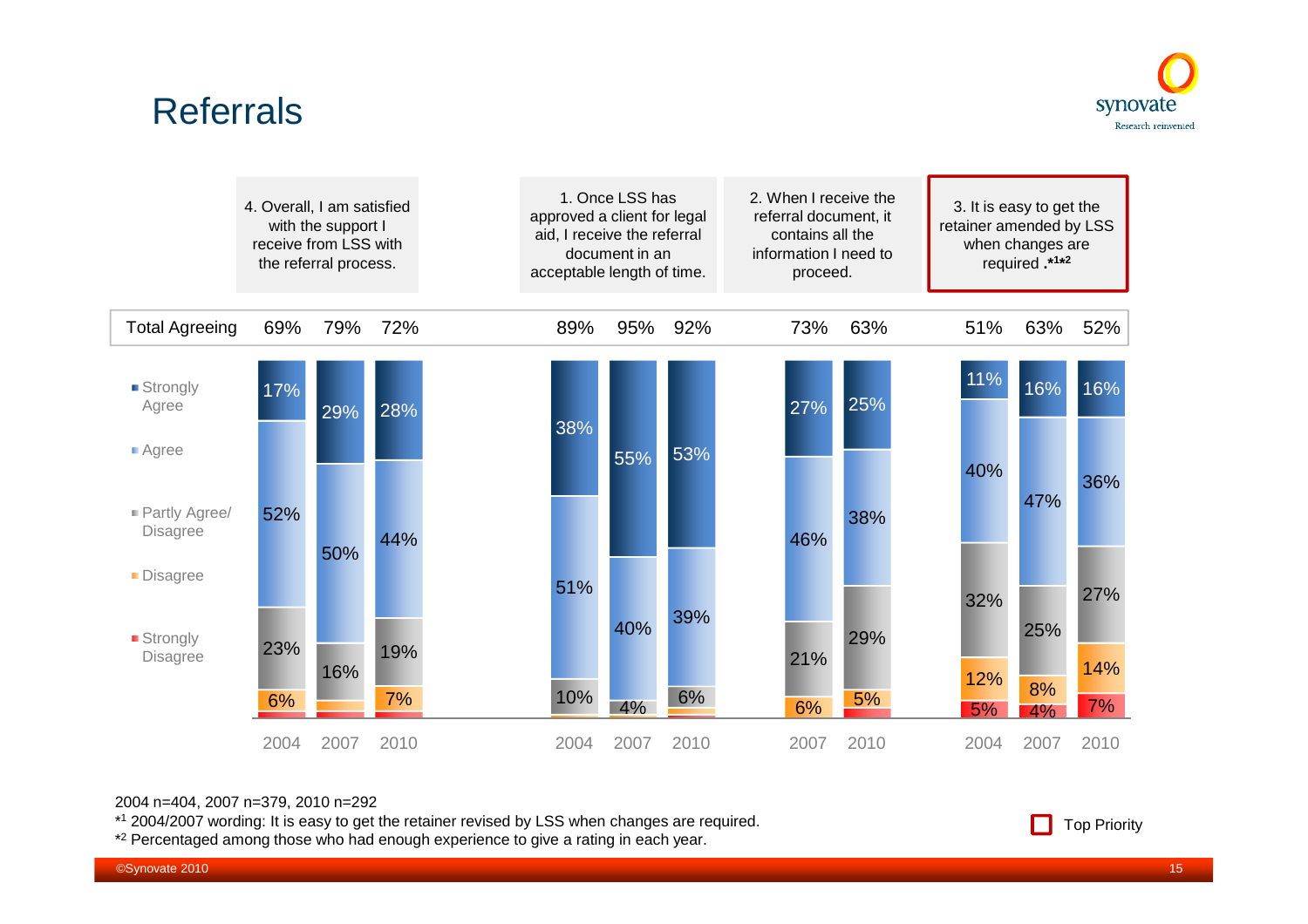# Referrals

| | 4. Overall, I am satisfied with the support I receive from LSS with the referral process. | | | 1. Once LSS has approved a client for legal aid, I receive the referral document in an acceptable length of time. | | | 2. When I receive the referral document, it contains all the information I need to proceed. | | 3. It is easy to get the retainer amended by LSS when changes are required .*1*2 | | |
|---|---|---|---|---|---|---|---|---|---|---|---|
| | 2004 | 2007 | 2010 | 2004 | 2007 | 2010 | 2007 | 2010 | 2004 | 2007 | 2010 |
| Total Agreeing | 69% | 79% | 72% | 89% | 95% | 92% | 73% | 63% | 51% | 63% | 52% |
| Strongly Agree | 17% | 29% | 28% | 38% | 55% | 53% | 27% | 25% | 11% | 16% | 16% |
| Agree | 52% | 50% | 44% | 51% | 40% | 39% | 46% | 38% | 40% | 47% | 36% |
| Partly Agree/ Disagree | 23% | 16% | 19% | 10% | 4% | 6% | 21% | 29% | 32% | 25% | 27% |
| Disagree | 6% | | 7% | | | | 6% | 5% | 12% | 8% | 14% |
| Strongly Disagree | | | | | | | | | 5% | 4% | 7% |

2004 n=404, 2007 n=379, 2010 n=292

*1 2004/2007 wording: It is easy to get the retainer revised by LSS when changes are required.

*2 Percentaged among those who had enough experience to give a rating in each year.

Top Priority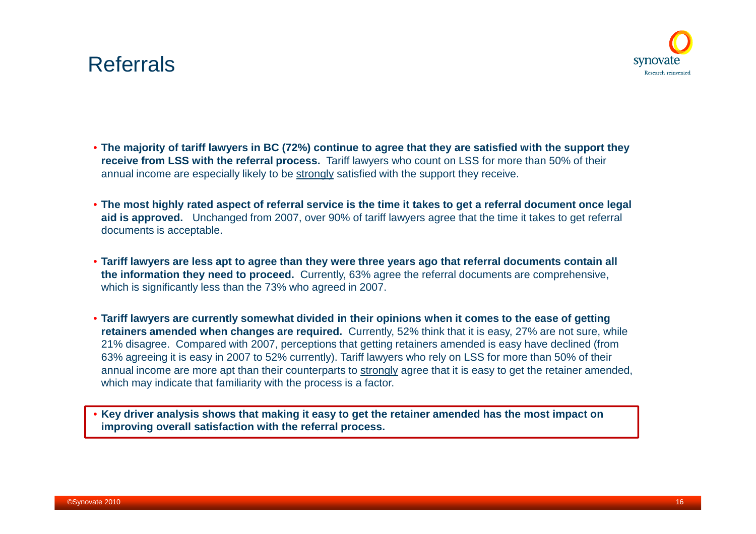# Referrals

- **The majority of tariff lawyers in BC (72%) continue to agree that they are satisfied with the support they receive from LSS with the referral process.** Tariff lawyers who count on LSS for more than 50% of their annual income are especially likely to be <u>strongly</u> satisfied with the support they receive.

- **The most highly rated aspect of referral service is the time it takes to get a referral document once legal aid is approved.** Unchanged from 2007, over 90% of tariff lawyers agree that the time it takes to get referral documents is acceptable.

- **Tariff lawyers are less apt to agree than they were three years ago that referral documents contain all the information they need to proceed.** Currently, 63% agree the referral documents are comprehensive, which is significantly less than the 73% who agreed in 2007.

- **Tariff lawyers are currently somewhat divided in their opinions when it comes to the ease of getting retainers amended when changes are required.** Currently, 52% think that it is easy, 27% are not sure, while 21% disagree. Compared with 2007, perceptions that getting retainers amended is easy have declined (from 63% agreeing it is easy in 2007 to 52% currently). Tariff lawyers who rely on LSS for more than 50% of their annual income are more apt than their counterparts to <u>strongly</u> agree that it is easy to get the retainer amended, which may indicate that familiarity with the process is a factor.

- **Key driver analysis shows that making it easy to get the retainer amended has the most impact on improving overall satisfaction with the referral process.**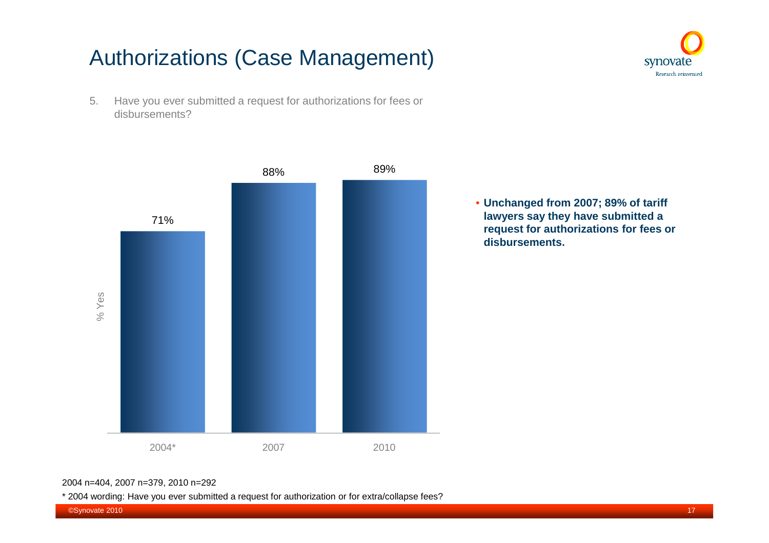# Authorizations (Case Management)

5. Have you ever submitted a request for authorizations for fees or disbursements?

| | 2004* | 2007 | 2010 |
|---|---|---|---|
| % Yes | 71% | 88% | 89% |

- **Unchanged from 2007; 89% of tariff lawyers say they have submitted a request for authorizations for fees or disbursements.**

2004 n=404, 2007 n=379, 2010 n=292

* 2004 wording: Have you ever submitted a request for authorization or for extra/collapse fees?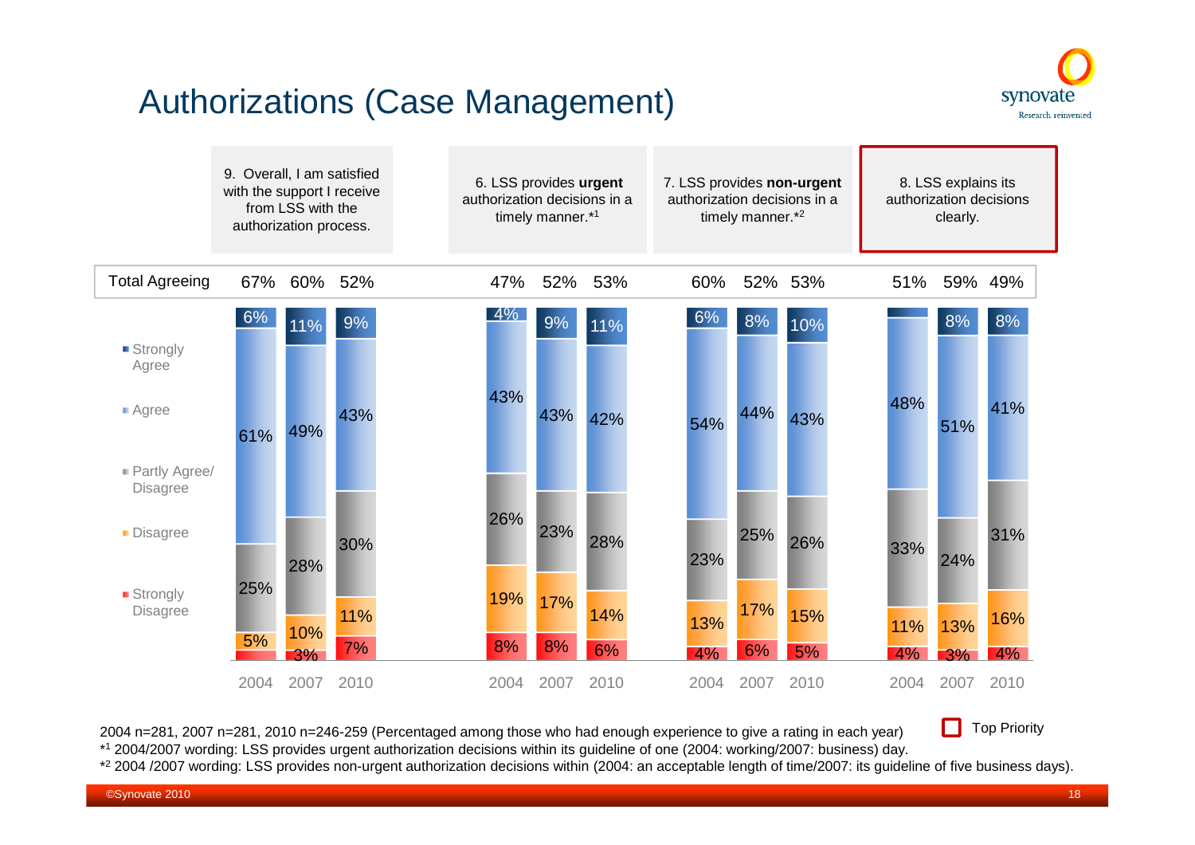# Authorizations (Case Management)

| | 9. Overall, I am satisfied with the support I receive from LSS with the authorization process. | | | 6. LSS provides **urgent** authorization decisions in a timely manner.*[1] | | | 7. LSS provides **non-urgent** authorization decisions in a timely manner.*[2] | | | 8. LSS explains its authorization decisions clearly. (Top Priority) | | |
|---|---|---|---|---|---|---|---|---|---|---|---|---|
| | 2004 | 2007 | 2010 | 2004 | 2007 | 2010 | 2004 | 2007 | 2010 | 2004 | 2007 | 2010 |
| Total Agreeing | 67% | 60% | 52% | 47% | 52% | 53% | 60% | 52% | 53% | 51% | 59% | 49% |
| Strongly Agree | 6% | 11% | 9% | 4% | 9% | 11% | 6% | 8% | 10% | | 8% | 8% |
| Agree | 61% | 49% | 43% | 43% | 43% | 42% | 54% | 44% | 43% | 48% | 51% | 41% |
| Partly Agree/ Disagree | 25% | 28% | 30% | 26% | 23% | 28% | 23% | 25% | 26% | 33% | 24% | 31% |
| Disagree | 5% | 10% | 11% | 19% | 17% | 14% | 13% | 17% | 15% | 11% | 13% | 16% |
| Strongly Disagree | | 3% | 7% | 8% | 8% | 6% | 4% | 6% | 5% | 4% | 3% | 4% |

2004 n=281, 2007 n=281, 2010 n=246-259 (Percentaged among those who had enough experience to give a rating in each year)

*[1] 2004/2007 wording: LSS provides urgent authorization decisions within its guideline of one (2004: working/2007: business) day.

*[2] 2004 /2007 wording: LSS provides non-urgent authorization decisions within (2004: an acceptable length of time/2007: its guideline of five business days).

©Synovate 2010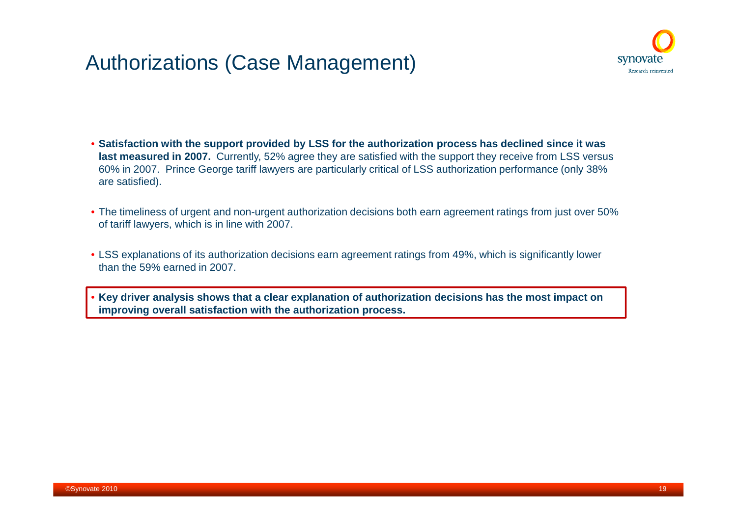# Authorizations (Case Management)

- **Satisfaction with the support provided by LSS for the authorization process has declined since it was last measured in 2007.** Currently, 52% agree they are satisfied with the support they receive from LSS versus 60% in 2007. Prince George tariff lawyers are particularly critical of LSS authorization performance (only 38% are satisfied).
- The timeliness of urgent and non-urgent authorization decisions both earn agreement ratings from just over 50% of tariff lawyers, which is in line with 2007.
- LSS explanations of its authorization decisions earn agreement ratings from 49%, which is significantly lower than the 59% earned in 2007.
- **Key driver analysis shows that a clear explanation of authorization decisions has the most impact on improving overall satisfaction with the authorization process.**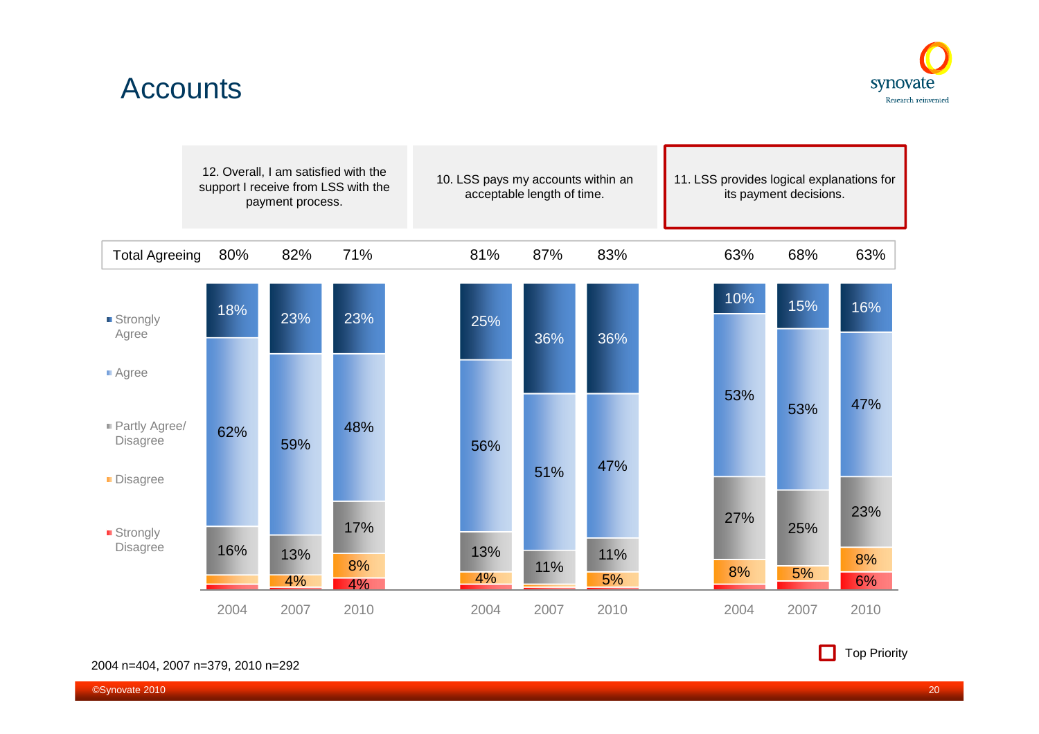# Accounts

| | 12. Overall, I am satisfied with the support I receive from LSS with the payment process. | | | 10. LSS pays my accounts within an acceptable length of time. | | | 11. LSS provides logical explanations for its payment decisions. | | |
|---|---|---|---|---|---|---|---|---|---|
| | 2004 | 2007 | 2010 | 2004 | 2007 | 2010 | 2004 | 2007 | 2010 |
| Total Agreeing | 80% | 82% | 71% | 81% | 87% | 83% | 63% | 68% | 63% |
| Strongly Agree | 18% | 23% | 23% | 25% | 36% | 36% | 10% | 15% | 16% |
| Agree | 62% | 59% | 48% | 56% | 51% | 47% | 53% | 53% | 47% |
| Partly Agree/ Disagree | 16% | 13% | 17% | 13% | 11% | 11% | 27% | 25% | 23% |
| Disagree | | 4% | 8% | 4% | | 5% | 8% | 5% | 8% |
| Strongly Disagree | | | 4% | | | | | | 6% |

Top Priority: 11. LSS provides logical explanations for its payment decisions.

2004 n=404, 2007 n=379, 2010 n=292

©Synovate 2010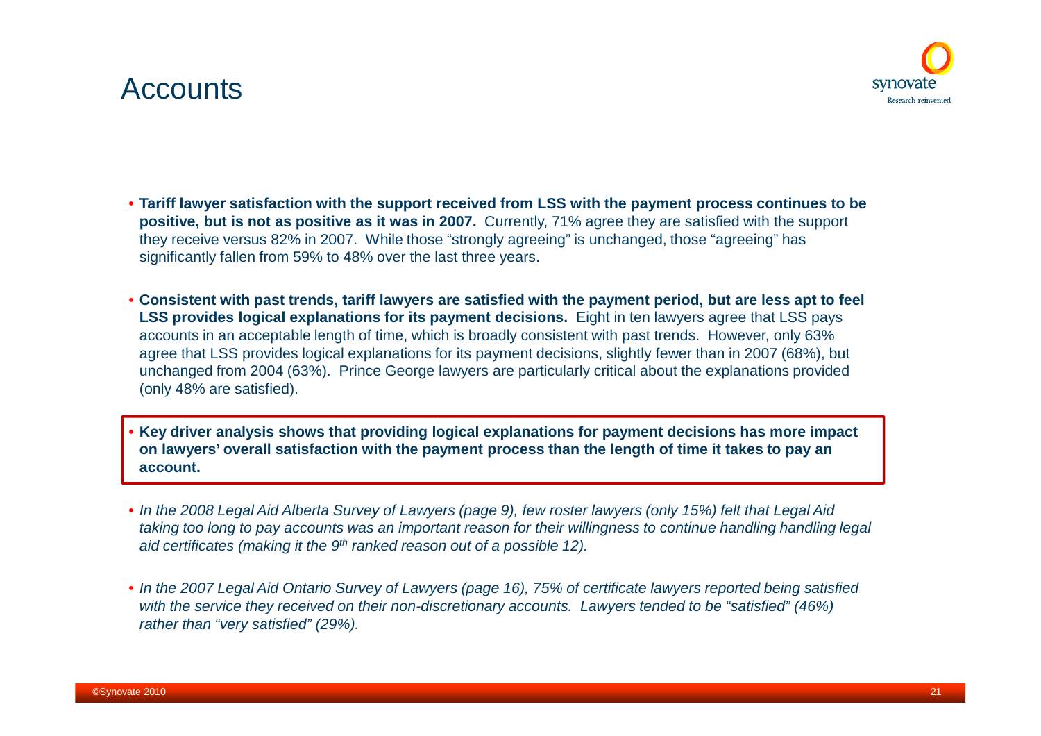# Accounts

- **Tariff lawyer satisfaction with the support received from LSS with the payment process continues to be positive, but is not as positive as it was in 2007.** Currently, 71% agree they are satisfied with the support they receive versus 82% in 2007. While those "strongly agreeing" is unchanged, those "agreeing" has significantly fallen from 59% to 48% over the last three years.

- **Consistent with past trends, tariff lawyers are satisfied with the payment period, but are less apt to feel LSS provides logical explanations for its payment decisions.** Eight in ten lawyers agree that LSS pays accounts in an acceptable length of time, which is broadly consistent with past trends. However, only 63% agree that LSS provides logical explanations for its payment decisions, slightly fewer than in 2007 (68%), but unchanged from 2004 (63%). Prince George lawyers are particularly critical about the explanations provided (only 48% are satisfied).

- **Key driver analysis shows that providing logical explanations for payment decisions has more impact on lawyers' overall satisfaction with the payment process than the length of time it takes to pay an account.**

- *In the 2008 Legal Aid Alberta Survey of Lawyers (page 9), few roster lawyers (only 15%) felt that Legal Aid taking too long to pay accounts was an important reason for their willingness to continue handling handling legal aid certificates (making it the 9th ranked reason out of a possible 12).*

- *In the 2007 Legal Aid Ontario Survey of Lawyers (page 16), 75% of certificate lawyers reported being satisfied with the service they received on their non-discretionary accounts. Lawyers tended to be "satisfied" (46%) rather than "very satisfied" (29%).*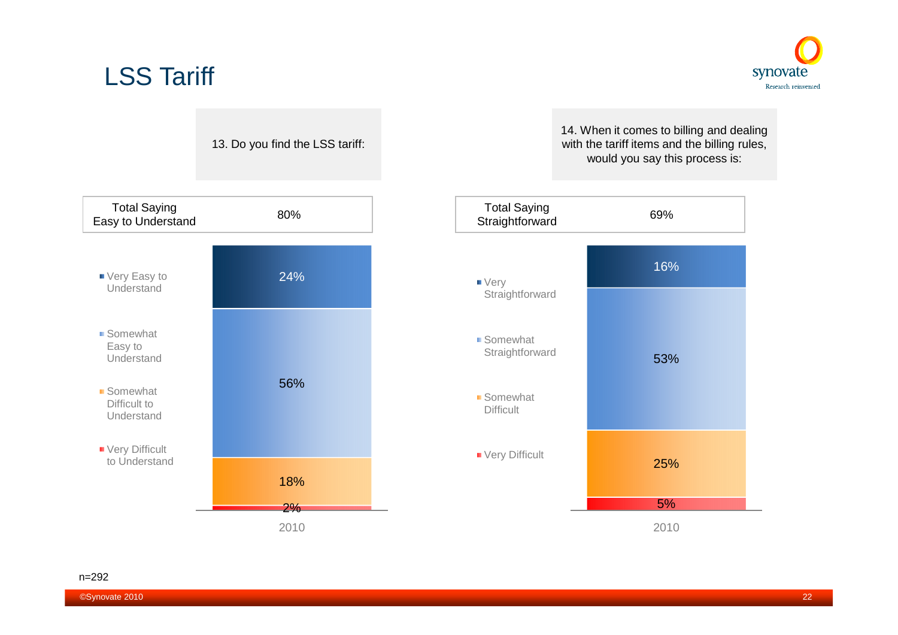# LSS Tariff

13. Do you find the LSS tariff:

| Total Saying Easy to Understand | 80% |
|---|---|

| | 2010 |
|---|---|
| Very Easy to Understand | 24% |
| Somewhat Easy to Understand | 56% |
| Somewhat Difficult to Understand | 18% |
| Very Difficult to Understand | 2% |

14. When it comes to billing and dealing with the tariff items and the billing rules, would you say this process is:

| Total Saying Straightforward | 69% |
|---|---|

| | 2010 |
|---|---|
| Very Straightforward | 16% |
| Somewhat Straightforward | 53% |
| Somewhat Difficult | 25% |
| Very Difficult | 5% |

n=292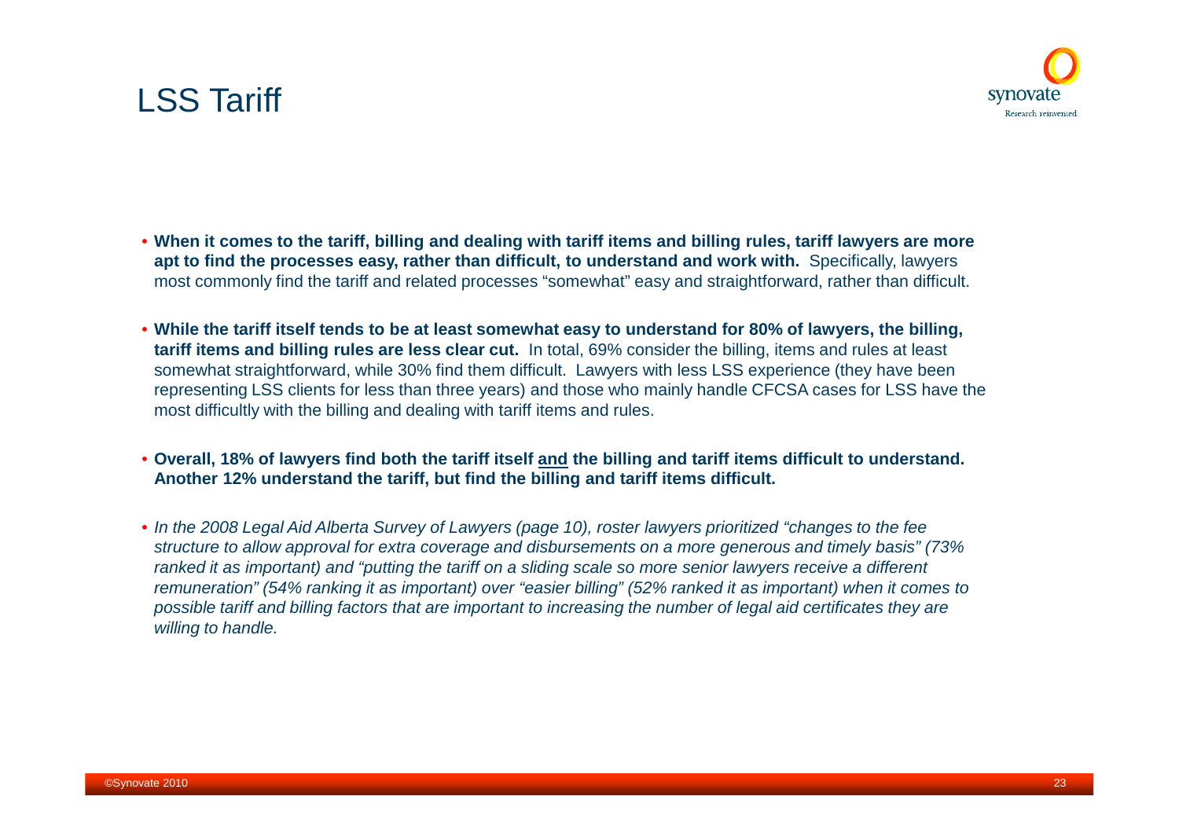# LSS Tariff

- **When it comes to the tariff, billing and dealing with tariff items and billing rules, tariff lawyers are more apt to find the processes easy, rather than difficult, to understand and work with.** Specifically, lawyers most commonly find the tariff and related processes "somewhat" easy and straightforward, rather than difficult.

- **While the tariff itself tends to be at least somewhat easy to understand for 80% of lawyers, the billing, tariff items and billing rules are less clear cut.** In total, 69% consider the billing, items and rules at least somewhat straightforward, while 30% find them difficult. Lawyers with less LSS experience (they have been representing LSS clients for less than three years) and those who mainly handle CFCSA cases for LSS have the most difficultly with the billing and dealing with tariff items and rules.

- **Overall, 18% of lawyers find both the tariff itself <u>and</u> the billing and tariff items difficult to understand. Another 12% understand the tariff, but find the billing and tariff items difficult.**

- *In the 2008 Legal Aid Alberta Survey of Lawyers (page 10), roster lawyers prioritized "changes to the fee structure to allow approval for extra coverage and disbursements on a more generous and timely basis" (73% ranked it as important) and "putting the tariff on a sliding scale so more senior lawyers receive a different remuneration" (54% ranking it as important) over "easier billing" (52% ranked it as important) when it comes to possible tariff and billing factors that are important to increasing the number of legal aid certificates they are willing to handle.*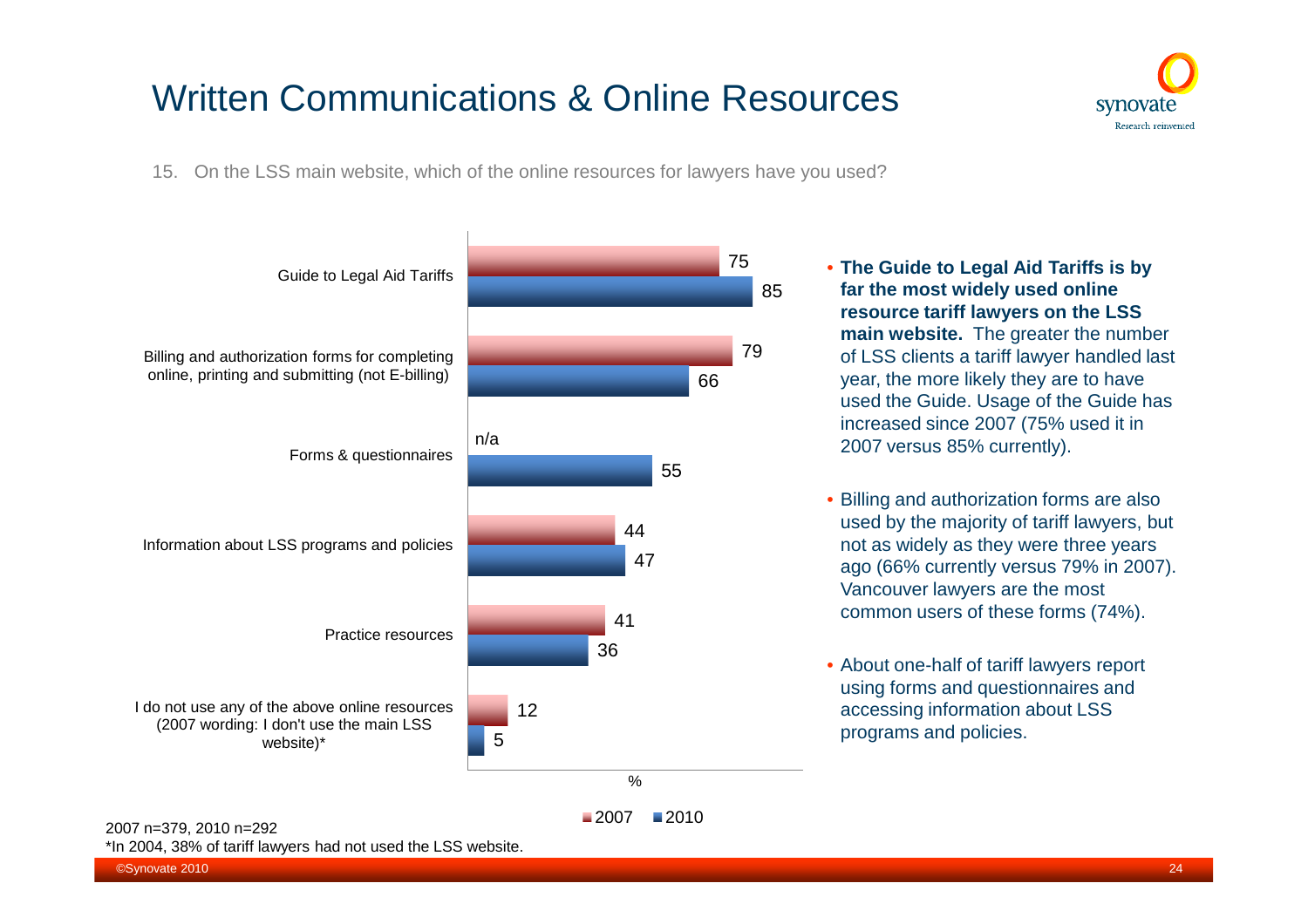# Written Communications & Online Resources

15. On the LSS main website, which of the online resources for lawyers have you used?

| | 2007 | 2010 |
|---|---|---|
| Guide to Legal Aid Tariffs | 75 | 85 |
| Billing and authorization forms for completing online, printing and submitting (not E-billing) | 79 | 66 |
| Forms & questionnaires | n/a | 55 |
| Information about LSS programs and policies | 44 | 47 |
| Practice resources | 41 | 36 |
| I do not use any of the above online resources (2007 wording: I don't use the main LSS website)* | 12 | 5 |

%

- **The Guide to Legal Aid Tariffs is by far the most widely used online resource tariff lawyers on the LSS main website.** The greater the number of LSS clients a tariff lawyer handled last year, the more likely they are to have used the Guide. Usage of the Guide has increased since 2007 (75% used it in 2007 versus 85% currently).
- Billing and authorization forms are also used by the majority of tariff lawyers, but not as widely as they were three years ago (66% currently versus 79% in 2007). Vancouver lawyers are the most common users of these forms (74%).
- About one-half of tariff lawyers report using forms and questionnaires and accessing information about LSS programs and policies.

2007 n=379, 2010 n=292

*In 2004, 38% of tariff lawyers had not used the LSS website.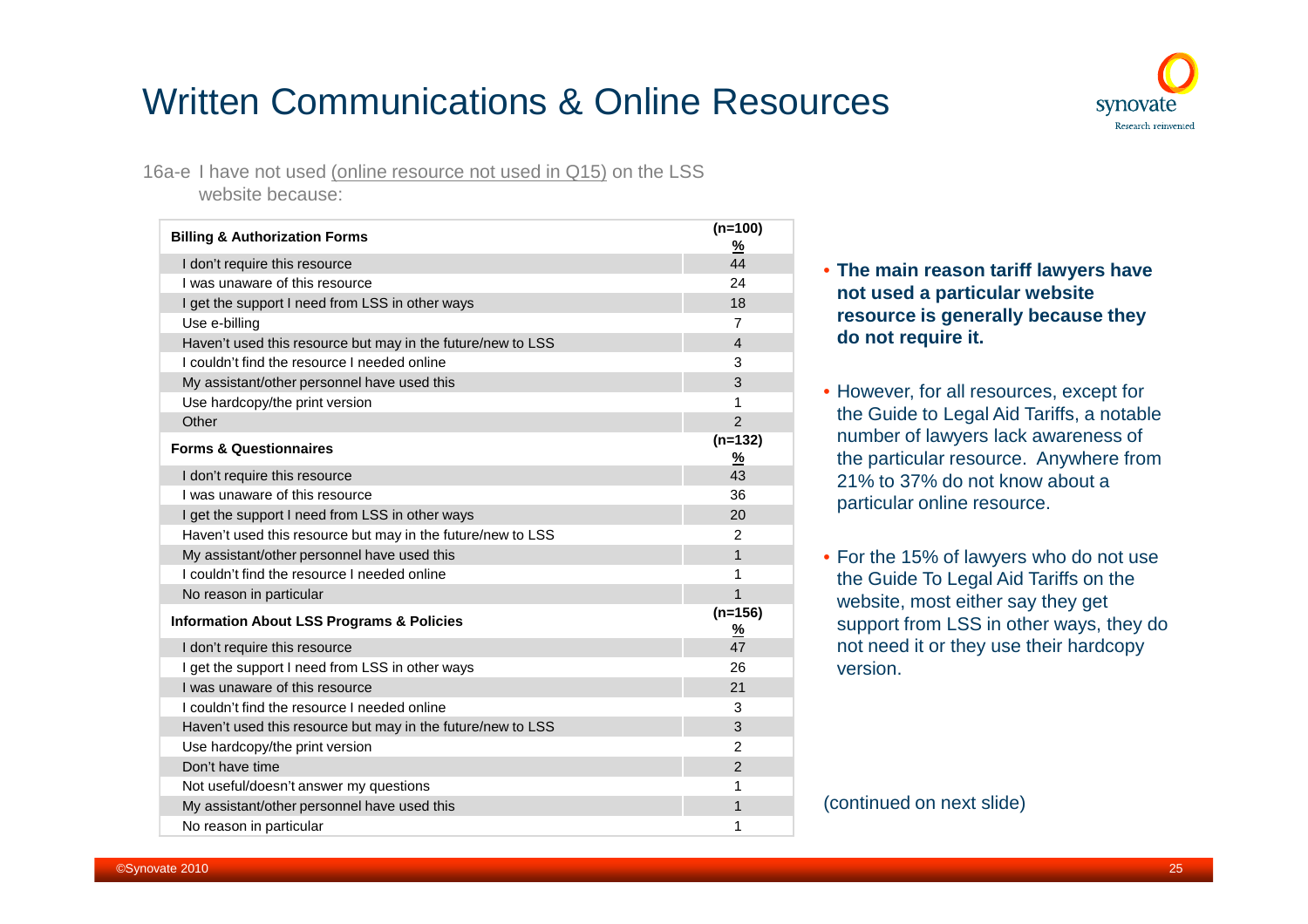# Written Communications & Online Resources

16a-e I have not used (online resource not used in Q15) on the LSS website because:

| **Billing & Authorization Forms** | **(n=100) %** |
|---|---|
| I don't require this resource | 44 |
| I was unaware of this resource | 24 |
| I get the support I need from LSS in other ways | 18 |
| Use e-billing | 7 |
| Haven't used this resource but may in the future/new to LSS | 4 |
| I couldn't find the resource I needed online | 3 |
| My assistant/other personnel have used this | 3 |
| Use hardcopy/the print version | 1 |
| Other | 2 |
| **Forms & Questionnaires** | **(n=132) %** |
| I don't require this resource | 43 |
| I was unaware of this resource | 36 |
| I get the support I need from LSS in other ways | 20 |
| Haven't used this resource but may in the future/new to LSS | 2 |
| My assistant/other personnel have used this | 1 |
| I couldn't find the resource I needed online | 1 |
| No reason in particular | 1 |
| **Information About LSS Programs & Policies** | **(n=156) %** |
| I don't require this resource | 47 |
| I get the support I need from LSS in other ways | 26 |
| I was unaware of this resource | 21 |
| I couldn't find the resource I needed online | 3 |
| Haven't used this resource but may in the future/new to LSS | 3 |
| Use hardcopy/the print version | 2 |
| Don't have time | 2 |
| Not useful/doesn't answer my questions | 1 |
| My assistant/other personnel have used this | 1 |
| No reason in particular | 1 |

- **The main reason tariff lawyers have not used a particular website resource is generally because they do not require it.**
- However, for all resources, except for the Guide to Legal Aid Tariffs, a notable number of lawyers lack awareness of the particular resource. Anywhere from 21% to 37% do not know about a particular online resource.
- For the 15% of lawyers who do not use the Guide To Legal Aid Tariffs on the website, most either say they get support from LSS in other ways, they do not need it or they use their hardcopy version.

(continued on next slide)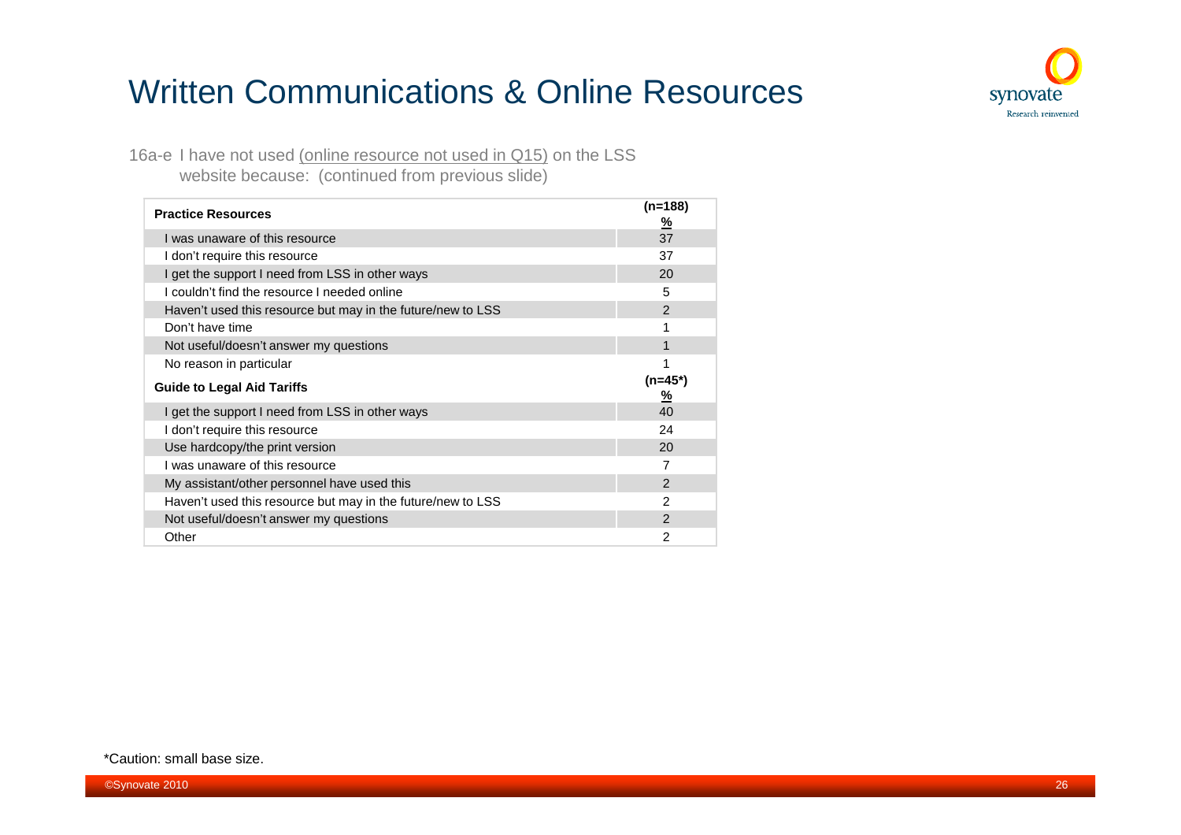# Written Communications & Online Resources

16a-e I have not used (online resource not used in Q15) on the LSS website because: (continued from previous slide)

| **Practice Resources** | **(n=188)** **%** |
|---|---|
| I was unaware of this resource | 37 |
| I don't require this resource | 37 |
| I get the support I need from LSS in other ways | 20 |
| I couldn't find the resource I needed online | 5 |
| Haven't used this resource but may in the future/new to LSS | 2 |
| Don't have time | 1 |
| Not useful/doesn't answer my questions | 1 |
| No reason in particular | 1 |
| **Guide to Legal Aid Tariffs** | **(n=45*)** **%** |
| I get the support I need from LSS in other ways | 40 |
| I don't require this resource | 24 |
| Use hardcopy/the print version | 20 |
| I was unaware of this resource | 7 |
| My assistant/other personnel have used this | 2 |
| Haven't used this resource but may in the future/new to LSS | 2 |
| Not useful/doesn't answer my questions | 2 |
| Other | 2 |

*Caution: small base size.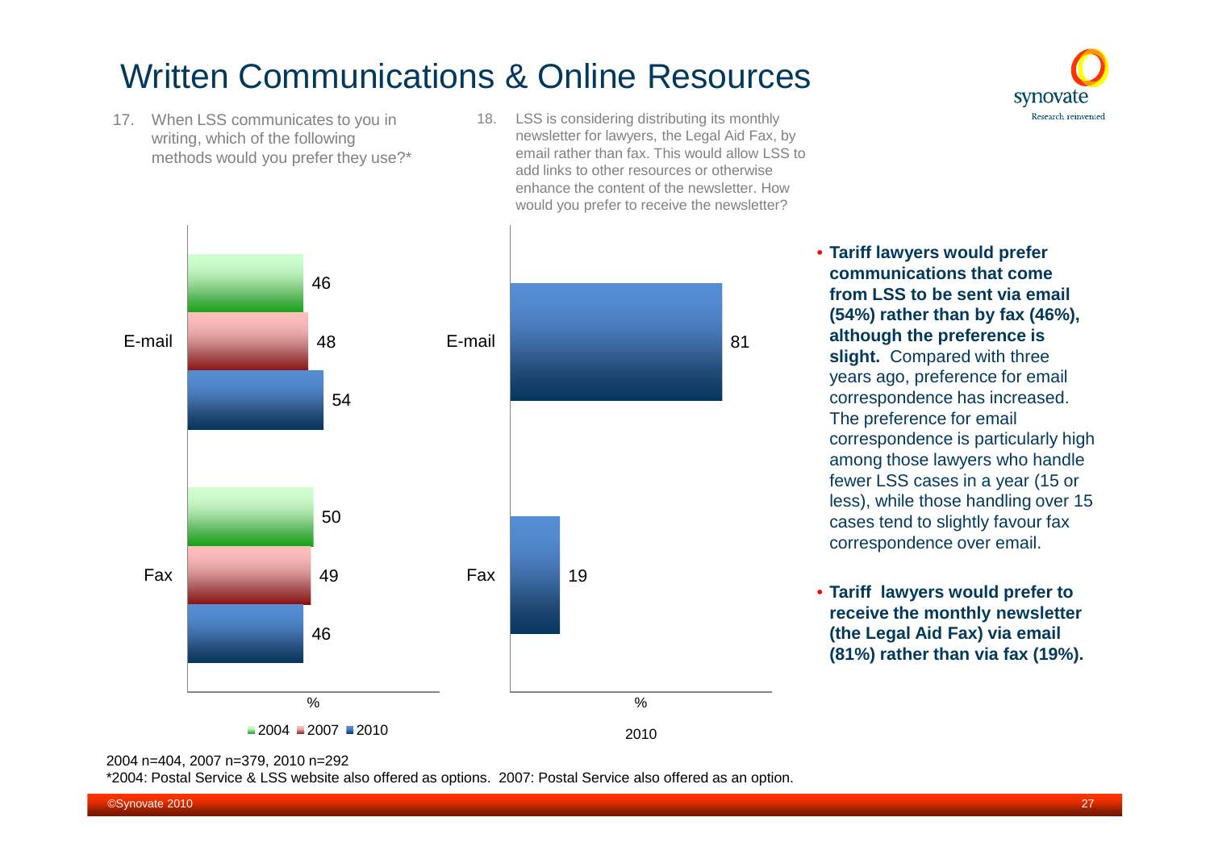# Written Communications & Online Resources

17. When LSS communicates to you in writing, which of the following methods would you prefer they use?*

| | 2004 | 2007 | 2010 |
|---|---|---|---|
| E-mail | 46 | 48 | 54 |
| Fax | 50 | 49 | 46 |

%

18. LSS is considering distributing its monthly newsletter for lawyers, the Legal Aid Fax, by email rather than fax. This would allow LSS to add links to other resources or otherwise enhance the content of the newsletter. How would you prefer to receive the newsletter?

| | 2010 |
|---|---|
| E-mail | 81 |
| Fax | 19 |

%

- **Tariff lawyers would prefer communications that come from LSS to be sent via email (54%) rather than by fax (46%), although the preference is slight.** Compared with three years ago, preference for email correspondence has increased. The preference for email correspondence is particularly high among those lawyers who handle fewer LSS cases in a year (15 or less), while those handling over 15 cases tend to slightly favour fax correspondence over email.
- **Tariff lawyers would prefer to receive the monthly newsletter (the Legal Aid Fax) via email (81%) rather than via fax (19%).**

2004 n=404, 2007 n=379, 2010 n=292

*2004: Postal Service & LSS website also offered as options. 2007: Postal Service also offered as an option.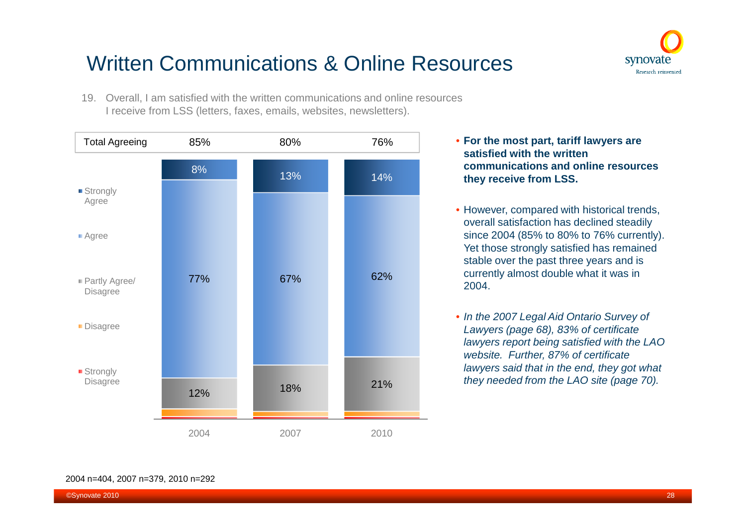# Written Communications & Online Resources

19. Overall, I am satisfied with the written communications and online resources I receive from LSS (letters, faxes, emails, websites, newsletters).

| | 2004 | 2007 | 2010 |
|---|---|---|---|
| Total Agreeing | 85% | 80% | 76% |
| Strongly Agree | 8% | 13% | 14% |
| Agree | 77% | 67% | 62% |
| Partly Agree/ Disagree | 12% | 18% | 21% |
| Disagree | | | |
| Strongly Disagree | | | |

- **For the most part, tariff lawyers are satisfied with the written communications and online resources they receive from LSS.**
- However, compared with historical trends, overall satisfaction has declined steadily since 2004 (85% to 80% to 76% currently). Yet those strongly satisfied has remained stable over the past three years and is currently almost double what it was in 2004.
- *In the 2007 Legal Aid Ontario Survey of Lawyers (page 68), 83% of certificate lawyers report being satisfied with the LAO website. Further, 87% of certificate lawyers said that in the end, they got what they needed from the LAO site (page 70).*

2004 n=404, 2007 n=379, 2010 n=292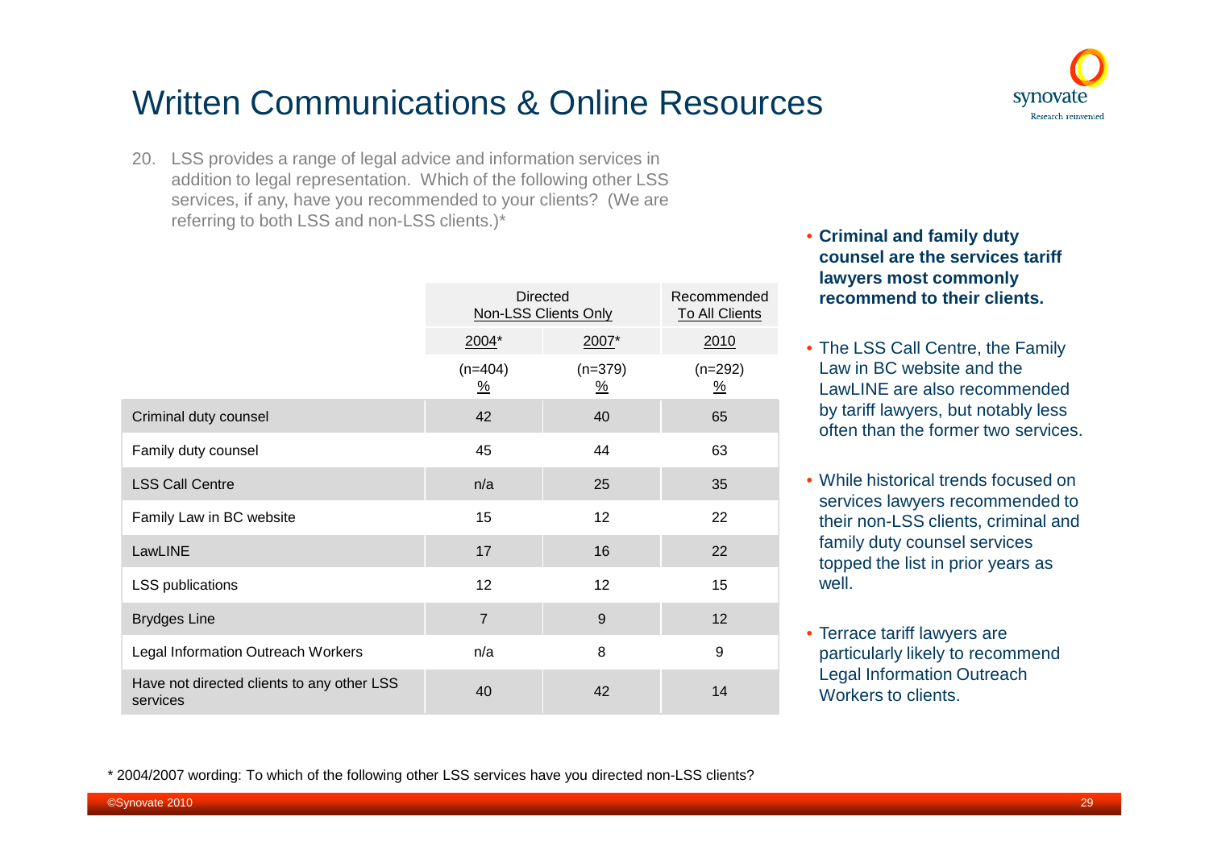# Written Communications & Online Resources

20. LSS provides a range of legal advice and information services in addition to legal representation. Which of the following other LSS services, if any, have you recommended to your clients? (We are referring to both LSS and non-LSS clients.)*

| | Directed Non-LSS Clients Only | | Recommended To All Clients |
|---|---|---|---|
| | 2004* | 2007* | 2010 |
| | (n=404) % | (n=379) % | (n=292) % |
| Criminal duty counsel | 42 | 40 | 65 |
| Family duty counsel | 45 | 44 | 63 |
| LSS Call Centre | n/a | 25 | 35 |
| Family Law in BC website | 15 | 12 | 22 |
| LawLINE | 17 | 16 | 22 |
| LSS publications | 12 | 12 | 15 |
| Brydges Line | 7 | 9 | 12 |
| Legal Information Outreach Workers | n/a | 8 | 9 |
| Have not directed clients to any other LSS services | 40 | 42 | 14 |

- **Criminal and family duty counsel are the services tariff lawyers most commonly recommend to their clients.**
- The LSS Call Centre, the Family Law in BC website and the LawLINE are also recommended by tariff lawyers, but notably less often than the former two services.
- While historical trends focused on services lawyers recommended to their non-LSS clients, criminal and family duty counsel services topped the list in prior years as well.
- Terrace tariff lawyers are particularly likely to recommend Legal Information Outreach Workers to clients.

\* 2004/2007 wording: To which of the following other LSS services have you directed non-LSS clients?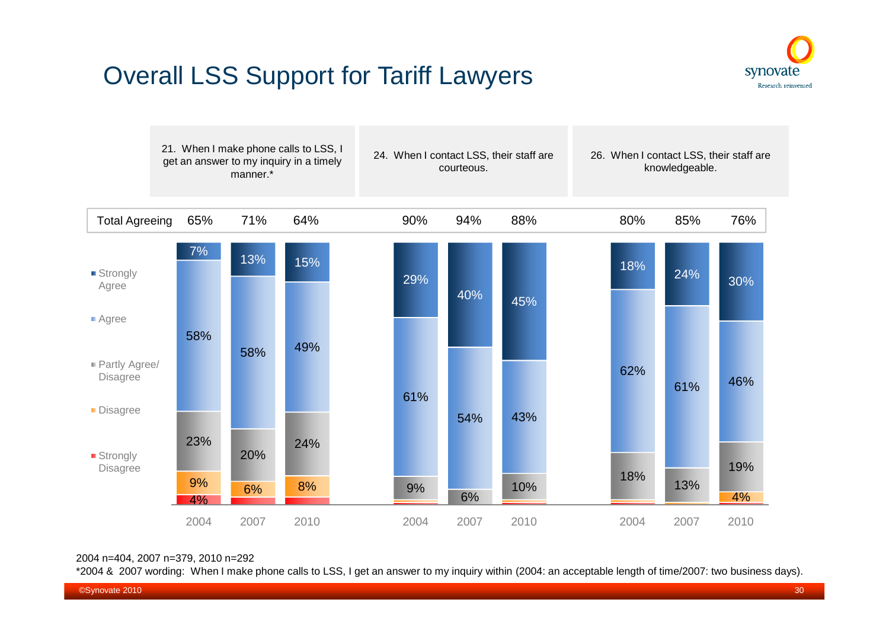# Overall LSS Support for Tariff Lawyers

| | 21. When I make phone calls to LSS, I get an answer to my inquiry in a timely manner.* | | | 24. When I contact LSS, their staff are courteous. | | | 26. When I contact LSS, their staff are knowledgeable. | | |
|---|---|---|---|---|---|---|---|---|---|
| | 2004 | 2007 | 2010 | 2004 | 2007 | 2010 | 2004 | 2007 | 2010 |
| Total Agreeing | 65% | 71% | 64% | 90% | 94% | 88% | 80% | 85% | 76% |
| Strongly Agree | 7% | 13% | 15% | 29% | 40% | 45% | 18% | 24% | 30% |
| Agree | 58% | 58% | 49% | 61% | 54% | 43% | 62% | 61% | 46% |
| Partly Agree/ Disagree | 23% | 20% | 24% | 9% | 6% | 10% | 18% | 13% | 19% |
| Disagree | 9% | 6% | 8% | | | | | | 4% |
| Strongly Disagree | 4% | | | | | | | | |

2004 n=404, 2007 n=379, 2010 n=292

*2004 & 2007 wording: When I make phone calls to LSS, I get an answer to my inquiry within (2004: an acceptable length of time/2007: two business days).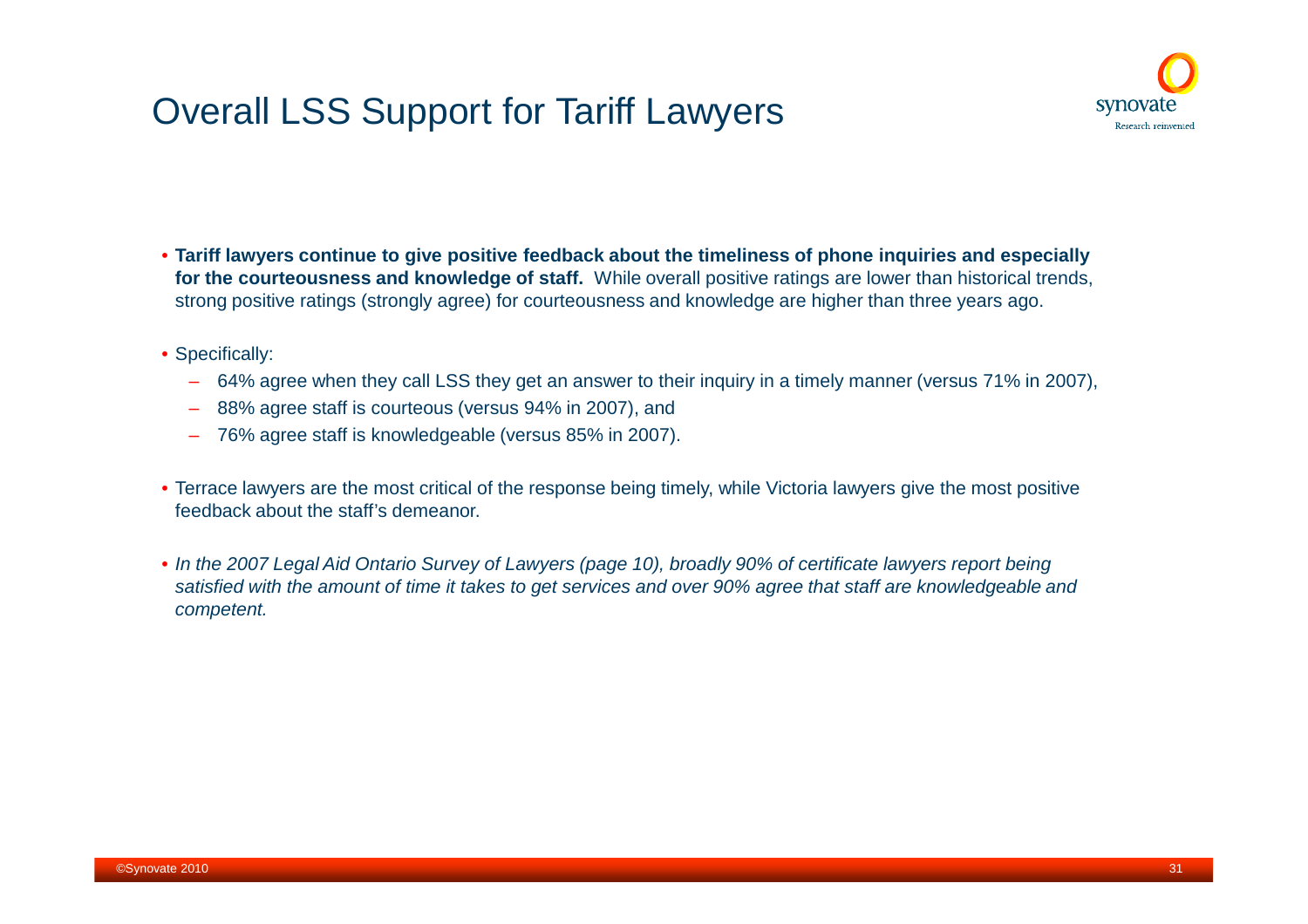# Overall LSS Support for Tariff Lawyers

- **Tariff lawyers continue to give positive feedback about the timeliness of phone inquiries and especially for the courteousness and knowledge of staff.** While overall positive ratings are lower than historical trends, strong positive ratings (strongly agree) for courteousness and knowledge are higher than three years ago.

- Specifically:
  - 64% agree when they call LSS they get an answer to their inquiry in a timely manner (versus 71% in 2007),
  - 88% agree staff is courteous (versus 94% in 2007), and
  - 76% agree staff is knowledgeable (versus 85% in 2007).

- Terrace lawyers are the most critical of the response being timely, while Victoria lawyers give the most positive feedback about the staff's demeanor.

- *In the 2007 Legal Aid Ontario Survey of Lawyers (page 10), broadly 90% of certificate lawyers report being satisfied with the amount of time it takes to get services and over 90% agree that staff are knowledgeable and competent.*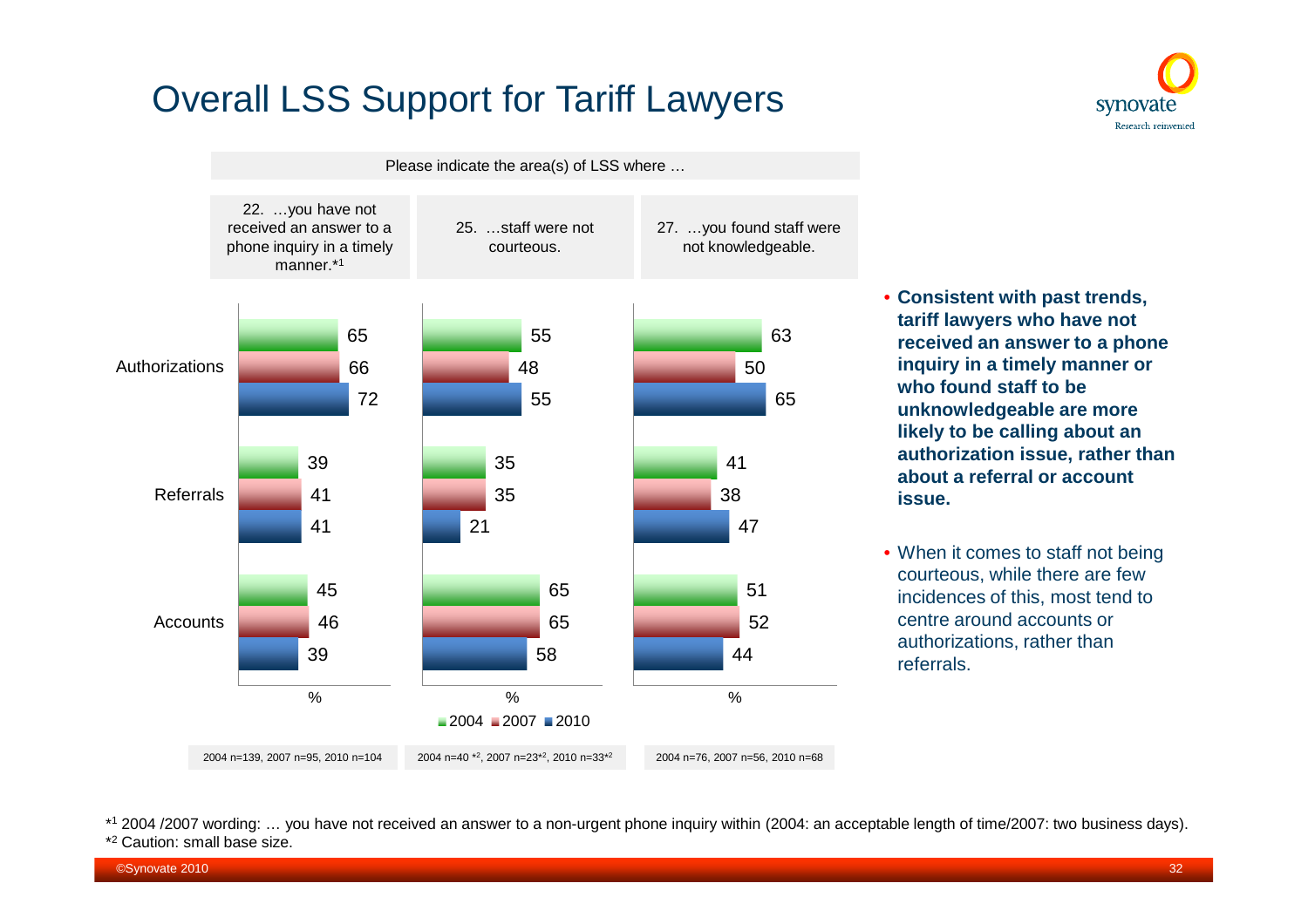# Overall LSS Support for Tariff Lawyers

Please indicate the area(s) of LSS where …

| | 22. …you have not received an answer to a phone inquiry in a timely manner.*[1] | | | 25. …staff were not courteous. | | | 27. …you found staff were not knowledgeable. | | |
|---|---|---|---|---|---|---|---|---|---|
| | 2004 | 2007 | 2010 | 2004 | 2007 | 2010 | 2004 | 2007 | 2010 |
| Authorizations | 65 | 66 | 72 | 55 | 48 | 55 | 63 | 50 | 65 |
| Referrals | 39 | 41 | 41 | 35 | 35 | 21 | 41 | 38 | 47 |
| Accounts | 45 | 46 | 39 | 65 | 65 | 58 | 51 | 52 | 44 |

%

2004 n=139, 2007 n=95, 2010 n=104 | 2004 n=40 *[2], 2007 n=23*[2], 2010 n=33*[2] | 2004 n=76, 2007 n=56, 2010 n=68

- **Consistent with past trends, tariff lawyers who have not received an answer to a phone inquiry in a timely manner or who found staff to be unknowledgeable are more likely to be calling about an authorization issue, rather than about a referral or account issue.**
- When it comes to staff not being courteous, while there are few incidences of this, most tend to centre around accounts or authorizations, rather than referrals.

*[1] 2004 /2007 wording: … you have not received an answer to a non-urgent phone inquiry within (2004: an acceptable length of time/2007: two business days).
*[2] Caution: small base size.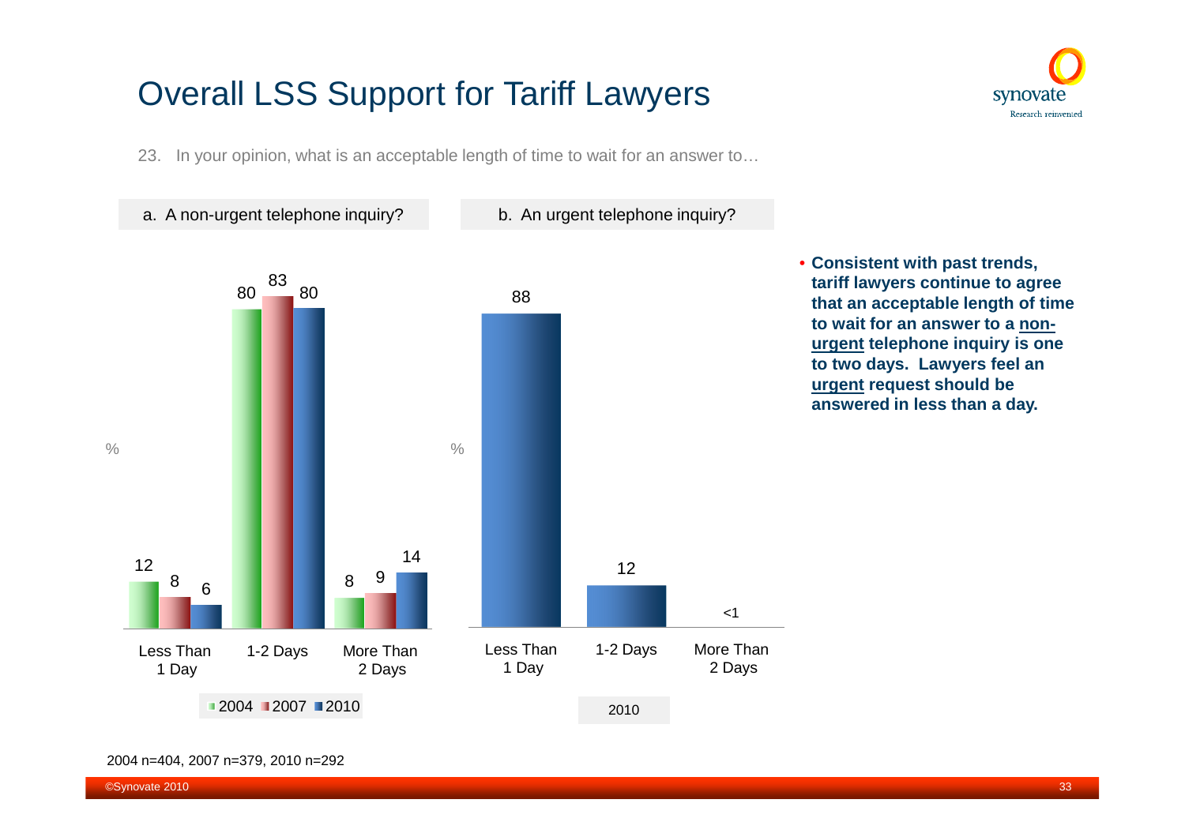# Overall LSS Support for Tariff Lawyers

23. In your opinion, what is an acceptable length of time to wait for an answer to…

a. A non-urgent telephone inquiry?

| % | Less Than 1 Day | 1-2 Days | More Than 2 Days |
|---|---|---|---|
| 2004 | 12 | 80 | 8 |
| 2007 | 8 | 83 | 9 |
| 2010 | 6 | 80 | 14 |

b. An urgent telephone inquiry?

| % | Less Than 1 Day | 1-2 Days | More Than 2 Days |
|---|---|---|---|
| 2010 | 88 | 12 | <1 |

- **Consistent with past trends, tariff lawyers continue to agree that an acceptable length of time to wait for an answer to a non-urgent telephone inquiry is one to two days. Lawyers feel an urgent request should be answered in less than a day.**

2004 n=404, 2007 n=379, 2010 n=292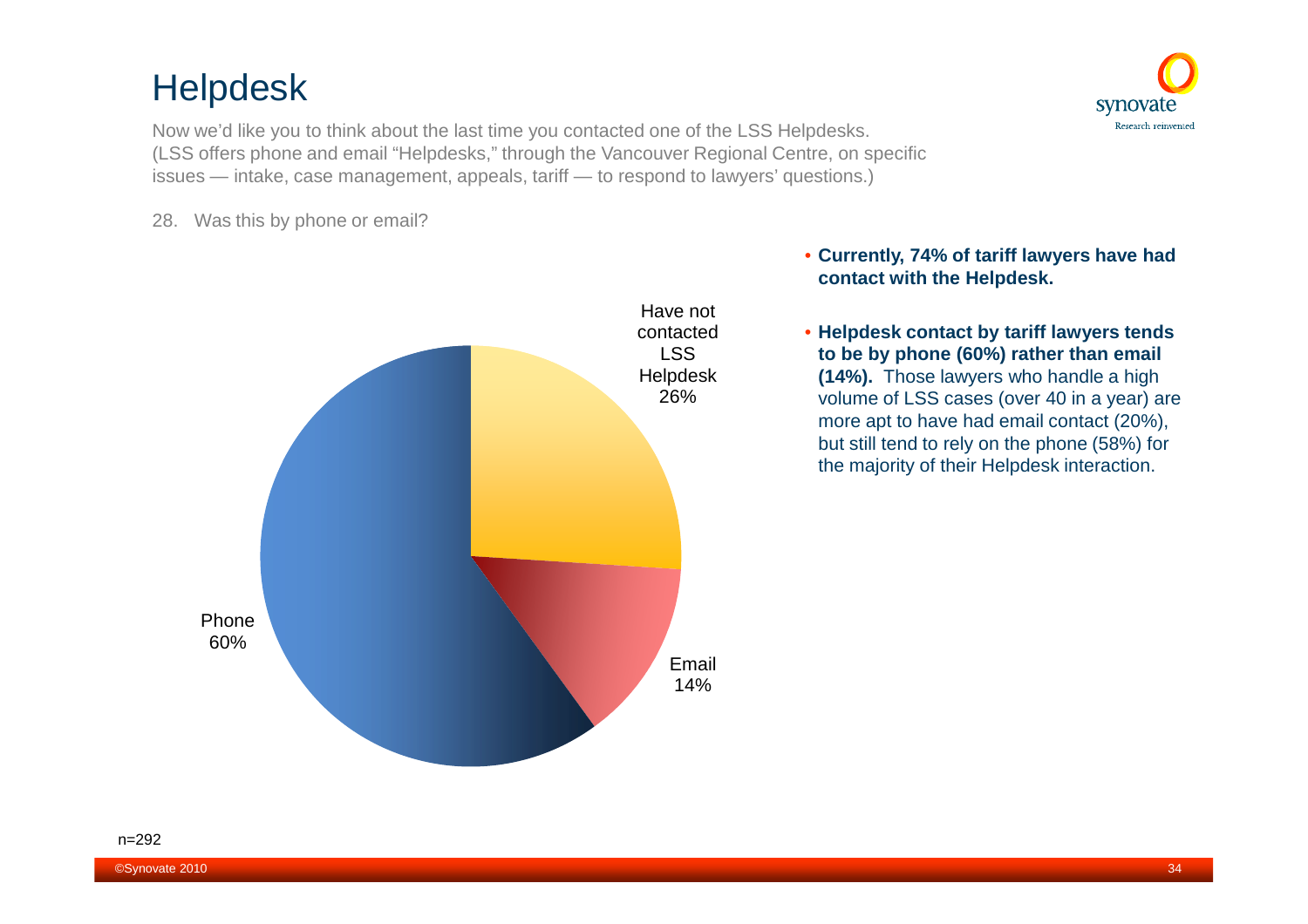# Helpdesk

Now we'd like you to think about the last time you contacted one of the LSS Helpdesks. (LSS offers phone and email "Helpdesks," through the Vancouver Regional Centre, on specific issues — intake, case management, appeals, tariff — to respond to lawyers' questions.)

28. Was this by phone or email?

| Response | % |
|---|---|
| Phone | 60% |
| Email | 14% |
| Have not contacted LSS Helpdesk | 26% |

- **Currently, 74% of tariff lawyers have had contact with the Helpdesk.**
- **Helpdesk contact by tariff lawyers tends to be by phone (60%) rather than email (14%).** Those lawyers who handle a high volume of LSS cases (over 40 in a year) are more apt to have had email contact (20%), but still tend to rely on the phone (58%) for the majority of their Helpdesk interaction.

n=292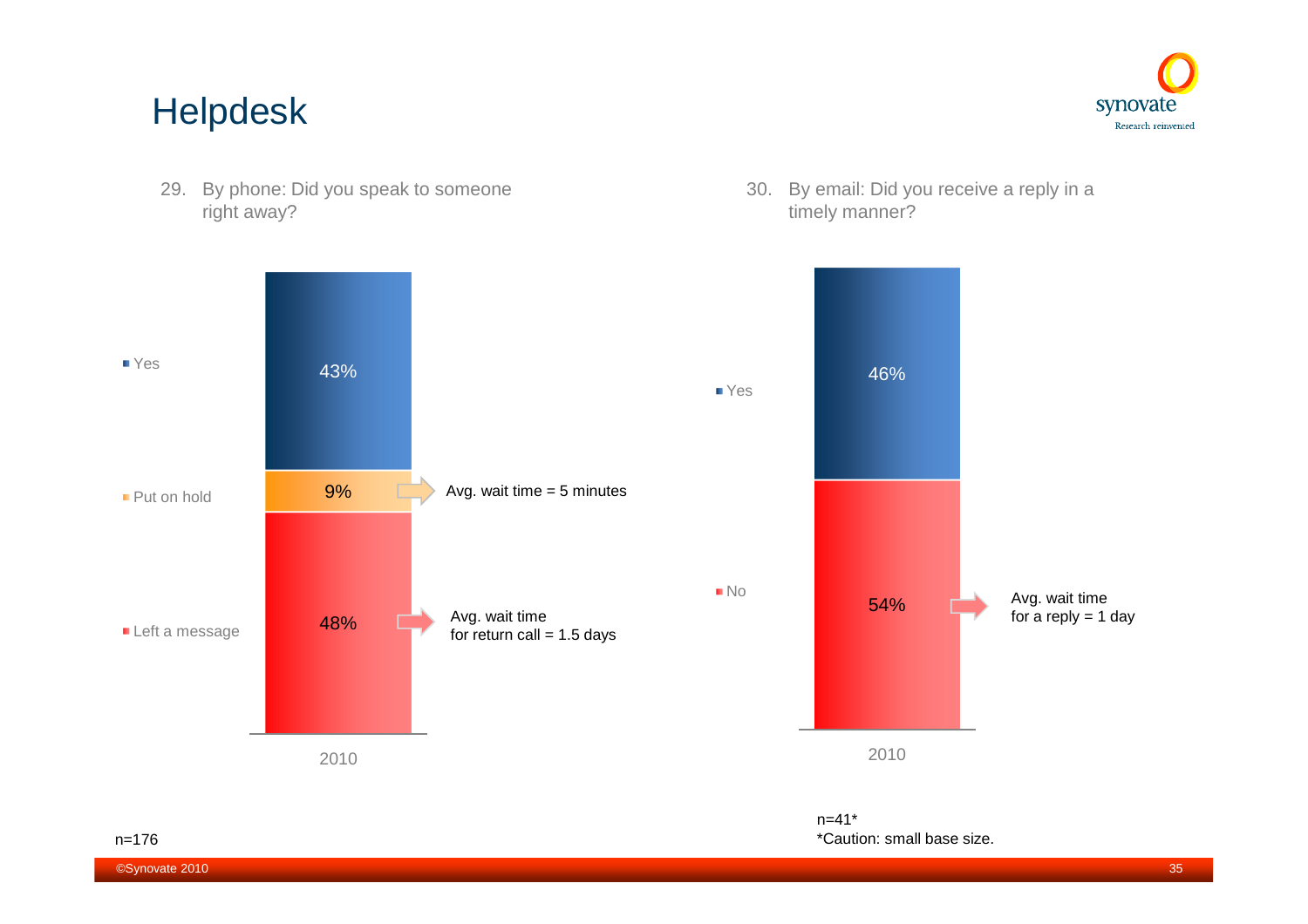# Helpdesk

29. By phone: Did you speak to someone right away?

| | 2010 |
|---|---|
| Yes | 43% |
| Put on hold | 9% |
| Left a message | 48% |

Put on hold: Avg. wait time = 5 minutes

Left a message: Avg. wait time for return call = 1.5 days

n=176

30. By email: Did you receive a reply in a timely manner?

| | 2010 |
|---|---|
| Yes | 46% |
| No | 54% |

No: Avg. wait time for a reply = 1 day

n=41*

*Caution: small base size.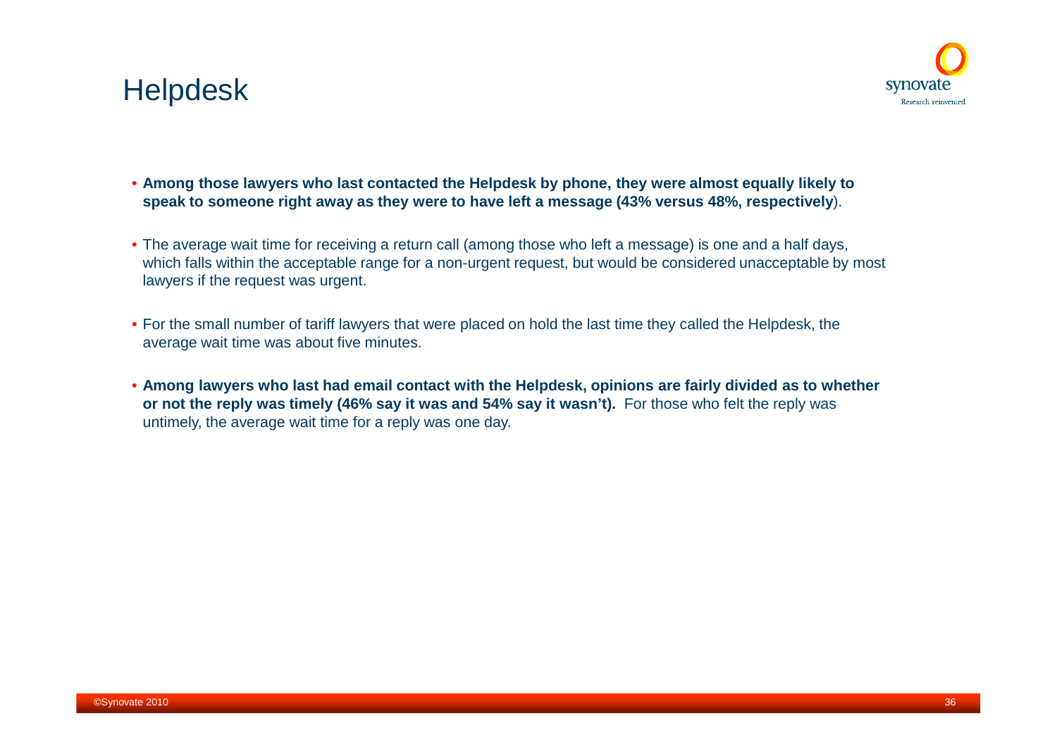# Helpdesk

- **Among those lawyers who last contacted the Helpdesk by phone, they were almost equally likely to speak to someone right away as they were to have left a message (43% versus 48%, respectively**).
- The average wait time for receiving a return call (among those who left a message) is one and a half days, which falls within the acceptable range for a non-urgent request, but would be considered unacceptable by most lawyers if the request was urgent.
- For the small number of tariff lawyers that were placed on hold the last time they called the Helpdesk, the average wait time was about five minutes.
- **Among lawyers who last had email contact with the Helpdesk, opinions are fairly divided as to whether or not the reply was timely (46% say it was and 54% say it wasn't).** For those who felt the reply was untimely, the average wait time for a reply was one day.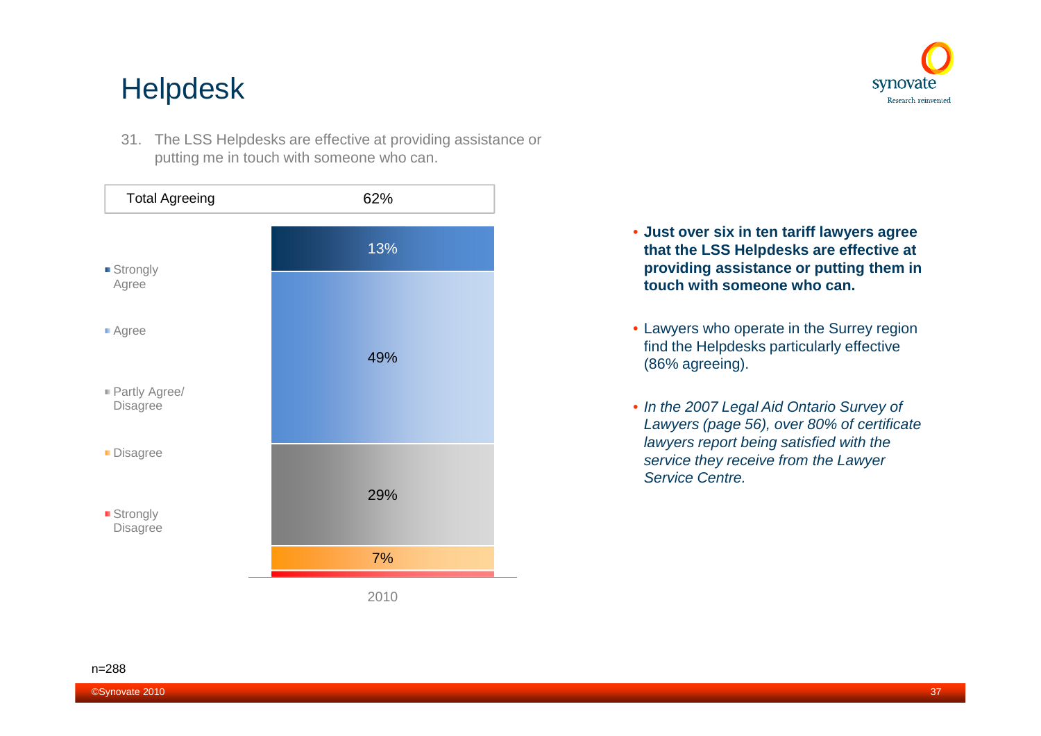# Helpdesk

31. The LSS Helpdesks are effective at providing assistance or putting me in touch with someone who can.

| Total Agreeing | 62% |
|---|---|

| Response | 2010 |
|---|---|
| Strongly Agree | 13% |
| Agree | 49% |
| Partly Agree/ Disagree | 29% |
| Disagree | 7% |
| Strongly Disagree | |

- **Just over six in ten tariff lawyers agree that the LSS Helpdesks are effective at providing assistance or putting them in touch with someone who can.**
- Lawyers who operate in the Surrey region find the Helpdesks particularly effective (86% agreeing).
- *In the 2007 Legal Aid Ontario Survey of Lawyers (page 56), over 80% of certificate lawyers report being satisfied with the service they receive from the Lawyer Service Centre.*

n=288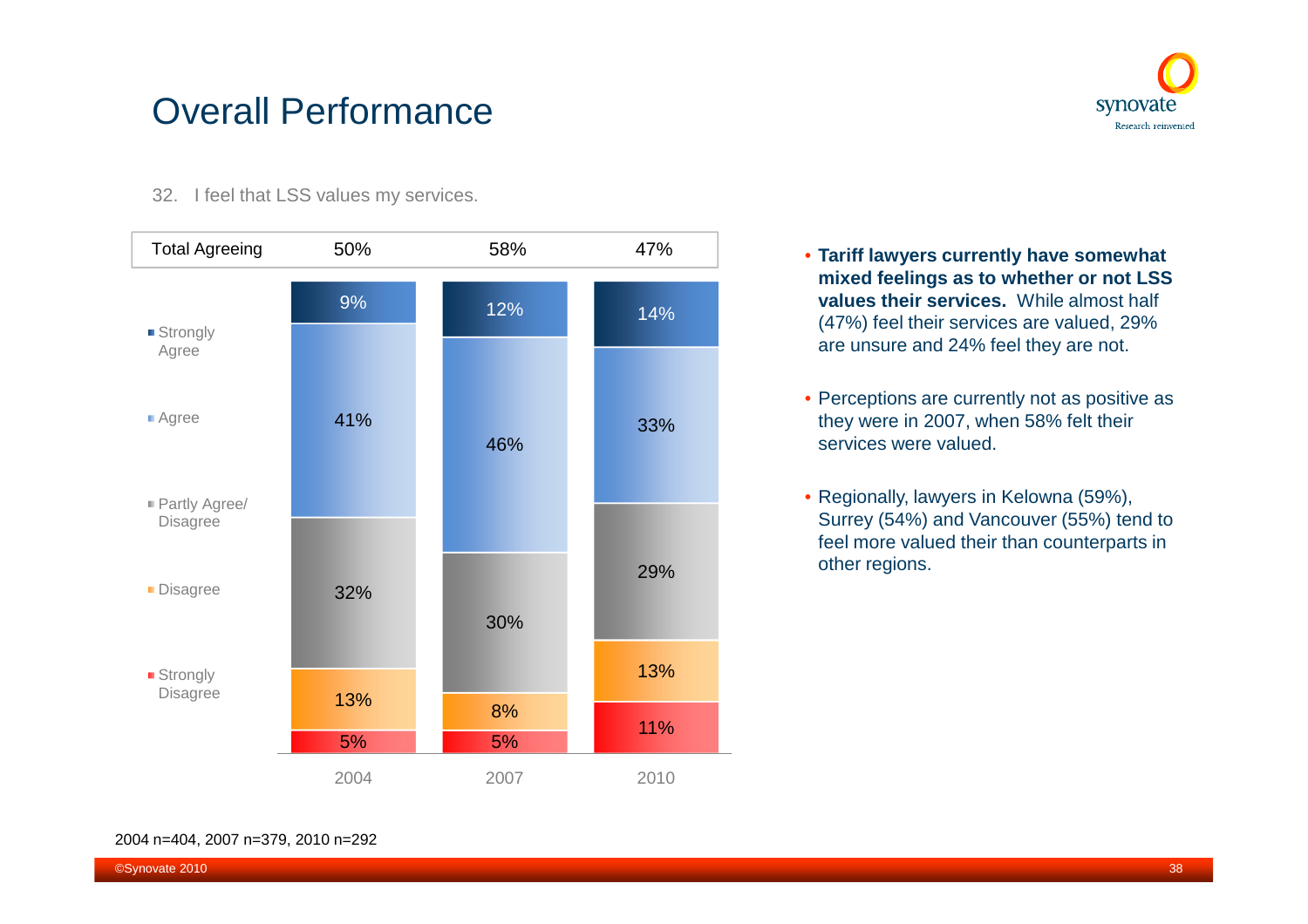# Overall Performance

32. I feel that LSS values my services.

| | 2004 | 2007 | 2010 |
|---|---|---|---|
| Total Agreeing | 50% | 58% | 47% |
| Strongly Agree | 9% | 12% | 14% |
| Agree | 41% | 46% | 33% |
| Partly Agree/ Disagree | 32% | 30% | 29% |
| Disagree | 13% | 8% | 13% |
| Strongly Disagree | 5% | 5% | 11% |

- **Tariff lawyers currently have somewhat mixed feelings as to whether or not LSS values their services.** While almost half (47%) feel their services are valued, 29% are unsure and 24% feel they are not.
- Perceptions are currently not as positive as they were in 2007, when 58% felt their services were valued.
- Regionally, lawyers in Kelowna (59%), Surrey (54%) and Vancouver (55%) tend to feel more valued their than counterparts in other regions.

2004 n=404, 2007 n=379, 2010 n=292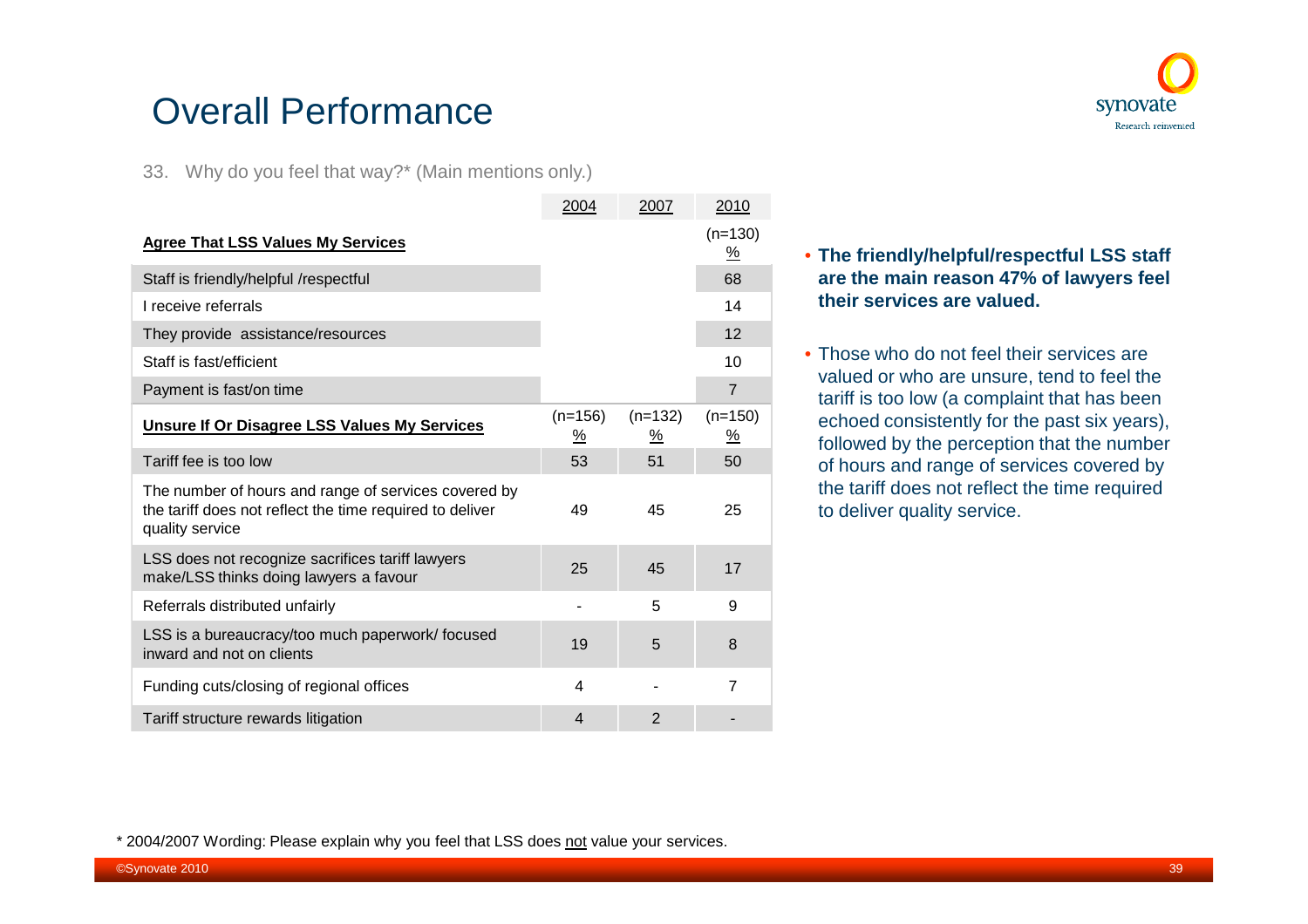# Overall Performance

33. Why do you feel that way?* (Main mentions only.)

| | 2004 | 2007 | 2010 |
|---|---|---|---|
| **Agree That LSS Values My Services** | | | (n=130) % |
| Staff is friendly/helpful /respectful | | | 68 |
| I receive referrals | | | 14 |
| They provide assistance/resources | | | 12 |
| Staff is fast/efficient | | | 10 |
| Payment is fast/on time | | | 7 |
| **Unsure If Or Disagree LSS Values My Services** | (n=156) % | (n=132) % | (n=150) % |
| Tariff fee is too low | 53 | 51 | 50 |
| The number of hours and range of services covered by the tariff does not reflect the time required to deliver quality service | 49 | 45 | 25 |
| LSS does not recognize sacrifices tariff lawyers make/LSS thinks doing lawyers a favour | 25 | 45 | 17 |
| Referrals distributed unfairly | - | 5 | 9 |
| LSS is a bureaucracy/too much paperwork/ focused inward and not on clients | 19 | 5 | 8 |
| Funding cuts/closing of regional offices | 4 | - | 7 |
| Tariff structure rewards litigation | 4 | 2 | - |

- **The friendly/helpful/respectful LSS staff are the main reason 47% of lawyers feel their services are valued.**
- Those who do not feel their services are valued or who are unsure, tend to feel the tariff is too low (a complaint that has been echoed consistently for the past six years), followed by the perception that the number of hours and range of services covered by the tariff does not reflect the time required to deliver quality service.

* 2004/2007 Wording: Please explain why you feel that LSS does not value your services.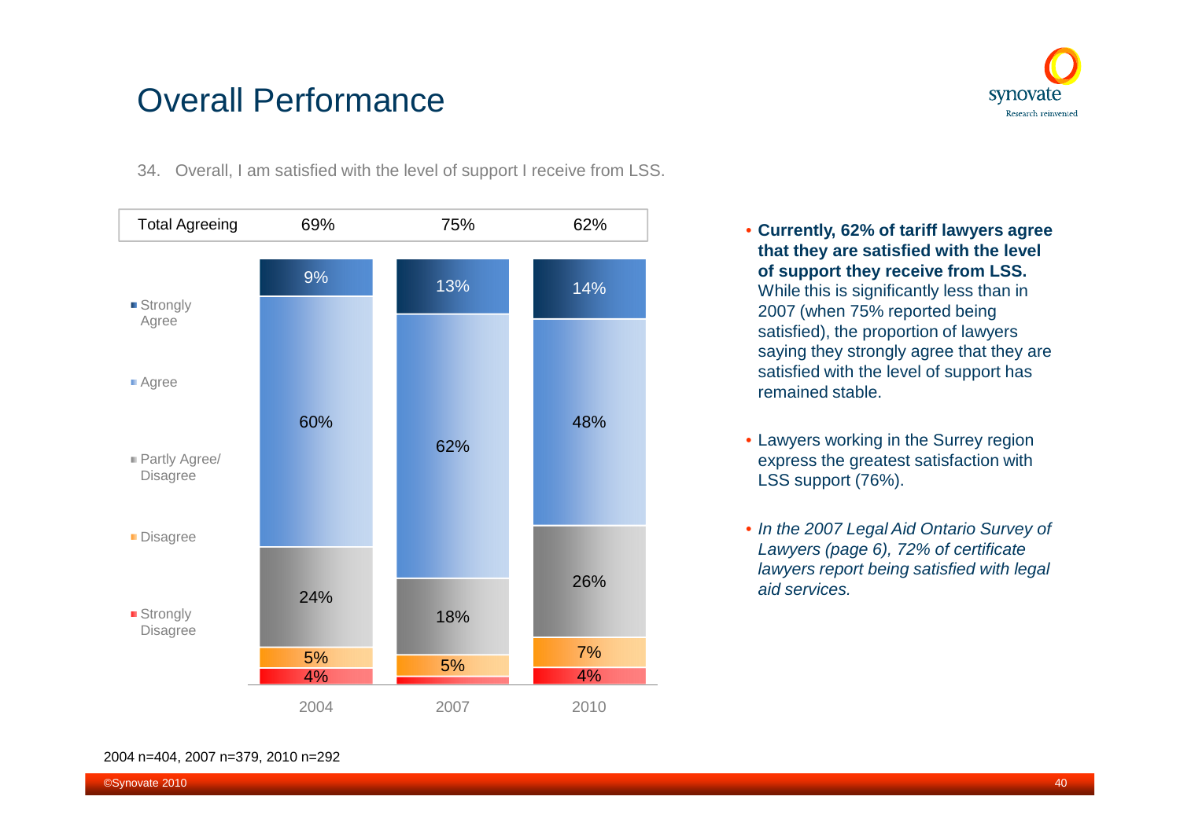# Overall Performance

34. Overall, I am satisfied with the level of support I receive from LSS.

| | 2004 | 2007 | 2010 |
|---|---|---|---|
| Total Agreeing | 69% | 75% | 62% |
| Strongly Agree | 9% | 13% | 14% |
| Agree | 60% | 62% | 48% |
| Partly Agree/ Disagree | 24% | 18% | 26% |
| Disagree | 5% | 5% | 7% |
| Strongly Disagree | 4% | | 4% |

2004 n=404, 2007 n=379, 2010 n=292

- **Currently, 62% of tariff lawyers agree that they are satisfied with the level of support they receive from LSS.** While this is significantly less than in 2007 (when 75% reported being satisfied), the proportion of lawyers saying they strongly agree that they are satisfied with the level of support has remained stable.
- Lawyers working in the Surrey region express the greatest satisfaction with LSS support (76%).
- *In the 2007 Legal Aid Ontario Survey of Lawyers (page 6), 72% of certificate lawyers report being satisfied with legal aid services.*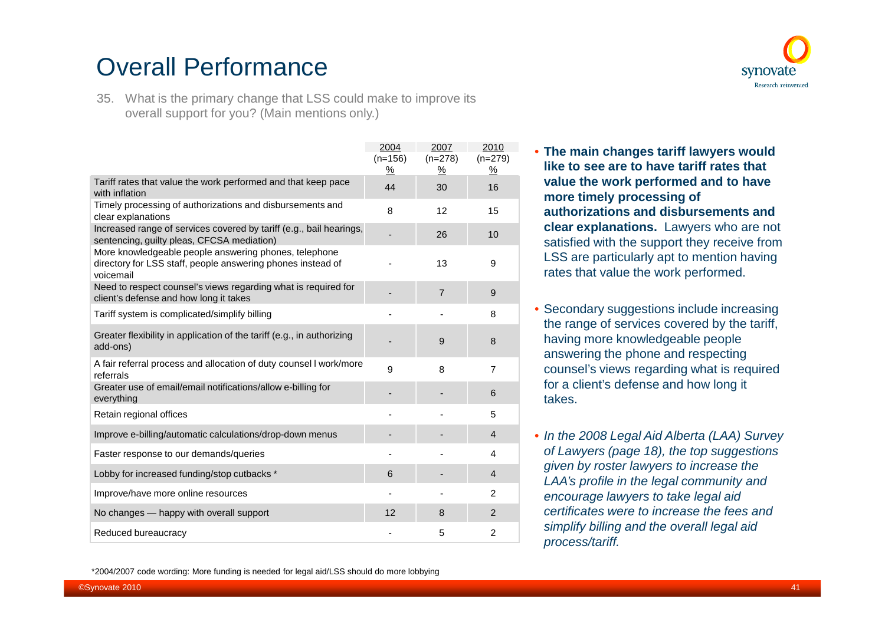# Overall Performance

35. What is the primary change that LSS could make to improve its overall support for you? (Main mentions only.)

| | 2004 (n=156) % | 2007 (n=278) % | 2010 (n=279) % |
|---|---|---|---|
| Tariff rates that value the work performed and that keep pace with inflation | 44 | 30 | 16 |
| Timely processing of authorizations and disbursements and clear explanations | 8 | 12 | 15 |
| Increased range of services covered by tariff (e.g., bail hearings, sentencing, guilty pleas, CFCSA mediation) | - | 26 | 10 |
| More knowledgeable people answering phones, telephone directory for LSS staff, people answering phones instead of voicemail | - | 13 | 9 |
| Need to respect counsel's views regarding what is required for client's defense and how long it takes | - | 7 | 9 |
| Tariff system is complicated/simplify billing | - | - | 8 |
| Greater flexibility in application of the tariff (e.g., in authorizing add-ons) | - | 9 | 8 |
| A fair referral process and allocation of duty counsel l work/more referrals | 9 | 8 | 7 |
| Greater use of email/email notifications/allow e-billing for everything | - | - | 6 |
| Retain regional offices | - | - | 5 |
| Improve e-billing/automatic calculations/drop-down menus | - | - | 4 |
| Faster response to our demands/queries | - | - | 4 |
| Lobby for increased funding/stop cutbacks * | 6 | - | 4 |
| Improve/have more online resources | - | - | 2 |
| No changes — happy with overall support | 12 | 8 | 2 |
| Reduced bureaucracy | - | 5 | 2 |

*2004/2007 code wording: More funding is needed for legal aid/LSS should do more lobbying

- **The main changes tariff lawyers would like to see are to have tariff rates that value the work performed and to have more timely processing of authorizations and disbursements and clear explanations.** Lawyers who are not satisfied with the support they receive from LSS are particularly apt to mention having rates that value the work performed.

- Secondary suggestions include increasing the range of services covered by the tariff, having more knowledgeable people answering the phone and respecting counsel's views regarding what is required for a client's defense and how long it takes.

- *In the 2008 Legal Aid Alberta (LAA) Survey of Lawyers (page 18), the top suggestions given by roster lawyers to increase the LAA's profile in the legal community and encourage lawyers to take legal aid certificates were to increase the fees and simplify billing and the overall legal aid process/tariff.*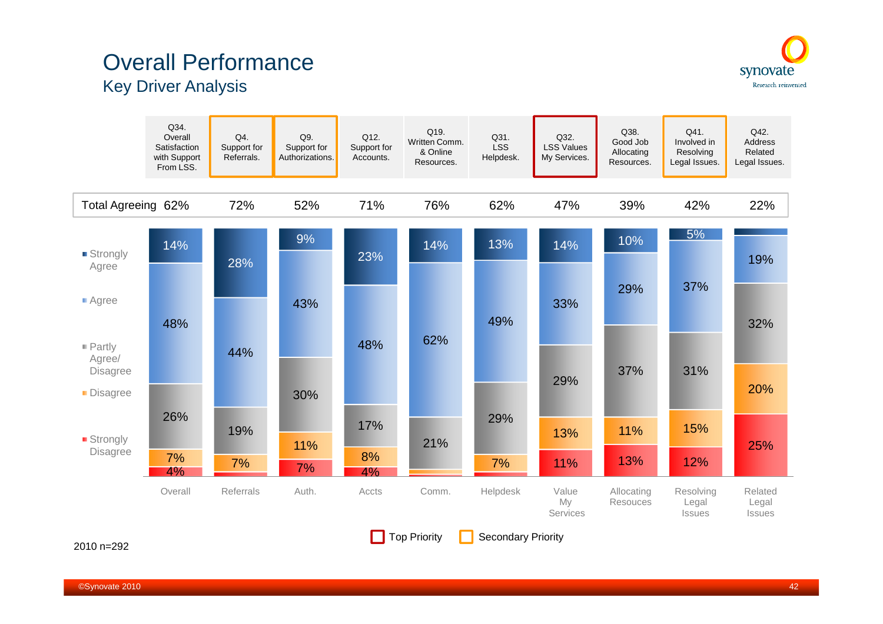# Overall Performance

## Key Driver Analysis

| | Q34. Overall Satisfaction with Support From LSS. | Q4. Support for Referrals. | Q9. Support for Authorizations. | Q12. Support for Accounts. | Q19. Written Comm. & Online Resources. | Q31. LSS Helpdesk. | Q32. LSS Values My Services. | Q38. Good Job Allocating Resources. | Q41. Involved in Resolving Legal Issues. | Q42. Address Related Legal Issues. |
|---|---|---|---|---|---|---|---|---|---|---|
| Total Agreeing | 62% | 72% | 52% | 71% | 76% | 62% | 47% | 39% | 42% | 22% |
| Strongly Agree | 14% | 28% | 9% | 23% | 14% | 13% | 14% | 10% | 5% | |
| Agree | 48% | 44% | 43% | 48% | 62% | 49% | 33% | 29% | 37% | 19% |
| Partly Agree/ Disagree | 26% | 19% | 30% | 17% | 21% | 29% | 29% | 37% | 31% | 32% |
| Disagree | 7% | 7% | 11% | 8% | | 7% | 13% | 11% | 15% | 20% |
| Strongly Disagree | 4% | | 7% | 4% | | | 11% | 13% | 12% | 25% |
| | Overall | Referrals | Auth. | Accts | Comm. | Helpdesk | Value My Services | Allocating Resocues | Resolving Legal Issues | Related Legal Issues |

Top Priority: Q32. Secondary Priority: Q4, Q9, Q41.

2010 n=292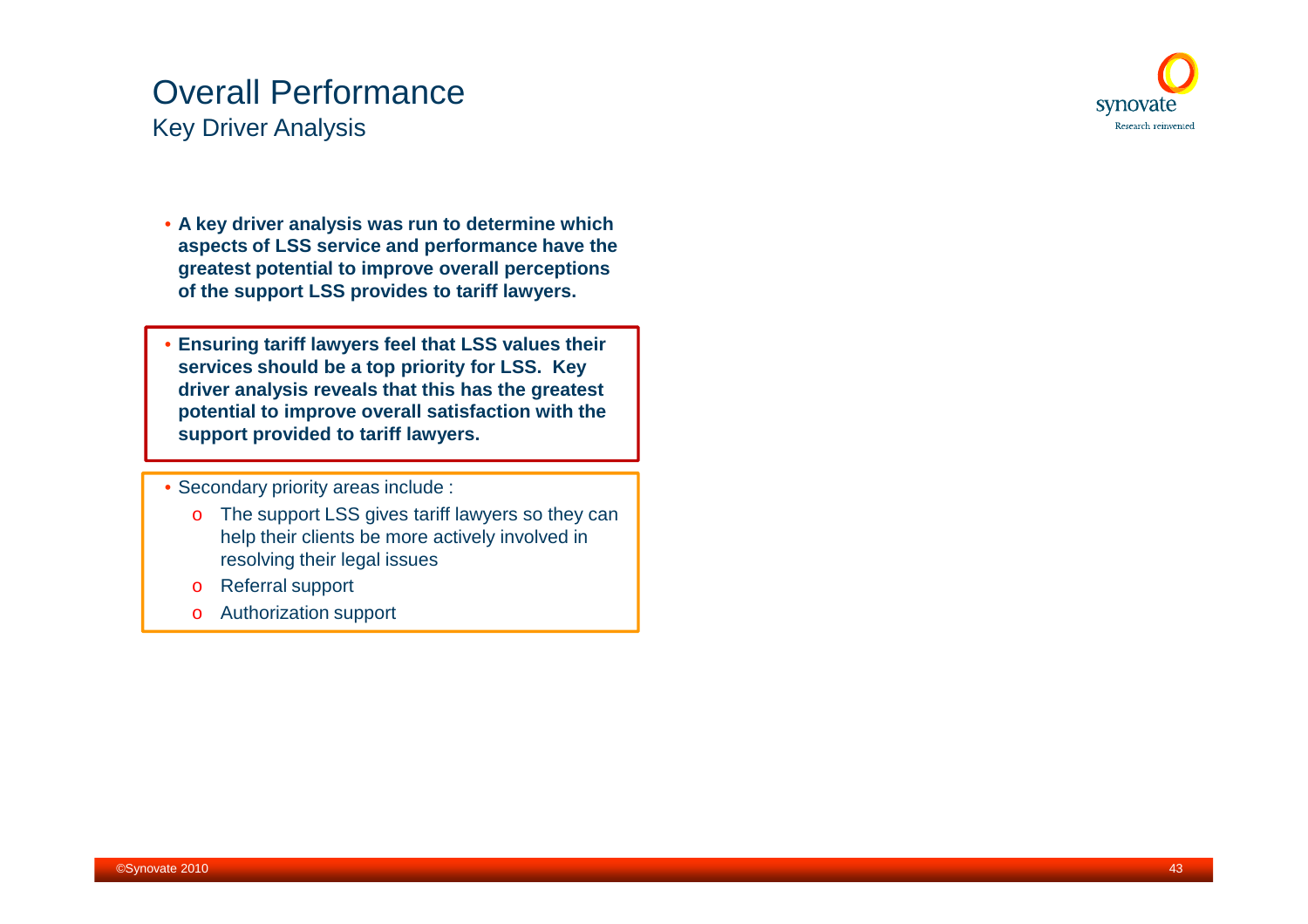# Overall Performance

## Key Driver Analysis

- **A key driver analysis was run to determine which aspects of LSS service and performance have the greatest potential to improve overall perceptions of the support LSS provides to tariff lawyers.**

- **Ensuring tariff lawyers feel that LSS values their services should be a top priority for LSS. Key driver analysis reveals that this has the greatest potential to improve overall satisfaction with the support provided to tariff lawyers.**

- Secondary priority areas include :
  - The support LSS gives tariff lawyers so they can help their clients be more actively involved in resolving their legal issues
  - Referral support
  - Authorization support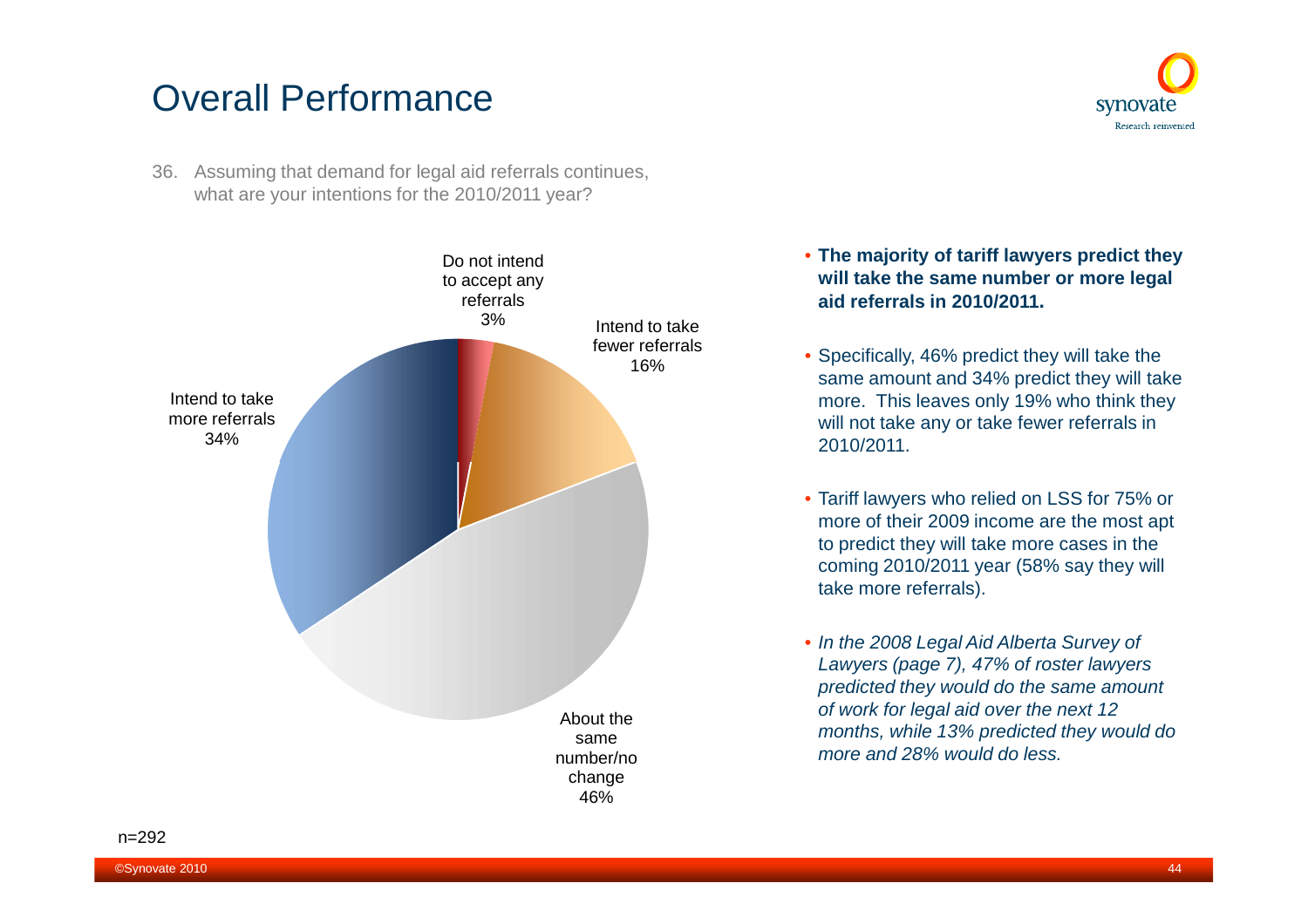# Overall Performance

36. Assuming that demand for legal aid referrals continues, what are your intentions for the 2010/2011 year?

| Response | % |
|---|---|
| Do not intend to accept any referrals | 3% |
| Intend to take fewer referrals | 16% |
| About the same number/no change | 46% |
| Intend to take more referrals | 34% |

- **The majority of tariff lawyers predict they will take the same number or more legal aid referrals in 2010/2011.**
- Specifically, 46% predict they will take the same amount and 34% predict they will take more. This leaves only 19% who think they will not take any or take fewer referrals in 2010/2011.
- Tariff lawyers who relied on LSS for 75% or more of their 2009 income are the most apt to predict they will take more cases in the coming 2010/2011 year (58% say they will take more referrals).
- *In the 2008 Legal Aid Alberta Survey of Lawyers (page 7), 47% of roster lawyers predicted they would do the same amount of work for legal aid over the next 12 months, while 13% predicted they would do more and 28% would do less.*

n=292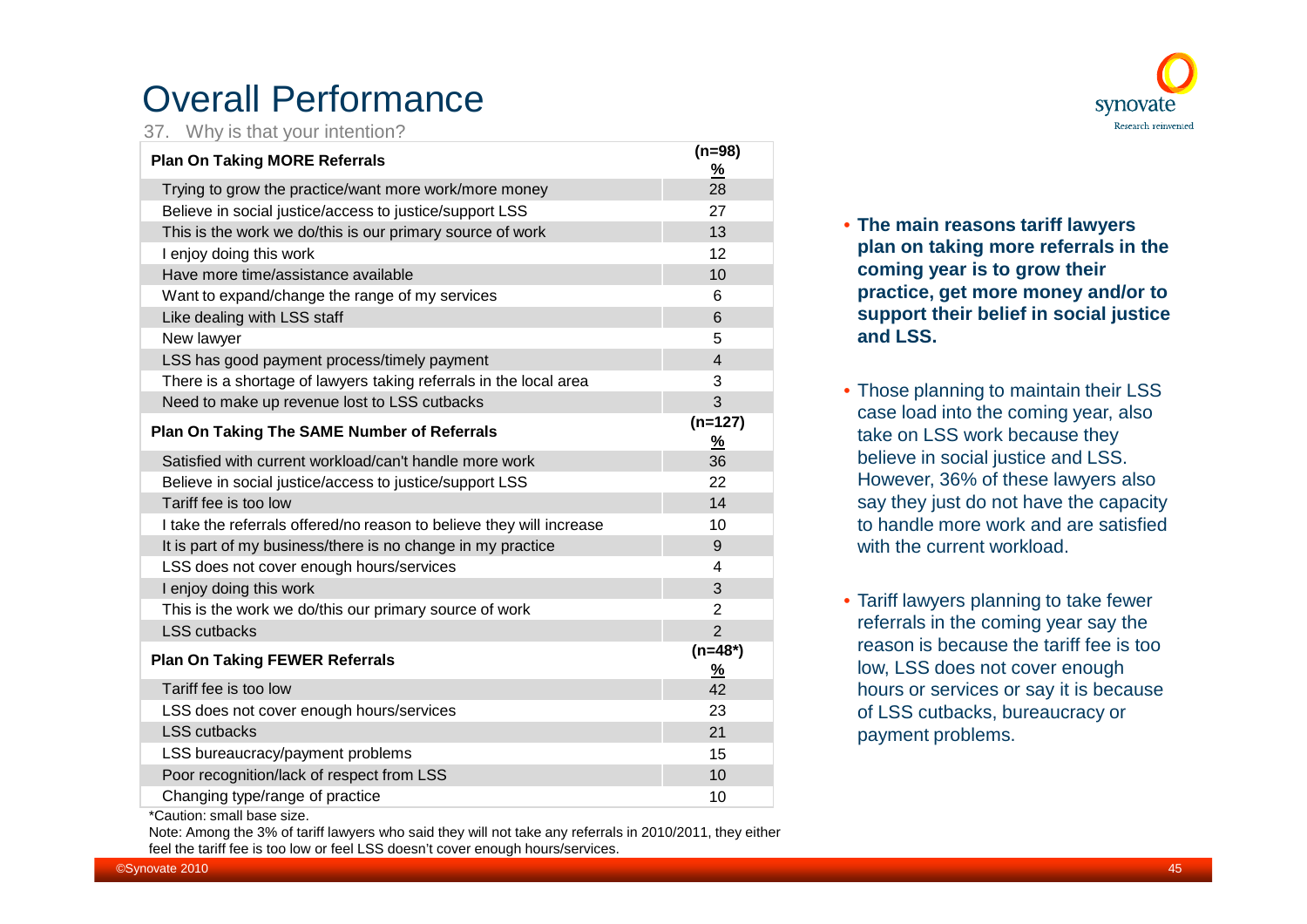# Overall Performance

37. Why is that your intention?

| Plan On Taking MORE Referrals | (n=98) % |
|---|---|
| Trying to grow the practice/want more work/more money | 28 |
| Believe in social justice/access to justice/support LSS | 27 |
| This is the work we do/this is our primary source of work | 13 |
| I enjoy doing this work | 12 |
| Have more time/assistance available | 10 |
| Want to expand/change the range of my services | 6 |
| Like dealing with LSS staff | 6 |
| New lawyer | 5 |
| LSS has good payment process/timely payment | 4 |
| There is a shortage of lawyers taking referrals in the local area | 3 |
| Need to make up revenue lost to LSS cutbacks | 3 |
| **Plan On Taking The SAME Number of Referrals** | **(n=127) %** |
| Satisfied with current workload/can't handle more work | 36 |
| Believe in social justice/access to justice/support LSS | 22 |
| Tariff fee is too low | 14 |
| I take the referrals offered/no reason to believe they will increase | 10 |
| It is part of my business/there is no change in my practice | 9 |
| LSS does not cover enough hours/services | 4 |
| I enjoy doing this work | 3 |
| This is the work we do/this our primary source of work | 2 |
| LSS cutbacks | 2 |
| **Plan On Taking FEWER Referrals** | **(n=48*) %** |
| Tariff fee is too low | 42 |
| LSS does not cover enough hours/services | 23 |
| LSS cutbacks | 21 |
| LSS bureaucracy/payment problems | 15 |
| Poor recognition/lack of respect from LSS | 10 |
| Changing type/range of practice | 10 |

*Caution: small base size.

Note: Among the 3% of tariff lawyers who said they will not take any referrals in 2010/2011, they either feel the tariff fee is too low or feel LSS doesn't cover enough hours/services.

- **The main reasons tariff lawyers plan on taking more referrals in the coming year is to grow their practice, get more money and/or to support their belief in social justice and LSS.**
- Those planning to maintain their LSS case load into the coming year, also take on LSS work because they believe in social justice and LSS. However, 36% of these lawyers also say they just do not have the capacity to handle more work and are satisfied with the current workload.
- Tariff lawyers planning to take fewer referrals in the coming year say the reason is because the tariff fee is too low, LSS does not cover enough hours or services or say it is because of LSS cutbacks, bureaucracy or payment problems.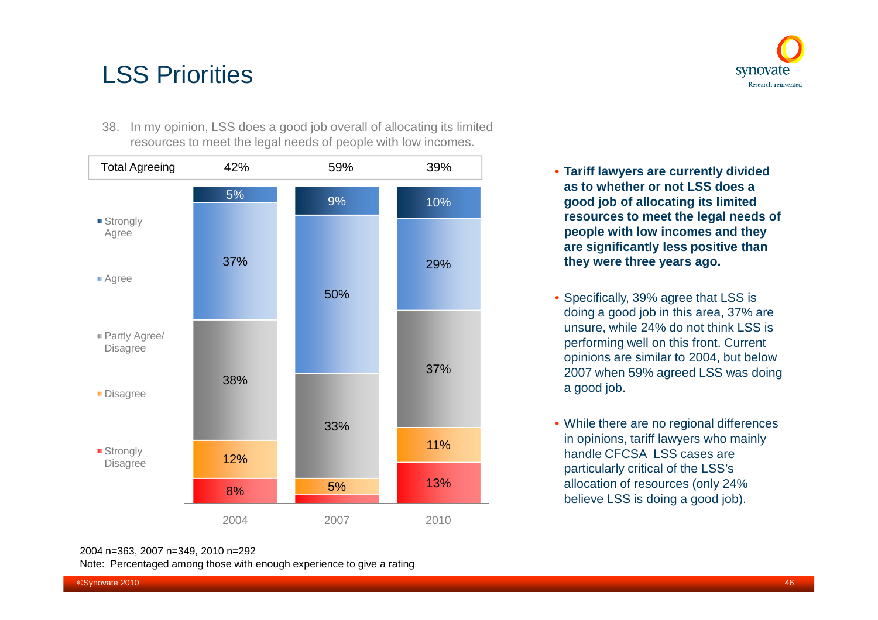# LSS Priorities

38. In my opinion, LSS does a good job overall of allocating its limited resources to meet the legal needs of people with low incomes.

| | 2004 | 2007 | 2010 |
|---|---|---|---|
| Total Agreeing | 42% | 59% | 39% |
| Strongly Agree | 5% | 9% | 10% |
| Agree | 37% | 50% | 29% |
| Partly Agree/ Disagree | 38% | 33% | 37% |
| Disagree | 12% | 5% | 11% |
| Strongly Disagree | 8% | | 13% |

- **Tariff lawyers are currently divided as to whether or not LSS does a good job of allocating its limited resources to meet the legal needs of people with low incomes and they are significantly less positive than they were three years ago.**
- Specifically, 39% agree that LSS is doing a good job in this area, 37% are unsure, while 24% do not think LSS is performing well on this front. Current opinions are similar to 2004, but below 2007 when 59% agreed LSS was doing a good job.
- While there are no regional differences in opinions, tariff lawyers who mainly handle CFCSA LSS cases are particularly critical of the LSS's allocation of resources (only 24% believe LSS is doing a good job).

2004 n=363, 2007 n=349, 2010 n=292

Note: Percentaged among those with enough experience to give a rating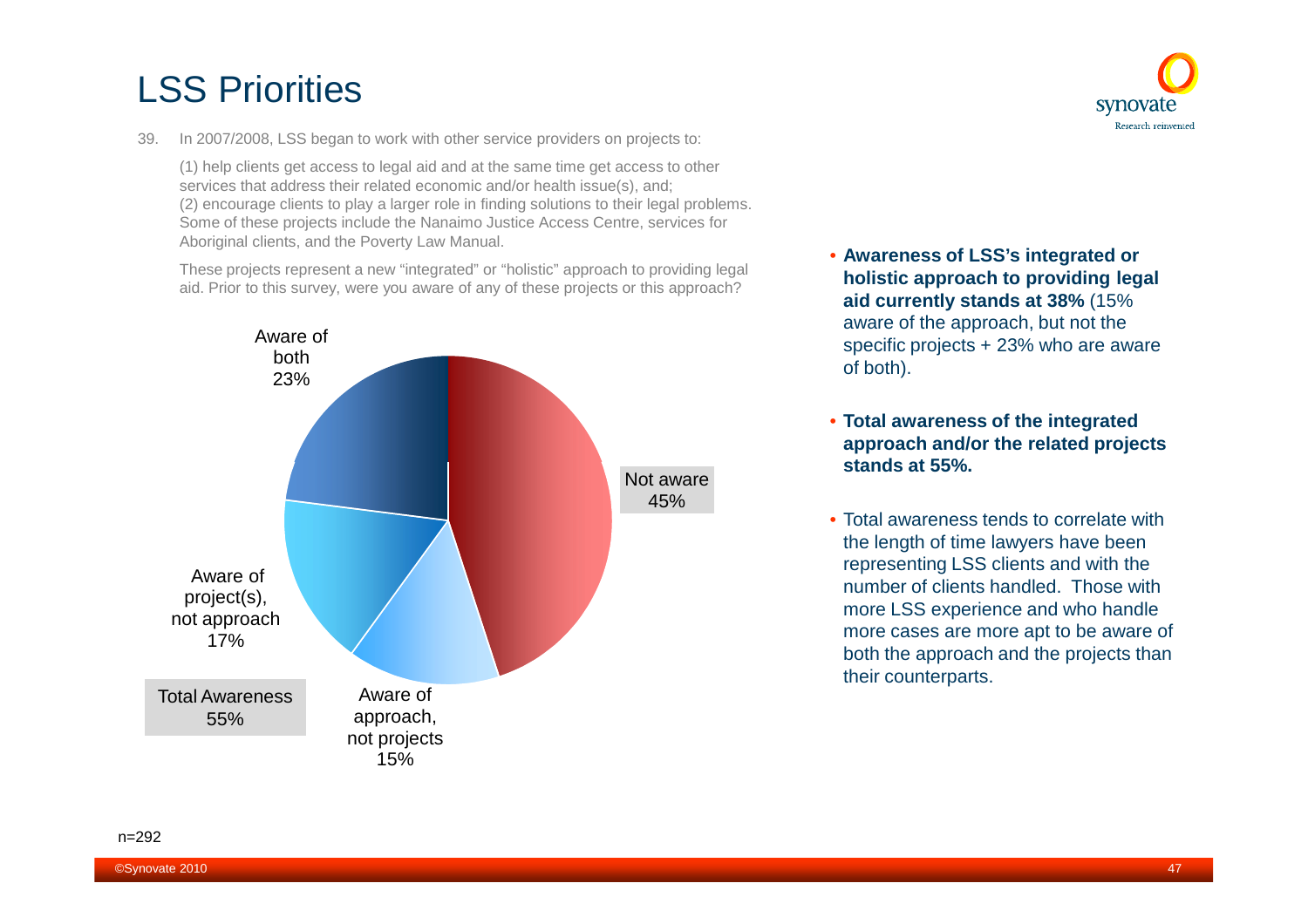# LSS Priorities

39. In 2007/2008, LSS began to work with other service providers on projects to:

    (1) help clients get access to legal aid and at the same time get access to other services that address their related economic and/or health issue(s), and;
    (2) encourage clients to play a larger role in finding solutions to their legal problems. Some of these projects include the Nanaimo Justice Access Centre, services for Aboriginal clients, and the Poverty Law Manual.

    These projects represent a new "integrated" or "holistic" approach to providing legal aid. Prior to this survey, were you aware of any of these projects or this approach?

| Response | % |
|---|---|
| Not aware | 45% |
| Aware of approach, not projects | 15% |
| Aware of project(s), not approach | 17% |
| Aware of both | 23% |

Total Awareness 55%

n=292

- **Awareness of LSS's integrated or holistic approach to providing legal aid currently stands at 38%** (15% aware of the approach, but not the specific projects + 23% who are aware of both).
- **Total awareness of the integrated approach and/or the related projects stands at 55%.**
- Total awareness tends to correlate with the length of time lawyers have been representing LSS clients and with the number of clients handled. Those with more LSS experience and who handle more cases are more apt to be aware of both the approach and the projects than their counterparts.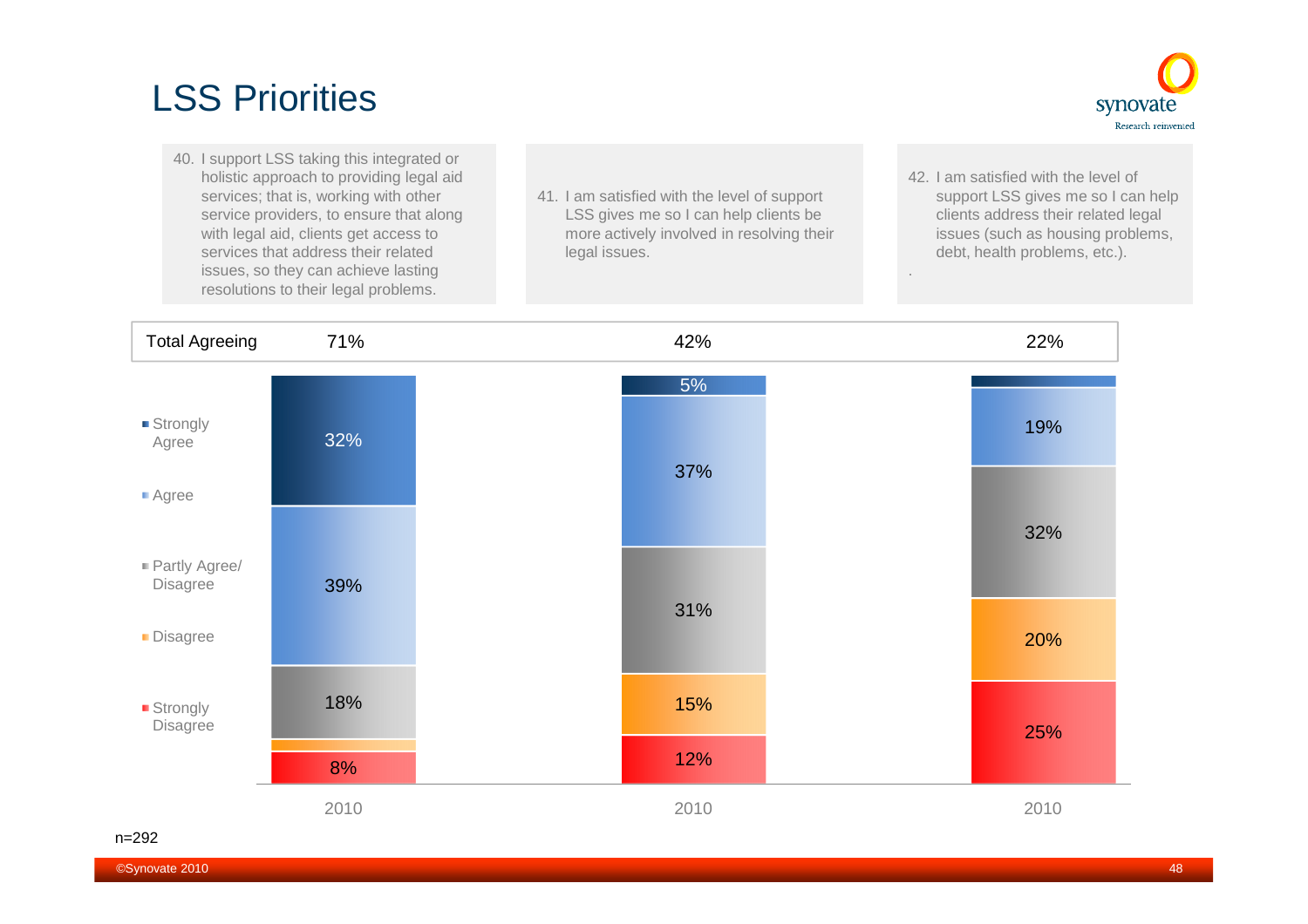# LSS Priorities

40. I support LSS taking this integrated or holistic approach to providing legal aid services; that is, working with other service providers, to ensure that along with legal aid, clients get access to services that address their related issues, so they can achieve lasting resolutions to their legal problems.

41. I am satisfied with the level of support LSS gives me so I can help clients be more actively involved in resolving their legal issues.

42. I am satisfied with the level of support LSS gives me so I can help clients address their related legal issues (such as housing problems, debt, health problems, etc.).

| | 40. (2010) | 41. (2010) | 42. (2010) |
|---|---|---|---|
| Total Agreeing | 71% | 42% | 22% |
| Strongly Agree | 32% | 5% | |
| Agree | 39% | 37% | 19% |
| Partly Agree/ Disagree | 18% | 31% | 32% |
| Disagree | | 15% | 20% |
| Strongly Disagree | 8% | 12% | 25% |

n=292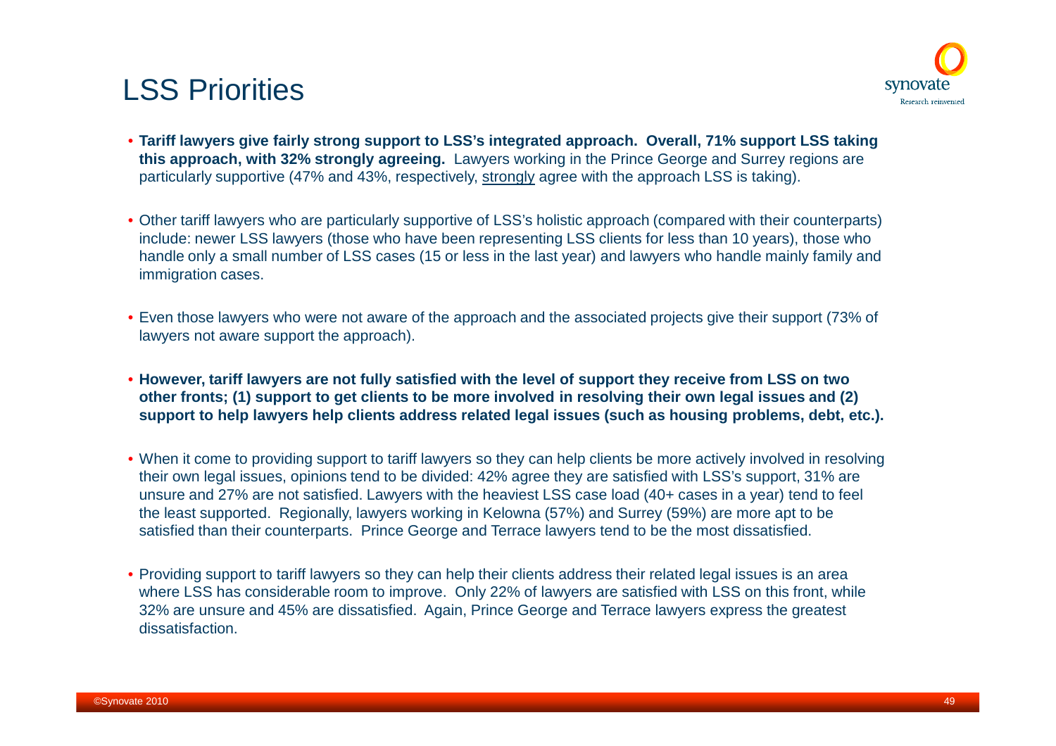# LSS Priorities

- **Tariff lawyers give fairly strong support to LSS's integrated approach. Overall, 71% support LSS taking this approach, with 32% strongly agreeing.** Lawyers working in the Prince George and Surrey regions are particularly supportive (47% and 43%, respectively, <u>strongly</u> agree with the approach LSS is taking).

- Other tariff lawyers who are particularly supportive of LSS's holistic approach (compared with their counterparts) include: newer LSS lawyers (those who have been representing LSS clients for less than 10 years), those who handle only a small number of LSS cases (15 or less in the last year) and lawyers who handle mainly family and immigration cases.

- Even those lawyers who were not aware of the approach and the associated projects give their support (73% of lawyers not aware support the approach).

- **However, tariff lawyers are not fully satisfied with the level of support they receive from LSS on two other fronts; (1) support to get clients to be more involved in resolving their own legal issues and (2) support to help lawyers help clients address related legal issues (such as housing problems, debt, etc.).**

- When it come to providing support to tariff lawyers so they can help clients be more actively involved in resolving their own legal issues, opinions tend to be divided: 42% agree they are satisfied with LSS's support, 31% are unsure and 27% are not satisfied. Lawyers with the heaviest LSS case load (40+ cases in a year) tend to feel the least supported. Regionally, lawyers working in Kelowna (57%) and Surrey (59%) are more apt to be satisfied than their counterparts. Prince George and Terrace lawyers tend to be the most dissatisfied.

- Providing support to tariff lawyers so they can help their clients address their related legal issues is an area where LSS has considerable room to improve. Only 22% of lawyers are satisfied with LSS on this front, while 32% are unsure and 45% are dissatisfied. Again, Prince George and Terrace lawyers express the greatest dissatisfaction.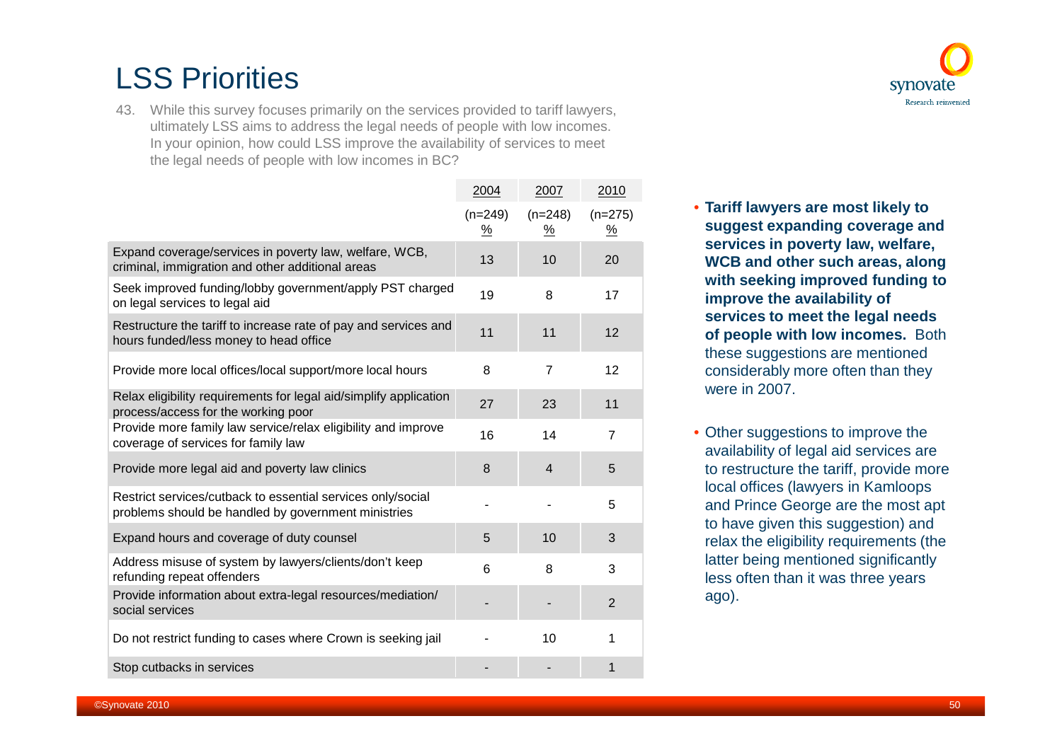# LSS Priorities

43. While this survey focuses primarily on the services provided to tariff lawyers, ultimately LSS aims to address the legal needs of people with low incomes. In your opinion, how could LSS improve the availability of services to meet the legal needs of people with low incomes in BC?

| | 2004 (n=249) % | 2007 (n=248) % | 2010 (n=275) % |
|---|---|---|---|
| Expand coverage/services in poverty law, welfare, WCB, criminal, immigration and other additional areas | 13 | 10 | 20 |
| Seek improved funding/lobby government/apply PST charged on legal services to legal aid | 19 | 8 | 17 |
| Restructure the tariff to increase rate of pay and services and hours funded/less money to head office | 11 | 11 | 12 |
| Provide more local offices/local support/more local hours | 8 | 7 | 12 |
| Relax eligibility requirements for legal aid/simplify application process/access for the working poor | 27 | 23 | 11 |
| Provide more family law service/relax eligibility and improve coverage of services for family law | 16 | 14 | 7 |
| Provide more legal aid and poverty law clinics | 8 | 4 | 5 |
| Restrict services/cutback to essential services only/social problems should be handled by government ministries | - | - | 5 |
| Expand hours and coverage of duty counsel | 5 | 10 | 3 |
| Address misuse of system by lawyers/clients/don't keep refunding repeat offenders | 6 | 8 | 3 |
| Provide information about extra-legal resources/mediation/ social services | - | - | 2 |
| Do not restrict funding to cases where Crown is seeking jail | - | 10 | 1 |
| Stop cutbacks in services | - | - | 1 |

- **Tariff lawyers are most likely to suggest expanding coverage and services in poverty law, welfare, WCB and other such areas, along with seeking improved funding to improve the availability of services to meet the legal needs of people with low incomes.** Both these suggestions are mentioned considerably more often than they were in 2007.
- Other suggestions to improve the availability of legal aid services are to restructure the tariff, provide more local offices (lawyers in Kamloops and Prince George are the most apt to have given this suggestion) and relax the eligibility requirements (the latter being mentioned significantly less often than it was three years ago).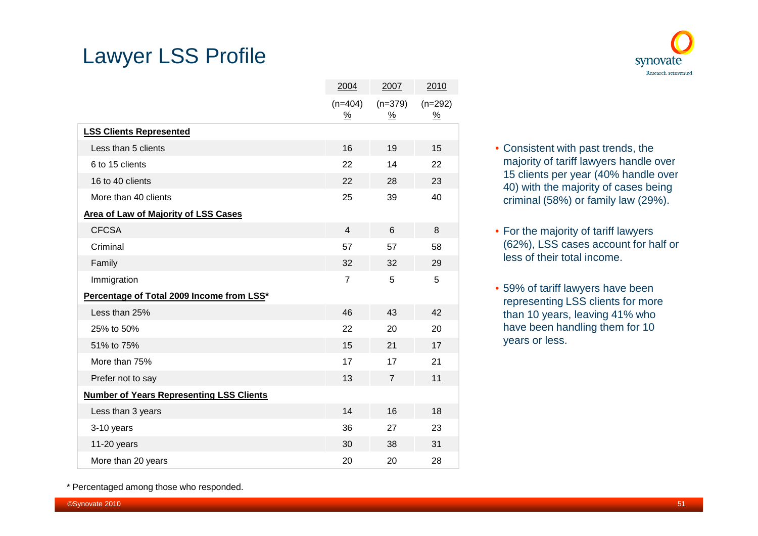# Lawyer LSS Profile

| | 2004 (n=404) % | 2007 (n=379) % | 2010 (n=292) % |
|---|---|---|---|
| **LSS Clients Represented** | | | |
| Less than 5 clients | 16 | 19 | 15 |
| 6 to 15 clients | 22 | 14 | 22 |
| 16 to 40 clients | 22 | 28 | 23 |
| More than 40 clients | 25 | 39 | 40 |
| **Area of Law of Majority of LSS Cases** | | | |
| CFCSA | 4 | 6 | 8 |
| Criminal | 57 | 57 | 58 |
| Family | 32 | 32 | 29 |
| Immigration | 7 | 5 | 5 |
| **Percentage of Total 2009 Income from LSS*** | | | |
| Less than 25% | 46 | 43 | 42 |
| 25% to 50% | 22 | 20 | 20 |
| 51% to 75% | 15 | 21 | 17 |
| More than 75% | 17 | 17 | 21 |
| Prefer not to say | 13 | 7 | 11 |
| **Number of Years Representing LSS Clients** | | | |
| Less than 3 years | 14 | 16 | 18 |
| 3-10 years | 36 | 27 | 23 |
| 11-20 years | 30 | 38 | 31 |
| More than 20 years | 20 | 20 | 28 |

- Consistent with past trends, the majority of tariff lawyers handle over 15 clients per year (40% handle over 40) with the majority of cases being criminal (58%) or family law (29%).
- For the majority of tariff lawyers (62%), LSS cases account for half or less of their total income.
- 59% of tariff lawyers have been representing LSS clients for more than 10 years, leaving 41% who have been handling them for 10 years or less.

* Percentaged among those who responded.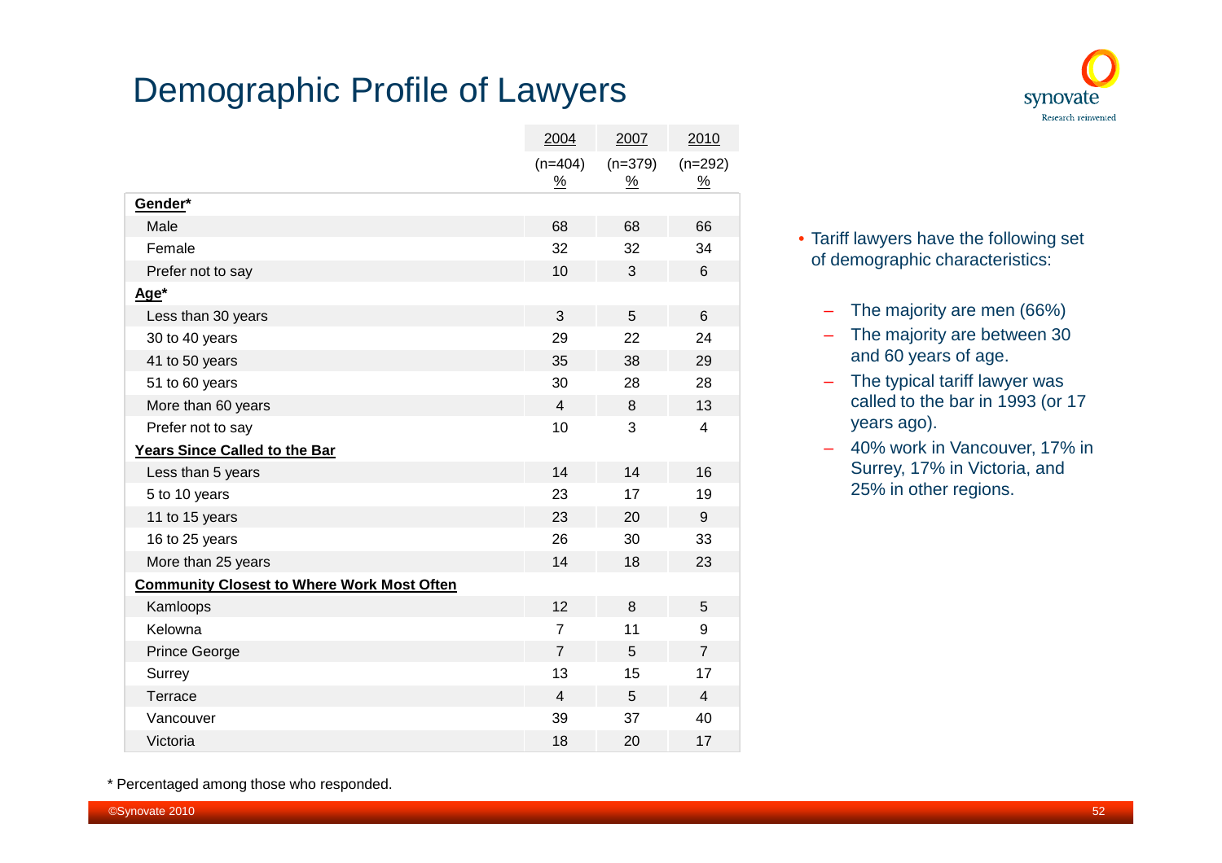# Demographic Profile of Lawyers

| | 2004 (n=404) % | 2007 (n=379) % | 2010 (n=292) % |
|---|---|---|---|
| **Gender*** | | | |
| Male | 68 | 68 | 66 |
| Female | 32 | 32 | 34 |
| Prefer not to say | 10 | 3 | 6 |
| **Age*** | | | |
| Less than 30 years | 3 | 5 | 6 |
| 30 to 40 years | 29 | 22 | 24 |
| 41 to 50 years | 35 | 38 | 29 |
| 51 to 60 years | 30 | 28 | 28 |
| More than 60 years | 4 | 8 | 13 |
| Prefer not to say | 10 | 3 | 4 |
| **Years Since Called to the Bar** | | | |
| Less than 5 years | 14 | 14 | 16 |
| 5 to 10 years | 23 | 17 | 19 |
| 11 to 15 years | 23 | 20 | 9 |
| 16 to 25 years | 26 | 30 | 33 |
| More than 25 years | 14 | 18 | 23 |
| **Community Closest to Where Work Most Often** | | | |
| Kamloops | 12 | 8 | 5 |
| Kelowna | 7 | 11 | 9 |
| Prince George | 7 | 5 | 7 |
| Surrey | 13 | 15 | 17 |
| Terrace | 4 | 5 | 4 |
| Vancouver | 39 | 37 | 40 |
| Victoria | 18 | 20 | 17 |

- Tariff lawyers have the following set of demographic characteristics:
  - The majority are men (66%)
  - The majority are between 30 and 60 years of age.
  - The typical tariff lawyer was called to the bar in 1993 (or 17 years ago).
  - 40% work in Vancouver, 17% in Surrey, 17% in Victoria, and 25% in other regions.

* Percentaged among those who responded.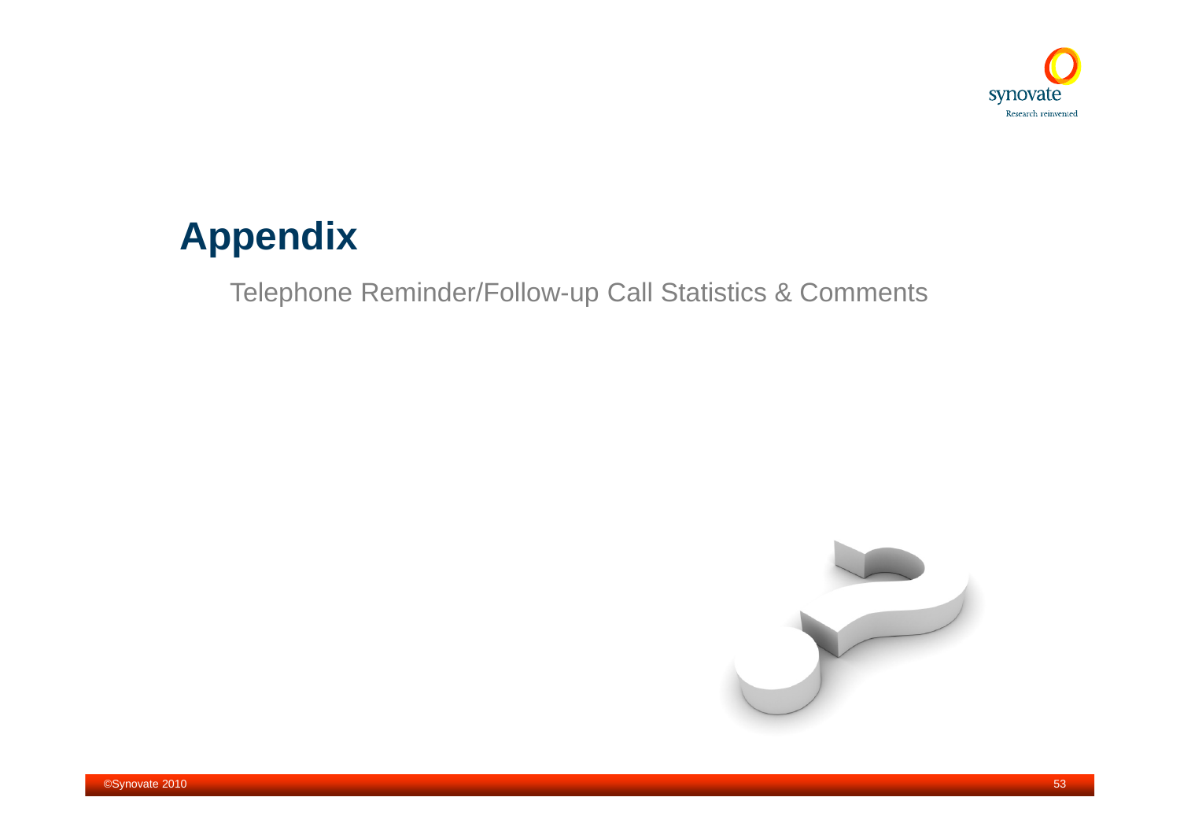# Appendix

Telephone Reminder/Follow-up Call Statistics & Comments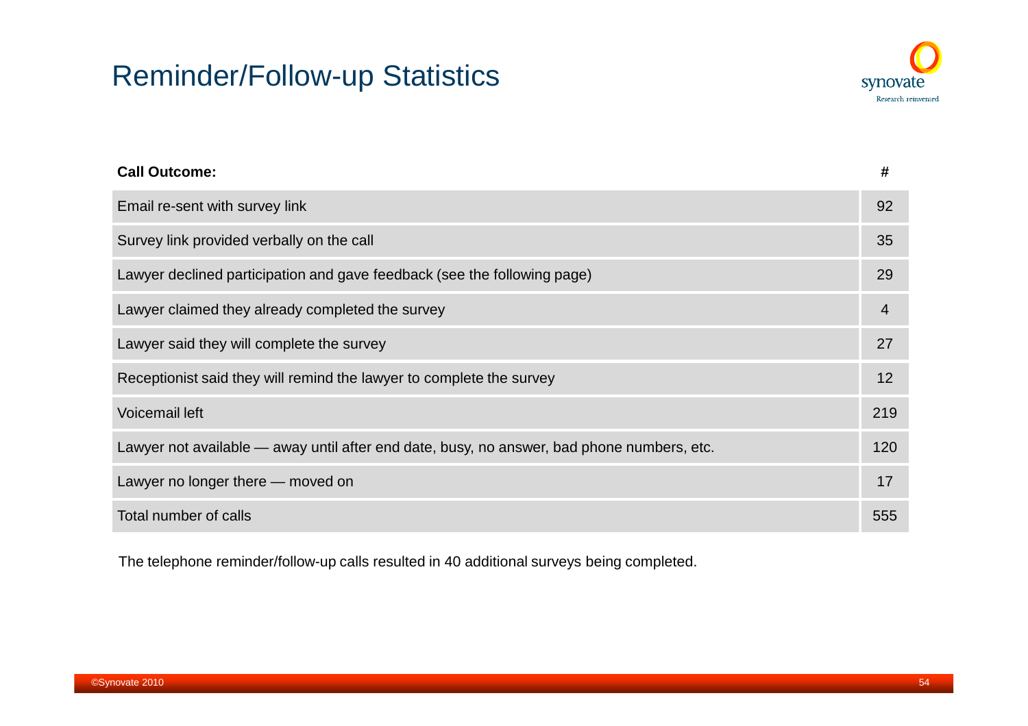# Reminder/Follow-up Statistics

| Call Outcome: | # |
|---|---|
| Email re-sent with survey link | 92 |
| Survey link provided verbally on the call | 35 |
| Lawyer declined participation and gave feedback (see the following page) | 29 |
| Lawyer claimed they already completed the survey | 4 |
| Lawyer said they will complete the survey | 27 |
| Receptionist said they will remind the lawyer to complete the survey | 12 |
| Voicemail left | 219 |
| Lawyer not available — away until after end date, busy, no answer, bad phone numbers, etc. | 120 |
| Lawyer no longer there — moved on | 17 |
| Total number of calls | 555 |

The telephone reminder/follow-up calls resulted in 40 additional surveys being completed.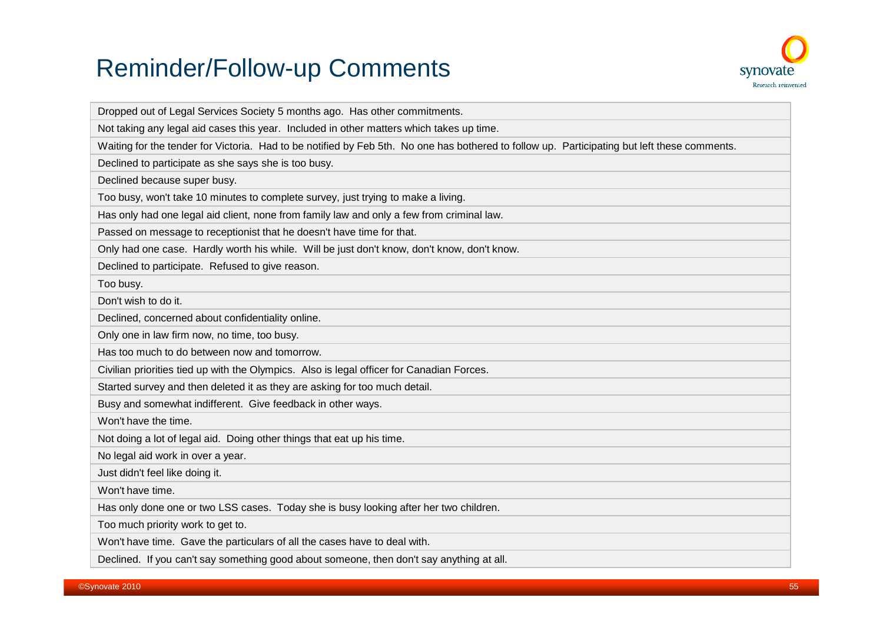# Reminder/Follow-up Comments

| |
|---|
| Dropped out of Legal Services Society 5 months ago. Has other commitments. |
| Not taking any legal aid cases this year. Included in other matters which takes up time. |
| Waiting for the tender for Victoria. Had to be notified by Feb 5th. No one has bothered to follow up. Participating but left these comments. |
| Declined to participate as she says she is too busy. |
| Declined because super busy. |
| Too busy, won't take 10 minutes to complete survey, just trying to make a living. |
| Has only had one legal aid client, none from family law and only a few from criminal law. |
| Passed on message to receptionist that he doesn't have time for that. |
| Only had one case. Hardly worth his while. Will be just don't know, don't know, don't know. |
| Declined to participate. Refused to give reason. |
| Too busy. |
| Don't wish to do it. |
| Declined, concerned about confidentiality online. |
| Only one in law firm now, no time, too busy. |
| Has too much to do between now and tomorrow. |
| Civilian priorities tied up with the Olympics. Also is legal officer for Canadian Forces. |
| Started survey and then deleted it as they are asking for too much detail. |
| Busy and somewhat indifferent. Give feedback in other ways. |
| Won't have the time. |
| Not doing a lot of legal aid. Doing other things that eat up his time. |
| No legal aid work in over a year. |
| Just didn't feel like doing it. |
| Won't have time. |
| Has only done one or two LSS cases. Today she is busy looking after her two children. |
| Too much priority work to get to. |
| Won't have time. Gave the particulars of all the cases have to deal with. |
| Declined. If you can't say something good about someone, then don't say anything at all. |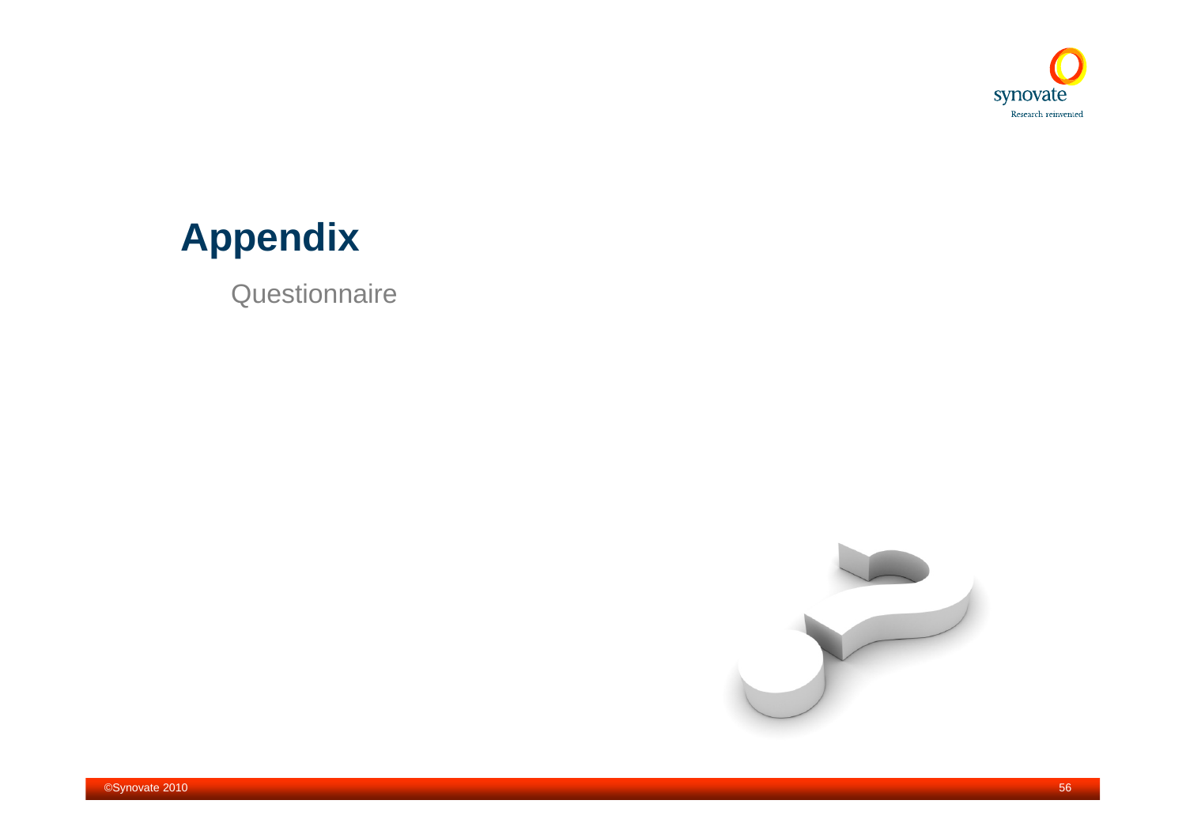# Appendix

Questionnaire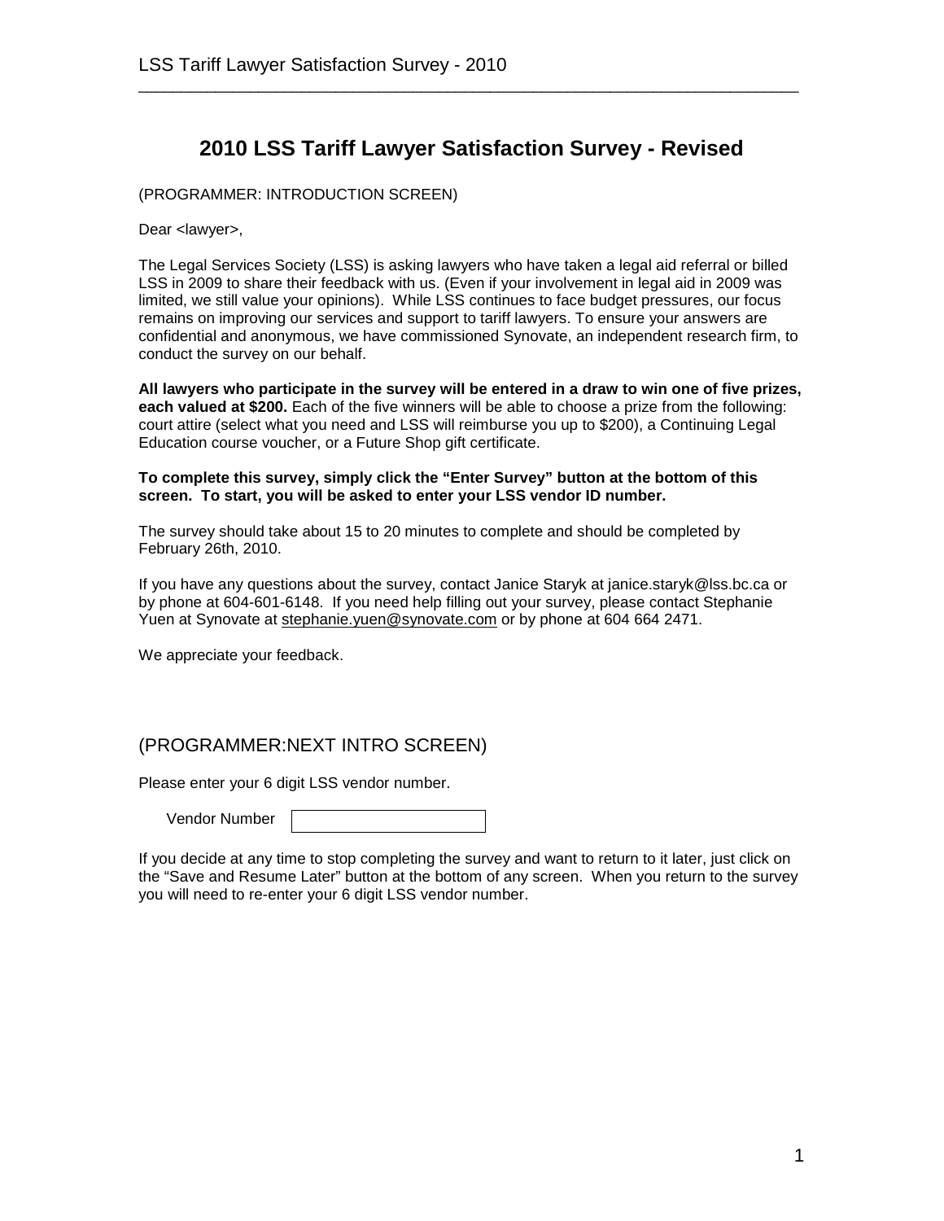# 2010 LSS Tariff Lawyer Satisfaction Survey - Revised

(PROGRAMMER: INTRODUCTION SCREEN)

Dear <lawyer>,

The Legal Services Society (LSS) is asking lawyers who have taken a legal aid referral or billed LSS in 2009 to share their feedback with us. (Even if your involvement in legal aid in 2009 was limited, we still value your opinions). While LSS continues to face budget pressures, our focus remains on improving our services and support to tariff lawyers. To ensure your answers are confidential and anonymous, we have commissioned Synovate, an independent research firm, to conduct the survey on our behalf.

**All lawyers who participate in the survey will be entered in a draw to win one of five prizes, each valued at $200.** Each of the five winners will be able to choose a prize from the following: court attire (select what you need and LSS will reimburse you up to $200), a Continuing Legal Education course voucher, or a Future Shop gift certificate.

**To complete this survey, simply click the "Enter Survey" button at the bottom of this screen. To start, you will be asked to enter your LSS vendor ID number.**

The survey should take about 15 to 20 minutes to complete and should be completed by February 26th, 2010.

If you have any questions about the survey, contact Janice Staryk at janice.staryk@lss.bc.ca or by phone at 604-601-6148. If you need help filling out your survey, please contact Stephanie Yuen at Synovate at stephanie.yuen@synovate.com or by phone at 604 664 2471.

We appreciate your feedback.

## (PROGRAMMER:NEXT INTRO SCREEN)

Please enter your 6 digit LSS vendor number.

Vendor Number [ ]

If you decide at any time to stop completing the survey and want to return to it later, just click on the "Save and Resume Later" button at the bottom of any screen. When you return to the survey you will need to re-enter your 6 digit LSS vendor number.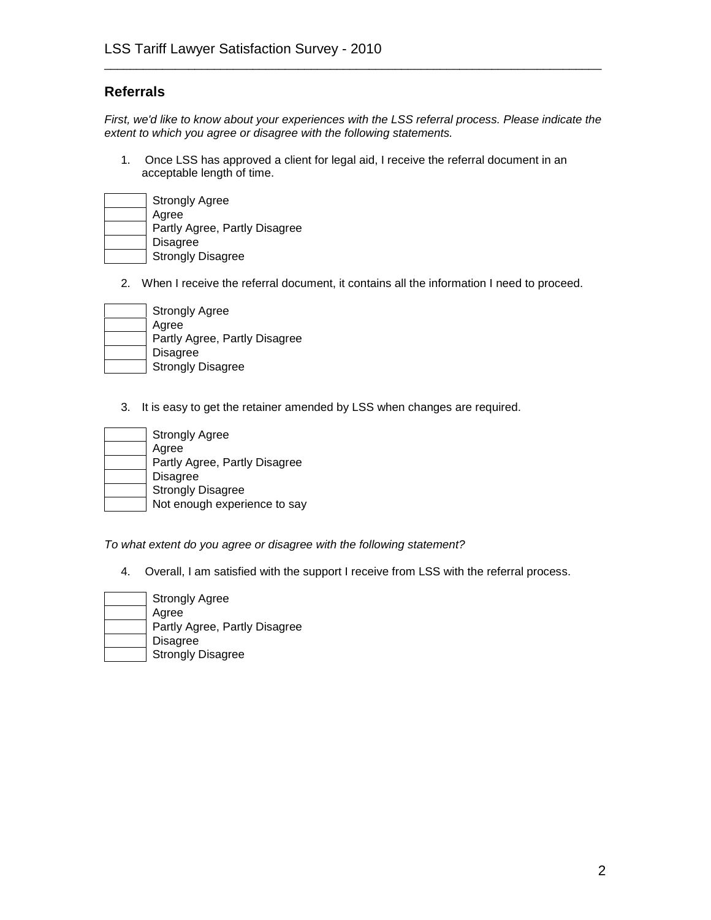## Referrals

*First, we'd like to know about your experiences with the LSS referral process. Please indicate the extent to which you agree or disagree with the following statements.*

1. Once LSS has approved a client for legal aid, I receive the referral document in an acceptable length of time.

- [ ] Strongly Agree
- [ ] Agree
- [ ] Partly Agree, Partly Disagree
- [ ] Disagree
- [ ] Strongly Disagree

2. When I receive the referral document, it contains all the information I need to proceed.

- [ ] Strongly Agree
- [ ] Agree
- [ ] Partly Agree, Partly Disagree
- [ ] Disagree
- [ ] Strongly Disagree

3. It is easy to get the retainer amended by LSS when changes are required.

- [ ] Strongly Agree
- [ ] Agree
- [ ] Partly Agree, Partly Disagree
- [ ] Disagree
- [ ] Strongly Disagree
- [ ] Not enough experience to say

*To what extent do you agree or disagree with the following statement?*

4. Overall, I am satisfied with the support I receive from LSS with the referral process.

- [ ] Strongly Agree
- [ ] Agree
- [ ] Partly Agree, Partly Disagree
- [ ] Disagree
- [ ] Strongly Disagree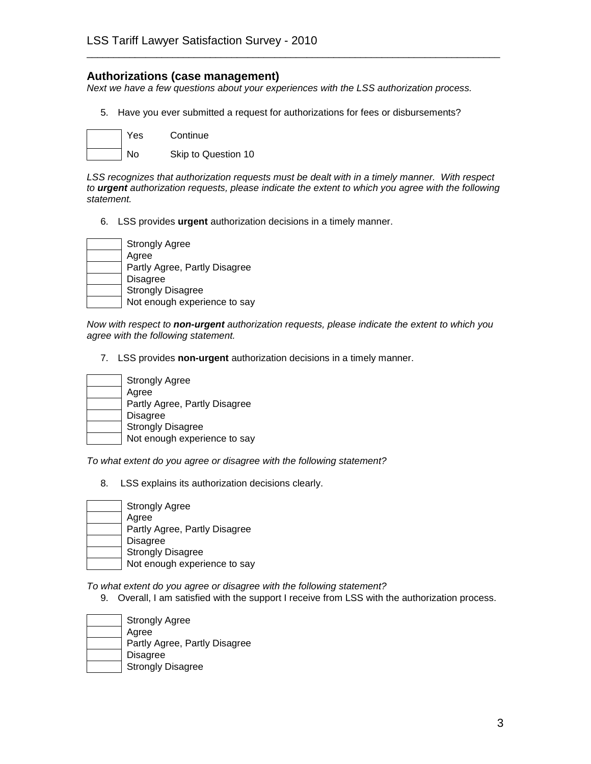## Authorizations (case management)

*Next we have a few questions about your experiences with the LSS authorization process.*

5. Have you ever submitted a request for authorizations for fees or disbursements?

| | | |
|---|---|---|
| | Yes | Continue |
| | No | Skip to Question 10 |

*LSS recognizes that authorization requests must be dealt with in a timely manner. With respect to **urgent** authorization requests, please indicate the extent to which you agree with the following statement.*

6. LSS provides **urgent** authorization decisions in a timely manner.

| | |
|---|---|
| | Strongly Agree |
| | Agree |
| | Partly Agree, Partly Disagree |
| | Disagree |
| | Strongly Disagree |
| | Not enough experience to say |

*Now with respect to **non-urgent** authorization requests, please indicate the extent to which you agree with the following statement.*

7. LSS provides **non-urgent** authorization decisions in a timely manner.

| | |
|---|---|
| | Strongly Agree |
| | Agree |
| | Partly Agree, Partly Disagree |
| | Disagree |
| | Strongly Disagree |
| | Not enough experience to say |

*To what extent do you agree or disagree with the following statement?*

8. LSS explains its authorization decisions clearly.

| | |
|---|---|
| | Strongly Agree |
| | Agree |
| | Partly Agree, Partly Disagree |
| | Disagree |
| | Strongly Disagree |
| | Not enough experience to say |

*To what extent do you agree or disagree with the following statement?*

9. Overall, I am satisfied with the support I receive from LSS with the authorization process.

| | |
|---|---|
| | Strongly Agree |
| | Agree |
| | Partly Agree, Partly Disagree |
| | Disagree |
| | Strongly Disagree |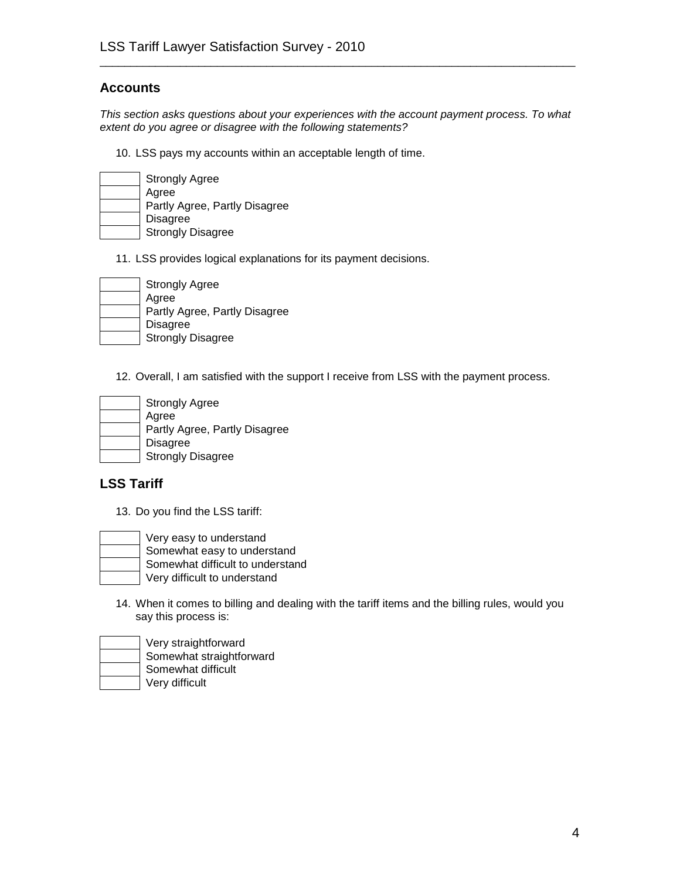## Accounts

*This section asks questions about your experiences with the account payment process. To what extent do you agree or disagree with the following statements?*

10. LSS pays my accounts within an acceptable length of time.

- [ ] Strongly Agree
- [ ] Agree
- [ ] Partly Agree, Partly Disagree
- [ ] Disagree
- [ ] Strongly Disagree

11. LSS provides logical explanations for its payment decisions.

- [ ] Strongly Agree
- [ ] Agree
- [ ] Partly Agree, Partly Disagree
- [ ] Disagree
- [ ] Strongly Disagree

12. Overall, I am satisfied with the support I receive from LSS with the payment process.

- [ ] Strongly Agree
- [ ] Agree
- [ ] Partly Agree, Partly Disagree
- [ ] Disagree
- [ ] Strongly Disagree

## LSS Tariff

13. Do you find the LSS tariff:

- [ ] Very easy to understand
- [ ] Somewhat easy to understand
- [ ] Somewhat difficult to understand
- [ ] Very difficult to understand

14. When it comes to billing and dealing with the tariff items and the billing rules, would you say this process is:

- [ ] Very straightforward
- [ ] Somewhat straightforward
- [ ] Somewhat difficult
- [ ] Very difficult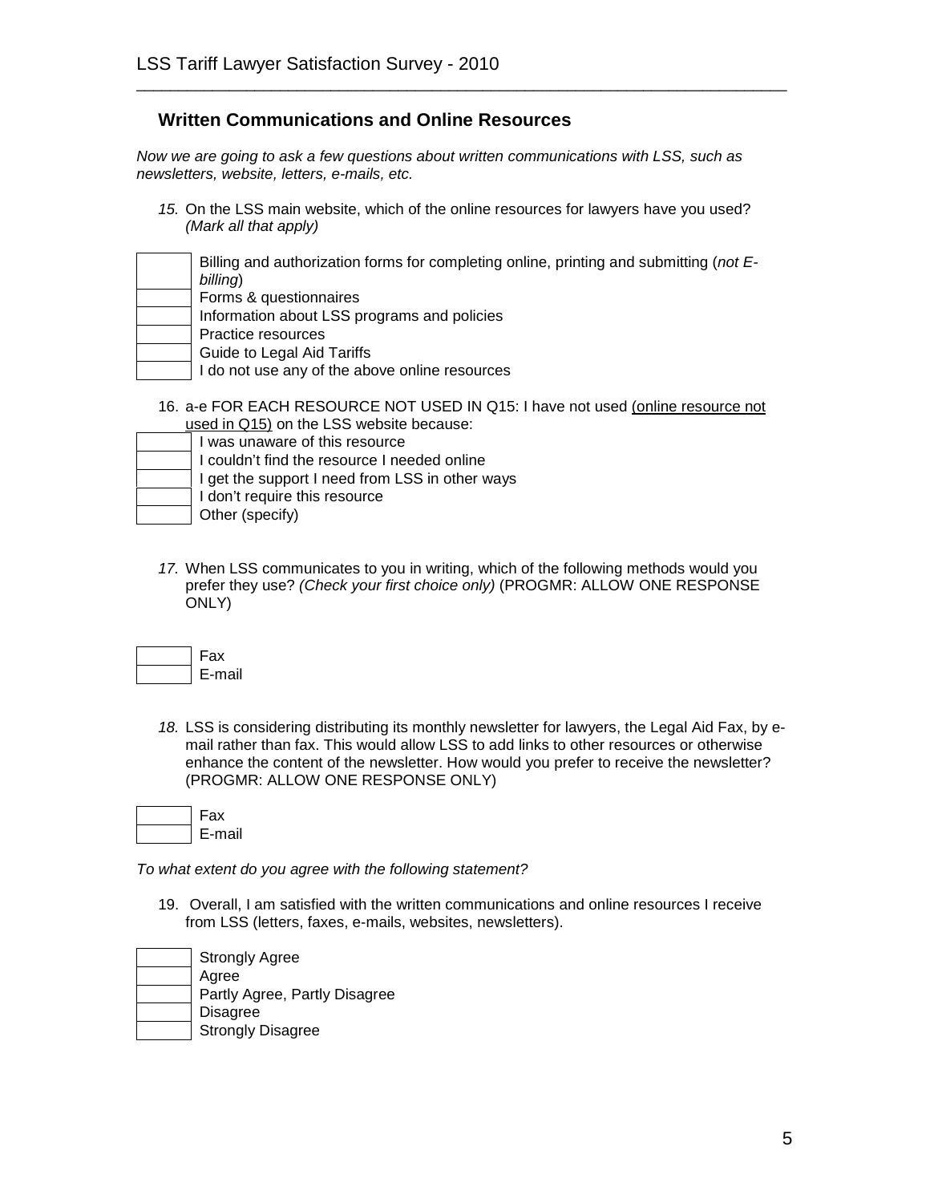## Written Communications and Online Resources

*Now we are going to ask a few questions about written communications with LSS, such as newsletters, website, letters, e-mails, etc.*

*15.* On the LSS main website, which of the online resources for lawyers have you used? *(Mark all that apply)*

- [ ] Billing and authorization forms for completing online, printing and submitting (*not E-billing*)
- [ ] Forms & questionnaires
- [ ] Information about LSS programs and policies
- [ ] Practice resources
- [ ] Guide to Legal Aid Tariffs
- [ ] I do not use any of the above online resources

16. a-e FOR EACH RESOURCE NOT USED IN Q15: I have not used <u>(online resource not used in Q15)</u> on the LSS website because:

- [ ] I was unaware of this resource
- [ ] I couldn't find the resource I needed online
- [ ] I get the support I need from LSS in other ways
- [ ] I don't require this resource
- [ ] Other (specify)

*17.* When LSS communicates to you in writing, which of the following methods would you prefer they use? *(Check your first choice only)* (PROGMR: ALLOW ONE RESPONSE ONLY)

- [ ] Fax
- [ ] E-mail

*18.* LSS is considering distributing its monthly newsletter for lawyers, the Legal Aid Fax, by e-mail rather than fax. This would allow LSS to add links to other resources or otherwise enhance the content of the newsletter. How would you prefer to receive the newsletter? (PROGMR: ALLOW ONE RESPONSE ONLY)

- [ ] Fax
- [ ] E-mail

*To what extent do you agree with the following statement?*

19. Overall, I am satisfied with the written communications and online resources I receive from LSS (letters, faxes, e-mails, websites, newsletters).

- [ ] Strongly Agree
- [ ] Agree
- [ ] Partly Agree, Partly Disagree
- [ ] Disagree
- [ ] Strongly Disagree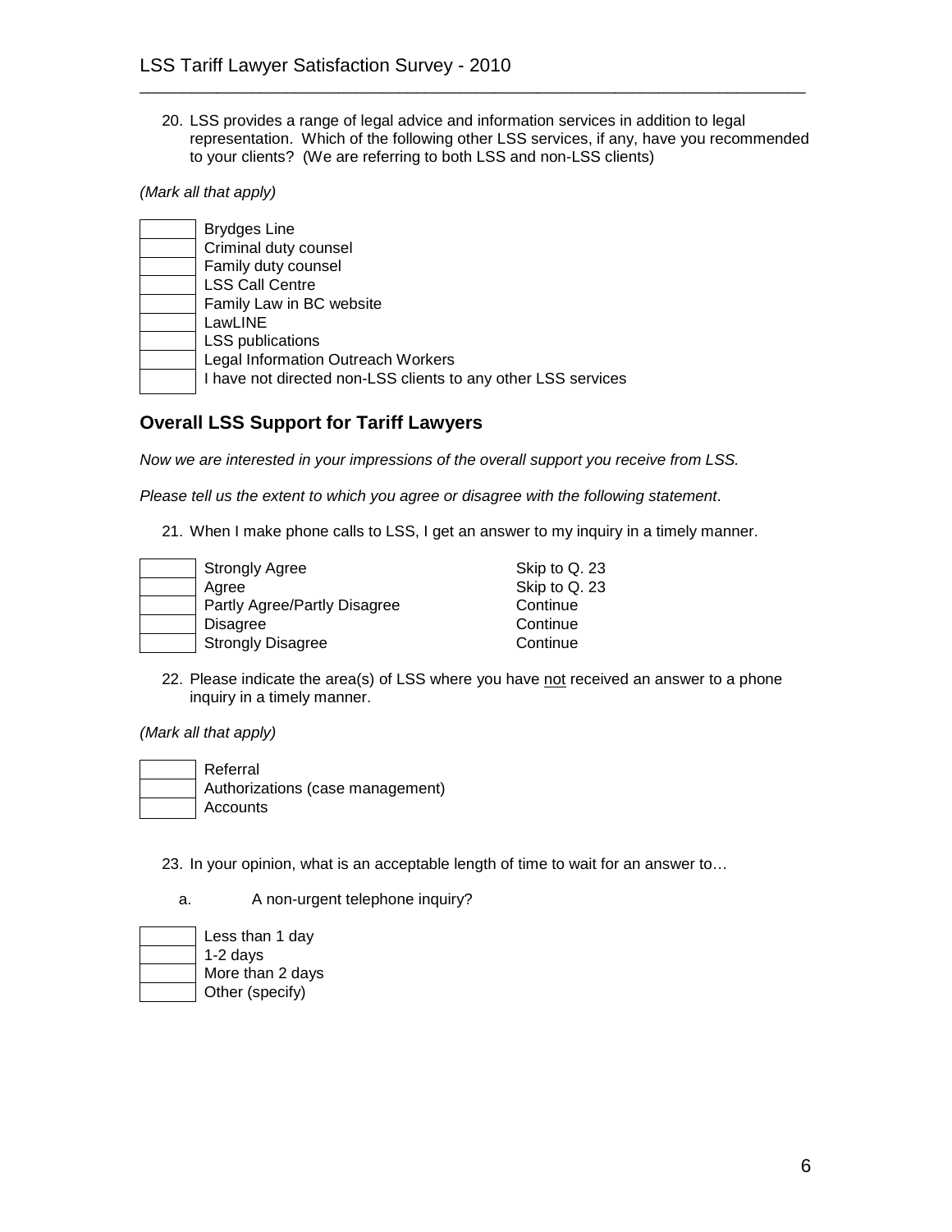20. LSS provides a range of legal advice and information services in addition to legal representation. Which of the following other LSS services, if any, have you recommended to your clients? (We are referring to both LSS and non-LSS clients)

*(Mark all that apply)*

- [ ] Brydges Line
- [ ] Criminal duty counsel
- [ ] Family duty counsel
- [ ] LSS Call Centre
- [ ] Family Law in BC website
- [ ] LawLINE
- [ ] LSS publications
- [ ] Legal Information Outreach Workers
- [ ] I have not directed non-LSS clients to any other LSS services

## Overall LSS Support for Tariff Lawyers

*Now we are interested in your impressions of the overall support you receive from LSS.*

*Please tell us the extent to which you agree or disagree with the following statement*.

21. When I make phone calls to LSS, I get an answer to my inquiry in a timely manner.

| | | |
|---|---|---|
| [ ] | Strongly Agree | Skip to Q. 23 |
| [ ] | Agree | Skip to Q. 23 |
| [ ] | Partly Agree/Partly Disagree | Continue |
| [ ] | Disagree | Continue |
| [ ] | Strongly Disagree | Continue |

22. Please indicate the area(s) of LSS where you have not received an answer to a phone inquiry in a timely manner.

*(Mark all that apply)*

- [ ] Referral
- [ ] Authorizations (case management)
- [ ] Accounts

23. In your opinion, what is an acceptable length of time to wait for an answer to…

a. A non-urgent telephone inquiry?

- [ ] Less than 1 day
- [ ] 1-2 days
- [ ] More than 2 days
- [ ] Other (specify)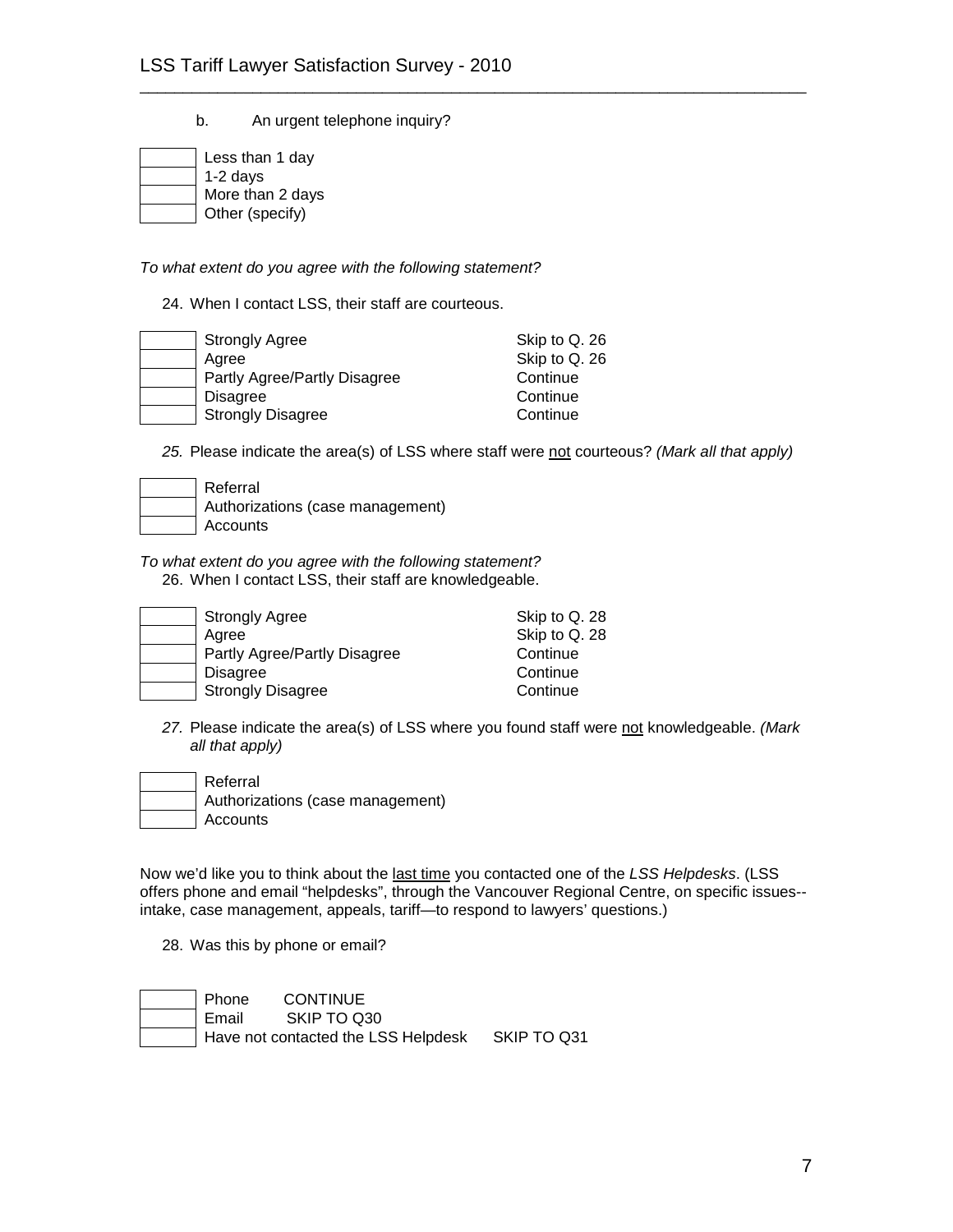b. An urgent telephone inquiry?

| | |
|---|---|
| | Less than 1 day |
| | 1-2 days |
| | More than 2 days |
| | Other (specify) |

*To what extent do you agree with the following statement?*

24. When I contact LSS, their staff are courteous.

| | | |
|---|---|---|
| | Strongly Agree | Skip to Q. 26 |
| | Agree | Skip to Q. 26 |
| | Partly Agree/Partly Disagree | Continue |
| | Disagree | Continue |
| | Strongly Disagree | Continue |

*25.* Please indicate the area(s) of LSS where staff were <u>not</u> courteous? *(Mark all that apply)*

| | |
|---|---|
| | Referral |
| | Authorizations (case management) |
| | Accounts |

*To what extent do you agree with the following statement?*

26. When I contact LSS, their staff are knowledgeable.

| | | |
|---|---|---|
| | Strongly Agree | Skip to Q. 28 |
| | Agree | Skip to Q. 28 |
| | Partly Agree/Partly Disagree | Continue |
| | Disagree | Continue |
| | Strongly Disagree | Continue |

*27.* Please indicate the area(s) of LSS where you found staff were <u>not</u> knowledgeable. *(Mark all that apply)*

| | |
|---|---|
| | Referral |
| | Authorizations (case management) |
| | Accounts |

Now we'd like you to think about the <u>last time</u> you contacted one of the *LSS Helpdesks*. (LSS offers phone and email "helpdesks", through the Vancouver Regional Centre, on specific issues--intake, case management, appeals, tariff—to respond to lawyers' questions.)

28. Was this by phone or email?

| | | |
|---|---|---|
| | Phone | CONTINUE |
| | Email | SKIP TO Q30 |
| | Have not contacted the LSS Helpdesk | SKIP TO Q31 |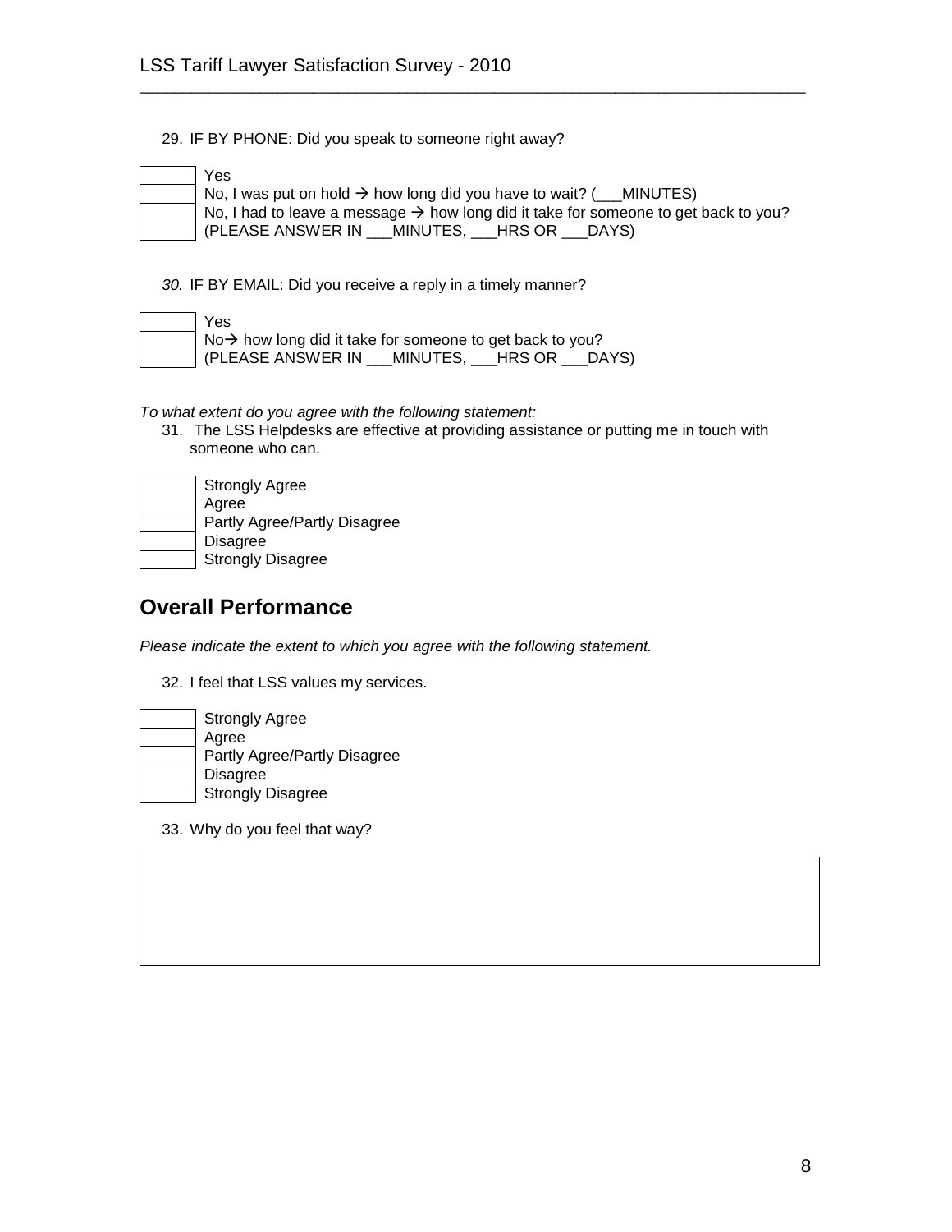29. IF BY PHONE: Did you speak to someone right away?

- [ ] Yes
- [ ] No, I was put on hold → how long did you have to wait? (___MINUTES)
- [ ] No, I had to leave a message → how long did it take for someone to get back to you? (PLEASE ANSWER IN ___MINUTES, ___HRS OR ___DAYS)

*30.* IF BY EMAIL: Did you receive a reply in a timely manner?

- [ ] Yes
- [ ] No→ how long did it take for someone to get back to you? (PLEASE ANSWER IN ___MINUTES, ___HRS OR ___DAYS)

*To what extent do you agree with the following statement:*

31. The LSS Helpdesks are effective at providing assistance or putting me in touch with someone who can.

- [ ] Strongly Agree
- [ ] Agree
- [ ] Partly Agree/Partly Disagree
- [ ] Disagree
- [ ] Strongly Disagree

## Overall Performance

*Please indicate the extent to which you agree with the following statement.*

32. I feel that LSS values my services.

- [ ] Strongly Agree
- [ ] Agree
- [ ] Partly Agree/Partly Disagree
- [ ] Disagree
- [ ] Strongly Disagree

33. Why do you feel that way?

| |
|---|
| |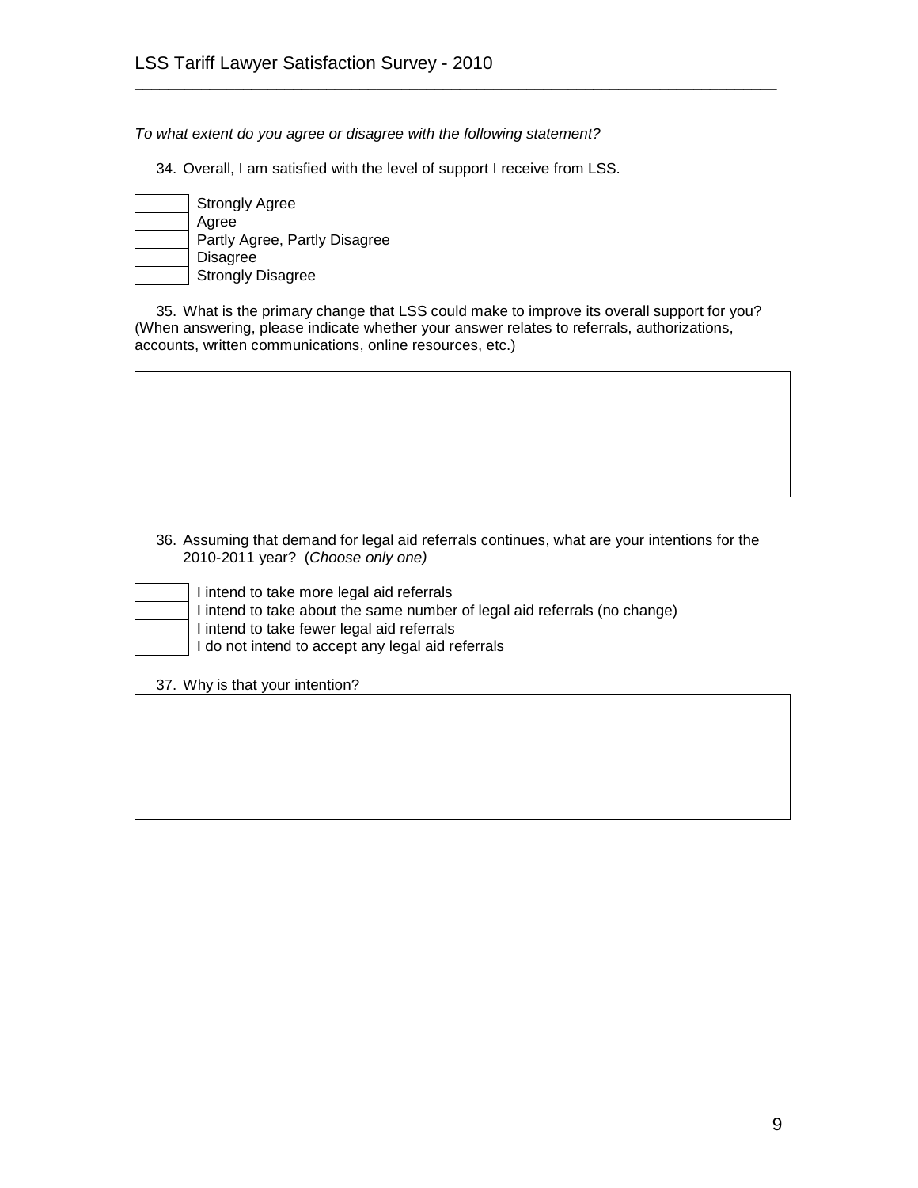*To what extent do you agree or disagree with the following statement?*

34. Overall, I am satisfied with the level of support I receive from LSS.

- [ ] Strongly Agree
- [ ] Agree
- [ ] Partly Agree, Partly Disagree
- [ ] Disagree
- [ ] Strongly Disagree

35. What is the primary change that LSS could make to improve its overall support for you? (When answering, please indicate whether your answer relates to referrals, authorizations, accounts, written communications, online resources, etc.)

|   |
|---|
|   |

36. Assuming that demand for legal aid referrals continues, what are your intentions for the 2010-2011 year? (*Choose only one)*

- [ ] I intend to take more legal aid referrals
- [ ] I intend to take about the same number of legal aid referrals (no change)
- [ ] I intend to take fewer legal aid referrals
- [ ] I do not intend to accept any legal aid referrals

37. Why is that your intention?

|   |
|---|
|   |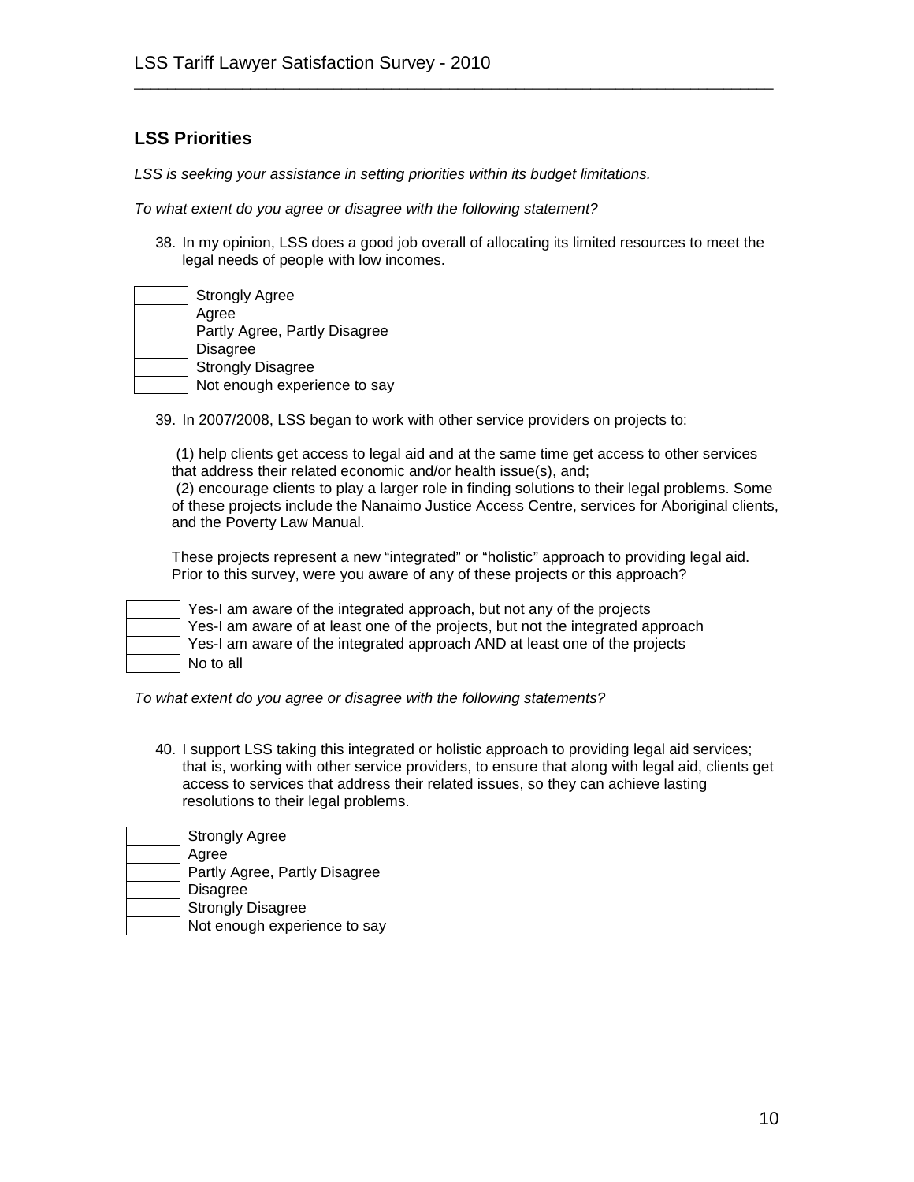## LSS Priorities

*LSS is seeking your assistance in setting priorities within its budget limitations.*

*To what extent do you agree or disagree with the following statement?*

38. In my opinion, LSS does a good job overall of allocating its limited resources to meet the legal needs of people with low incomes.

| | |
|---|---|
| | Strongly Agree |
| | Agree |
| | Partly Agree, Partly Disagree |
| | Disagree |
| | Strongly Disagree |
| | Not enough experience to say |

39. In 2007/2008, LSS began to work with other service providers on projects to:

(1) help clients get access to legal aid and at the same time get access to other services that address their related economic and/or health issue(s), and;
(2) encourage clients to play a larger role in finding solutions to their legal problems. Some of these projects include the Nanaimo Justice Access Centre, services for Aboriginal clients, and the Poverty Law Manual.

These projects represent a new "integrated" or "holistic" approach to providing legal aid. Prior to this survey, were you aware of any of these projects or this approach?

| | |
|---|---|
| | Yes-I am aware of the integrated approach, but not any of the projects |
| | Yes-I am aware of at least one of the projects, but not the integrated approach |
| | Yes-I am aware of the integrated approach AND at least one of the projects |
| | No to all |

*To what extent do you agree or disagree with the following statements?*

40. I support LSS taking this integrated or holistic approach to providing legal aid services; that is, working with other service providers, to ensure that along with legal aid, clients get access to services that address their related issues, so they can achieve lasting resolutions to their legal problems.

| | |
|---|---|
| | Strongly Agree |
| | Agree |
| | Partly Agree, Partly Disagree |
| | Disagree |
| | Strongly Disagree |
| | Not enough experience to say |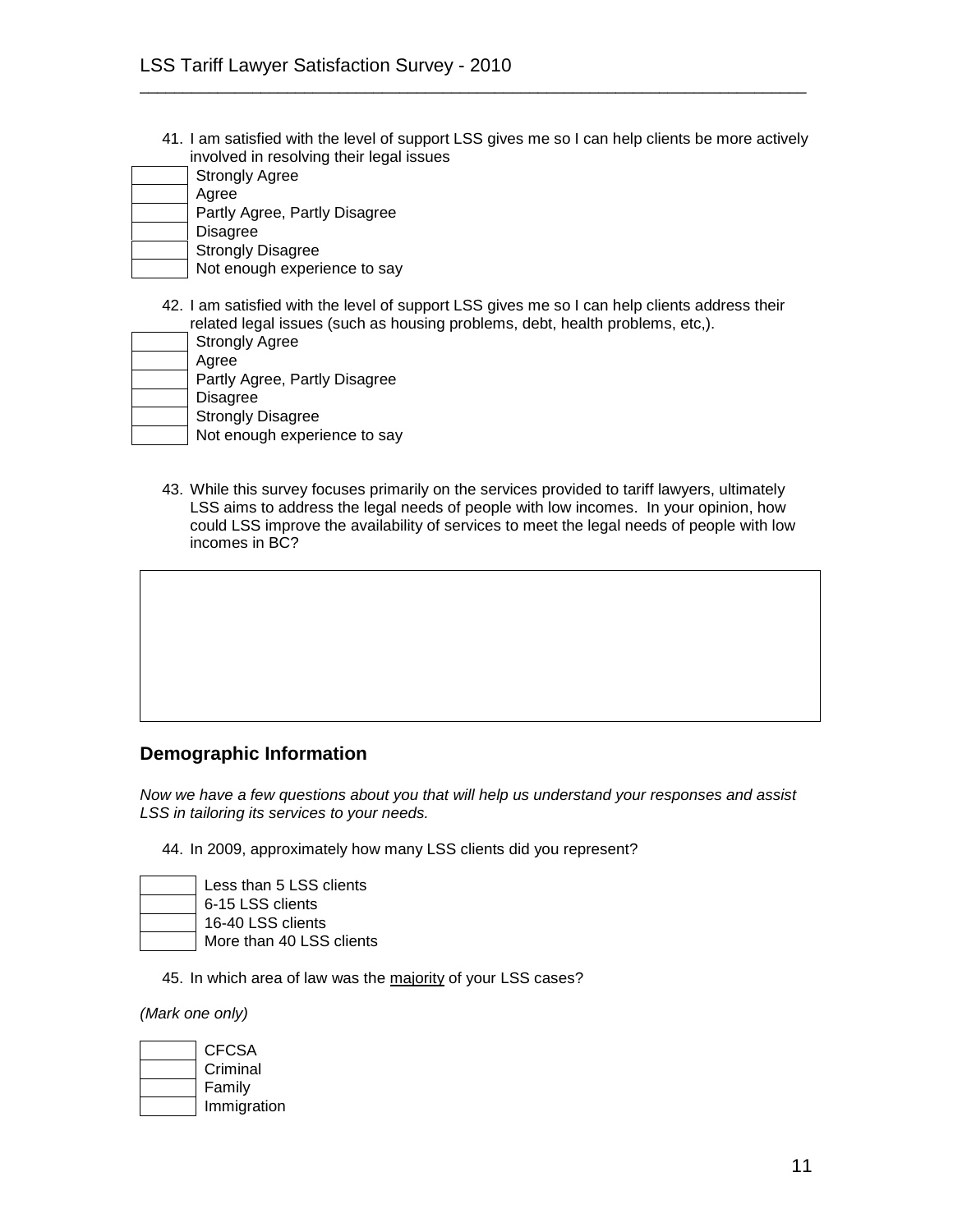41. I am satisfied with the level of support LSS gives me so I can help clients be more actively involved in resolving their legal issues

| | |
|---|---|
| | Strongly Agree |
| | Agree |
| | Partly Agree, Partly Disagree |
| | Disagree |
| | Strongly Disagree |
| | Not enough experience to say |

42. I am satisfied with the level of support LSS gives me so I can help clients address their related legal issues (such as housing problems, debt, health problems, etc,).

| | |
|---|---|
| | Strongly Agree |
| | Agree |
| | Partly Agree, Partly Disagree |
| | Disagree |
| | Strongly Disagree |
| | Not enough experience to say |

43. While this survey focuses primarily on the services provided to tariff lawyers, ultimately LSS aims to address the legal needs of people with low incomes. In your opinion, how could LSS improve the availability of services to meet the legal needs of people with low incomes in BC?

| |
|---|
| |

## Demographic Information

*Now we have a few questions about you that will help us understand your responses and assist LSS in tailoring its services to your needs.*

44. In 2009, approximately how many LSS clients did you represent?

| | |
|---|---|
| | Less than 5 LSS clients |
| | 6-15 LSS clients |
| | 16-40 LSS clients |
| | More than 40 LSS clients |

45. In which area of law was the majority of your LSS cases?

*(Mark one only)*

| | |
|---|---|
| | CFCSA |
| | Criminal |
| | Family |
| | Immigration |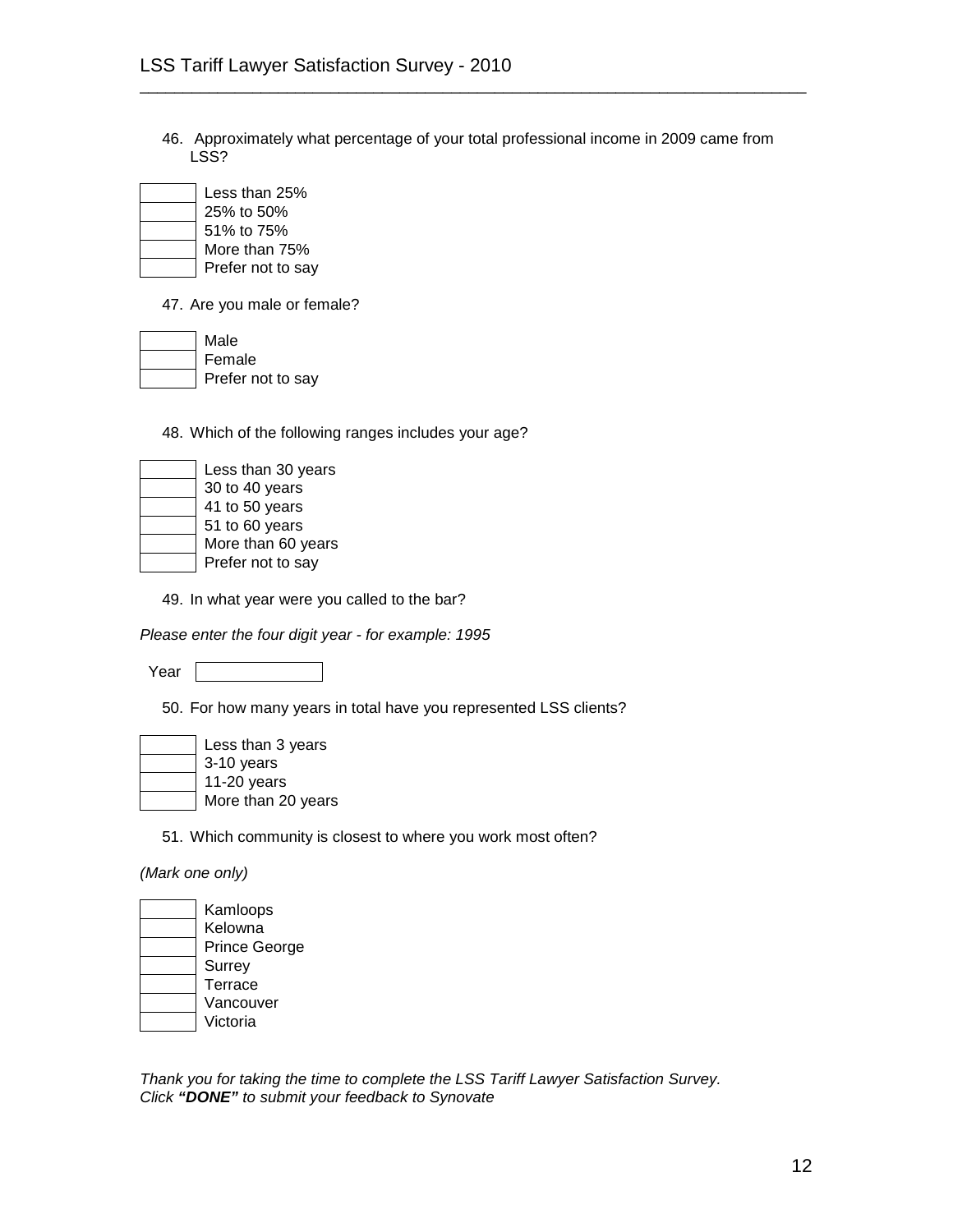46. Approximately what percentage of your total professional income in 2009 came from LSS?

- [ ] Less than 25%
- [ ] 25% to 50%
- [ ] 51% to 75%
- [ ] More than 75%
- [ ] Prefer not to say

47. Are you male or female?

- [ ] Male
- [ ] Female
- [ ] Prefer not to say

48. Which of the following ranges includes your age?

- [ ] Less than 30 years
- [ ] 30 to 40 years
- [ ] 41 to 50 years
- [ ] 51 to 60 years
- [ ] More than 60 years
- [ ] Prefer not to say

49. In what year were you called to the bar?

*Please enter the four digit year - for example: 1995*

Year [ ]

50. For how many years in total have you represented LSS clients?

- [ ] Less than 3 years
- [ ] 3-10 years
- [ ] 11-20 years
- [ ] More than 20 years

51. Which community is closest to where you work most often?

*(Mark one only)*

- [ ] Kamloops
- [ ] Kelowna
- [ ] Prince George
- [ ] Surrey
- [ ] Terrace
- [ ] Vancouver
- [ ] Victoria

*Thank you for taking the time to complete the LSS Tariff Lawyer Satisfaction Survey.*
*Click **"DONE"** to submit your feedback to Synovate*